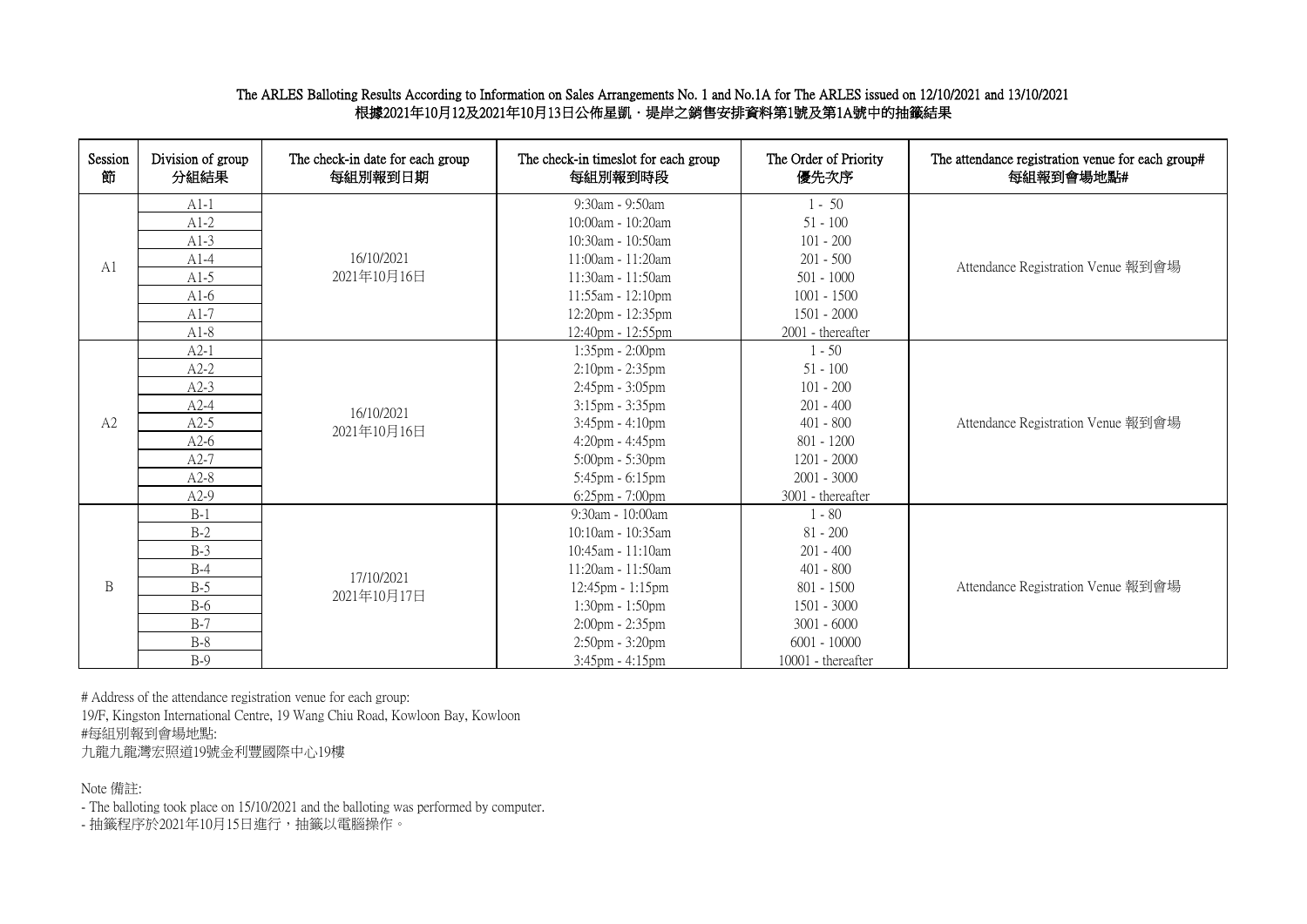# The ARLES Balloting Results According to Information on Sales Arrangements No. 1 and No.1A for The ARLES issued on 12/10/2021 and 13/10/2021
# 根據2021年10月12及2021年10月13日公佈星凱・堤岸之銷售安排資料第1號及第1A號中的抽籤結果

| Session 節 | Division of group 分組結果 | The check-in date for each group 每組別報到日期 | The check-in timeslot for each group 每組別報到時段 | The Order of Priority 優先次序 | The attendance registration venue for each group# 每組報到會場地點# |
|---|---|---|---|---|---|
| A1 | A1-1 | 16/10/2021 2021年10月16日 | 9:30am - 9:50am | 1 - 50 | Attendance Registration Venue 報到會場 |
| | A1-2 | | 10:00am - 10:20am | 51 - 100 | |
| | A1-3 | | 10:30am - 10:50am | 101 - 200 | |
| | A1-4 | | 11:00am - 11:20am | 201 - 500 | |
| | A1-5 | | 11:30am - 11:50am | 501 - 1000 | |
| | A1-6 | | 11:55am - 12:10pm | 1001 - 1500 | |
| | A1-7 | | 12:20pm - 12:35pm | 1501 - 2000 | |
| | A1-8 | | 12:40pm - 12:55pm | 2001 - thereafter | |
| A2 | A2-1 | 16/10/2021 2021年10月16日 | 1:35pm - 2:00pm | 1 - 50 | Attendance Registration Venue 報到會場 |
| | A2-2 | | 2:10pm - 2:35pm | 51 - 100 | |
| | A2-3 | | 2:45pm - 3:05pm | 101 - 200 | |
| | A2-4 | | 3:15pm - 3:35pm | 201 - 400 | |
| | A2-5 | | 3:45pm - 4:10pm | 401 - 800 | |
| | A2-6 | | 4:20pm - 4:45pm | 801 - 1200 | |
| | A2-7 | | 5:00pm - 5:30pm | 1201 - 2000 | |
| | A2-8 | | 5:45pm - 6:15pm | 2001 - 3000 | |
| | A2-9 | | 6:25pm - 7:00pm | 3001 - thereafter | |
| B | B-1 | 17/10/2021 2021年10月17日 | 9:30am - 10:00am | 1 - 80 | Attendance Registration Venue 報到會場 |
| | B-2 | | 10:10am - 10:35am | 81 - 200 | |
| | B-3 | | 10:45am - 11:10am | 201 - 400 | |
| | B-4 | | 11:20am - 11:50am | 401 - 800 | |
| | B-5 | | 12:45pm - 1:15pm | 801 - 1500 | |
| | B-6 | | 1:30pm - 1:50pm | 1501 - 3000 | |
| | B-7 | | 2:00pm - 2:35pm | 3001 - 6000 | |
| | B-8 | | 2:50pm - 3:20pm | 6001 - 10000 | |
| | B-9 | | 3:45pm - 4:15pm | 10001 - thereafter | |

# Address of the attendance registration venue for each group:
19/F, Kingston International Centre, 19 Wang Chiu Road, Kowloon Bay, Kowloon
#每組別報到會場地點:
九龍九龍灣宏照道19號金利豐國際中心19樓

Note 備註:
- The balloting took place on 15/10/2021 and the balloting was performed by computer.
- 抽籤程序於2021年10月15日進行，抽籤以電腦操作。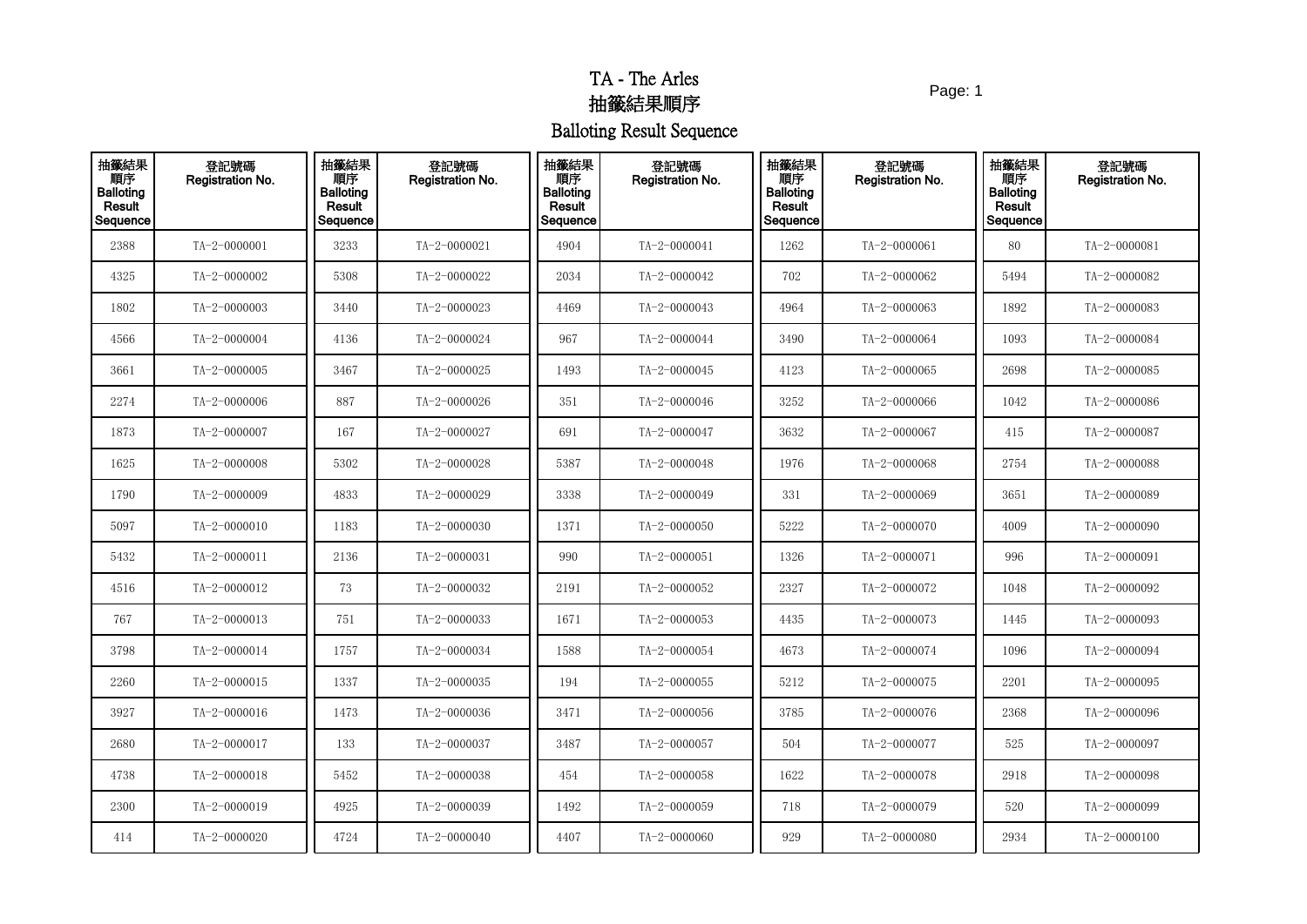# TA - The Arles

## 抽籤結果順序

## Balloting Result Sequence

| 抽籤結果順序 Balloting Result Sequence | 登記號碼 Registration No. | 抽籤結果順序 Balloting Result Sequence | 登記號碼 Registration No. | 抽籤結果順序 Balloting Result Sequence | 登記號碼 Registration No. | 抽籤結果順序 Balloting Result Sequence | 登記號碼 Registration No. | 抽籤結果順序 Balloting Result Sequence | 登記號碼 Registration No. |
|---|---|---|---|---|---|---|---|---|---|
| 2388 | TA-2-0000001 | 3233 | TA-2-0000021 | 4904 | TA-2-0000041 | 1262 | TA-2-0000061 | 80 | TA-2-0000081 |
| 4325 | TA-2-0000002 | 5308 | TA-2-0000022 | 2034 | TA-2-0000042 | 702 | TA-2-0000062 | 5494 | TA-2-0000082 |
| 1802 | TA-2-0000003 | 3440 | TA-2-0000023 | 4469 | TA-2-0000043 | 4964 | TA-2-0000063 | 1892 | TA-2-0000083 |
| 4566 | TA-2-0000004 | 4136 | TA-2-0000024 | 967 | TA-2-0000044 | 3490 | TA-2-0000064 | 1093 | TA-2-0000084 |
| 3661 | TA-2-0000005 | 3467 | TA-2-0000025 | 1493 | TA-2-0000045 | 4123 | TA-2-0000065 | 2698 | TA-2-0000085 |
| 2274 | TA-2-0000006 | 887 | TA-2-0000026 | 351 | TA-2-0000046 | 3252 | TA-2-0000066 | 1042 | TA-2-0000086 |
| 1873 | TA-2-0000007 | 167 | TA-2-0000027 | 691 | TA-2-0000047 | 3632 | TA-2-0000067 | 415 | TA-2-0000087 |
| 1625 | TA-2-0000008 | 5302 | TA-2-0000028 | 5387 | TA-2-0000048 | 1976 | TA-2-0000068 | 2754 | TA-2-0000088 |
| 1790 | TA-2-0000009 | 4833 | TA-2-0000029 | 3338 | TA-2-0000049 | 331 | TA-2-0000069 | 3651 | TA-2-0000089 |
| 5097 | TA-2-0000010 | 1183 | TA-2-0000030 | 1371 | TA-2-0000050 | 5222 | TA-2-0000070 | 4009 | TA-2-0000090 |
| 5432 | TA-2-0000011 | 2136 | TA-2-0000031 | 990 | TA-2-0000051 | 1326 | TA-2-0000071 | 996 | TA-2-0000091 |
| 4516 | TA-2-0000012 | 73 | TA-2-0000032 | 2191 | TA-2-0000052 | 2327 | TA-2-0000072 | 1048 | TA-2-0000092 |
| 767 | TA-2-0000013 | 751 | TA-2-0000033 | 1671 | TA-2-0000053 | 4435 | TA-2-0000073 | 1445 | TA-2-0000093 |
| 3798 | TA-2-0000014 | 1757 | TA-2-0000034 | 1588 | TA-2-0000054 | 4673 | TA-2-0000074 | 1096 | TA-2-0000094 |
| 2260 | TA-2-0000015 | 1337 | TA-2-0000035 | 194 | TA-2-0000055 | 5212 | TA-2-0000075 | 2201 | TA-2-0000095 |
| 3927 | TA-2-0000016 | 1473 | TA-2-0000036 | 3471 | TA-2-0000056 | 3785 | TA-2-0000076 | 2368 | TA-2-0000096 |
| 2680 | TA-2-0000017 | 133 | TA-2-0000037 | 3487 | TA-2-0000057 | 504 | TA-2-0000077 | 525 | TA-2-0000097 |
| 4738 | TA-2-0000018 | 5452 | TA-2-0000038 | 454 | TA-2-0000058 | 1622 | TA-2-0000078 | 2918 | TA-2-0000098 |
| 2300 | TA-2-0000019 | 4925 | TA-2-0000039 | 1492 | TA-2-0000059 | 718 | TA-2-0000079 | 520 | TA-2-0000099 |
| 414 | TA-2-0000020 | 4724 | TA-2-0000040 | 4407 | TA-2-0000060 | 929 | TA-2-0000080 | 2934 | TA-2-0000100 |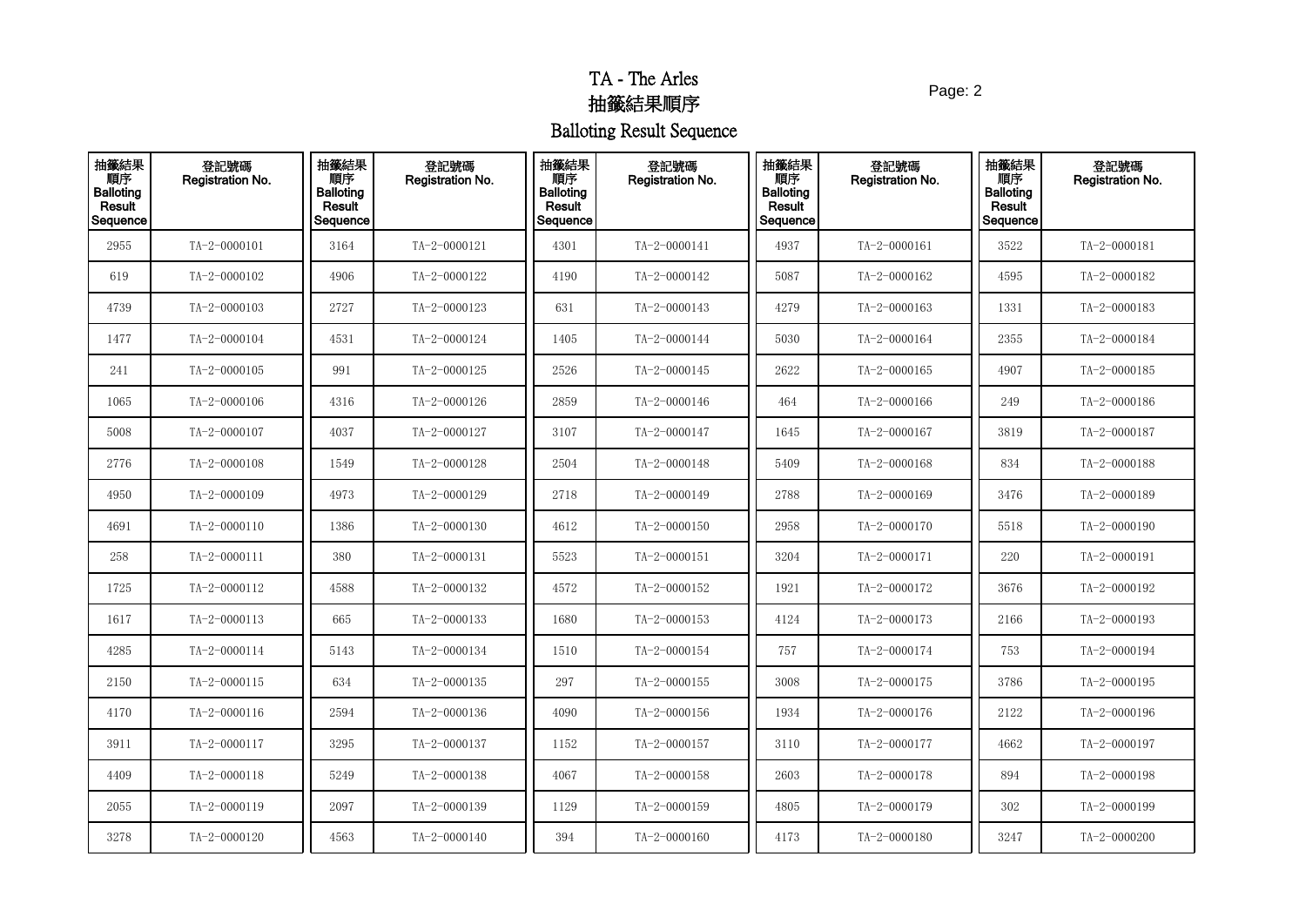# TA - The Arles

# 抽籤結果順序

# Balloting Result Sequence

| 抽籤結果順序 Balloting Result Sequence | 登記號碼 Registration No. | 抽籤結果順序 Balloting Result Sequence | 登記號碼 Registration No. | 抽籤結果順序 Balloting Result Sequence | 登記號碼 Registration No. | 抽籤結果順序 Balloting Result Sequence | 登記號碼 Registration No. | 抽籤結果順序 Balloting Result Sequence | 登記號碼 Registration No. |
|---|---|---|---|---|---|---|---|---|---|
| 2955 | TA-2-0000101 | 3164 | TA-2-0000121 | 4301 | TA-2-0000141 | 4937 | TA-2-0000161 | 3522 | TA-2-0000181 |
| 619 | TA-2-0000102 | 4906 | TA-2-0000122 | 4190 | TA-2-0000142 | 5087 | TA-2-0000162 | 4595 | TA-2-0000182 |
| 4739 | TA-2-0000103 | 2727 | TA-2-0000123 | 631 | TA-2-0000143 | 4279 | TA-2-0000163 | 1331 | TA-2-0000183 |
| 1477 | TA-2-0000104 | 4531 | TA-2-0000124 | 1405 | TA-2-0000144 | 5030 | TA-2-0000164 | 2355 | TA-2-0000184 |
| 241 | TA-2-0000105 | 991 | TA-2-0000125 | 2526 | TA-2-0000145 | 2622 | TA-2-0000165 | 4907 | TA-2-0000185 |
| 1065 | TA-2-0000106 | 4316 | TA-2-0000126 | 2859 | TA-2-0000146 | 464 | TA-2-0000166 | 249 | TA-2-0000186 |
| 5008 | TA-2-0000107 | 4037 | TA-2-0000127 | 3107 | TA-2-0000147 | 1645 | TA-2-0000167 | 3819 | TA-2-0000187 |
| 2776 | TA-2-0000108 | 1549 | TA-2-0000128 | 2504 | TA-2-0000148 | 5409 | TA-2-0000168 | 834 | TA-2-0000188 |
| 4950 | TA-2-0000109 | 4973 | TA-2-0000129 | 2718 | TA-2-0000149 | 2788 | TA-2-0000169 | 3476 | TA-2-0000189 |
| 4691 | TA-2-0000110 | 1386 | TA-2-0000130 | 4612 | TA-2-0000150 | 2958 | TA-2-0000170 | 5518 | TA-2-0000190 |
| 258 | TA-2-0000111 | 380 | TA-2-0000131 | 5523 | TA-2-0000151 | 3204 | TA-2-0000171 | 220 | TA-2-0000191 |
| 1725 | TA-2-0000112 | 4588 | TA-2-0000132 | 4572 | TA-2-0000152 | 1921 | TA-2-0000172 | 3676 | TA-2-0000192 |
| 1617 | TA-2-0000113 | 665 | TA-2-0000133 | 1680 | TA-2-0000153 | 4124 | TA-2-0000173 | 2166 | TA-2-0000193 |
| 4285 | TA-2-0000114 | 5143 | TA-2-0000134 | 1510 | TA-2-0000154 | 757 | TA-2-0000174 | 753 | TA-2-0000194 |
| 2150 | TA-2-0000115 | 634 | TA-2-0000135 | 297 | TA-2-0000155 | 3008 | TA-2-0000175 | 3786 | TA-2-0000195 |
| 4170 | TA-2-0000116 | 2594 | TA-2-0000136 | 4090 | TA-2-0000156 | 1934 | TA-2-0000176 | 2122 | TA-2-0000196 |
| 3911 | TA-2-0000117 | 3295 | TA-2-0000137 | 1152 | TA-2-0000157 | 3110 | TA-2-0000177 | 4662 | TA-2-0000197 |
| 4409 | TA-2-0000118 | 5249 | TA-2-0000138 | 4067 | TA-2-0000158 | 2603 | TA-2-0000178 | 894 | TA-2-0000198 |
| 2055 | TA-2-0000119 | 2097 | TA-2-0000139 | 1129 | TA-2-0000159 | 4805 | TA-2-0000179 | 302 | TA-2-0000199 |
| 3278 | TA-2-0000120 | 4563 | TA-2-0000140 | 394 | TA-2-0000160 | 4173 | TA-2-0000180 | 3247 | TA-2-0000200 |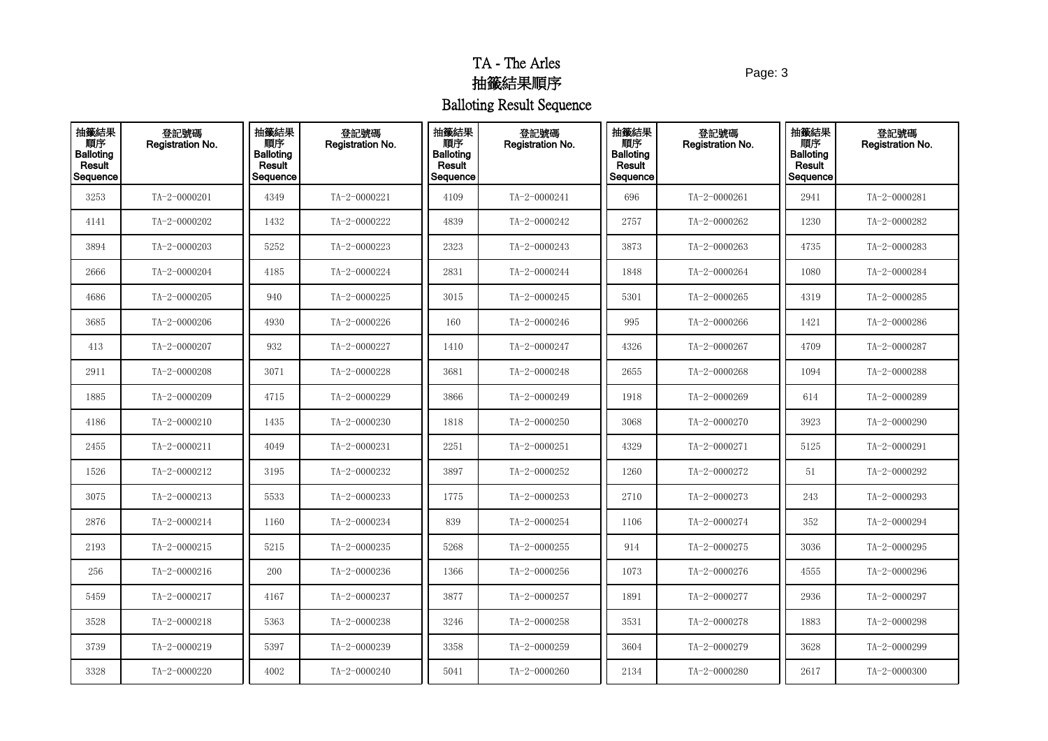# TA - The Arles
# 抽籤結果順序
# Balloting Result Sequence

| 抽籤結果順序 Balloting Result Sequence | 登記號碼 Registration No. | 抽籤結果順序 Balloting Result Sequence | 登記號碼 Registration No. | 抽籤結果順序 Balloting Result Sequence | 登記號碼 Registration No. | 抽籤結果順序 Balloting Result Sequence | 登記號碼 Registration No. | 抽籤結果順序 Balloting Result Sequence | 登記號碼 Registration No. |
|---|---|---|---|---|---|---|---|---|---|
| 3253 | TA-2-0000201 | 4349 | TA-2-0000221 | 4109 | TA-2-0000241 | 696 | TA-2-0000261 | 2941 | TA-2-0000281 |
| 4141 | TA-2-0000202 | 1432 | TA-2-0000222 | 4839 | TA-2-0000242 | 2757 | TA-2-0000262 | 1230 | TA-2-0000282 |
| 3894 | TA-2-0000203 | 5252 | TA-2-0000223 | 2323 | TA-2-0000243 | 3873 | TA-2-0000263 | 4735 | TA-2-0000283 |
| 2666 | TA-2-0000204 | 4185 | TA-2-0000224 | 2831 | TA-2-0000244 | 1848 | TA-2-0000264 | 1080 | TA-2-0000284 |
| 4686 | TA-2-0000205 | 940 | TA-2-0000225 | 3015 | TA-2-0000245 | 5301 | TA-2-0000265 | 4319 | TA-2-0000285 |
| 3685 | TA-2-0000206 | 4930 | TA-2-0000226 | 160 | TA-2-0000246 | 995 | TA-2-0000266 | 1421 | TA-2-0000286 |
| 413 | TA-2-0000207 | 932 | TA-2-0000227 | 1410 | TA-2-0000247 | 4326 | TA-2-0000267 | 4709 | TA-2-0000287 |
| 2911 | TA-2-0000208 | 3071 | TA-2-0000228 | 3681 | TA-2-0000248 | 2655 | TA-2-0000268 | 1094 | TA-2-0000288 |
| 1885 | TA-2-0000209 | 4715 | TA-2-0000229 | 3866 | TA-2-0000249 | 1918 | TA-2-0000269 | 614 | TA-2-0000289 |
| 4186 | TA-2-0000210 | 1435 | TA-2-0000230 | 1818 | TA-2-0000250 | 3068 | TA-2-0000270 | 3923 | TA-2-0000290 |
| 2455 | TA-2-0000211 | 4049 | TA-2-0000231 | 2251 | TA-2-0000251 | 4329 | TA-2-0000271 | 5125 | TA-2-0000291 |
| 1526 | TA-2-0000212 | 3195 | TA-2-0000232 | 3897 | TA-2-0000252 | 1260 | TA-2-0000272 | 51 | TA-2-0000292 |
| 3075 | TA-2-0000213 | 5533 | TA-2-0000233 | 1775 | TA-2-0000253 | 2710 | TA-2-0000273 | 243 | TA-2-0000293 |
| 2876 | TA-2-0000214 | 1160 | TA-2-0000234 | 839 | TA-2-0000254 | 1106 | TA-2-0000274 | 352 | TA-2-0000294 |
| 2193 | TA-2-0000215 | 5215 | TA-2-0000235 | 5268 | TA-2-0000255 | 914 | TA-2-0000275 | 3036 | TA-2-0000295 |
| 256 | TA-2-0000216 | 200 | TA-2-0000236 | 1366 | TA-2-0000256 | 1073 | TA-2-0000276 | 4555 | TA-2-0000296 |
| 5459 | TA-2-0000217 | 4167 | TA-2-0000237 | 3877 | TA-2-0000257 | 1891 | TA-2-0000277 | 2936 | TA-2-0000297 |
| 3528 | TA-2-0000218 | 5363 | TA-2-0000238 | 3246 | TA-2-0000258 | 3531 | TA-2-0000278 | 1883 | TA-2-0000298 |
| 3739 | TA-2-0000219 | 5397 | TA-2-0000239 | 3358 | TA-2-0000259 | 3604 | TA-2-0000279 | 3628 | TA-2-0000299 |
| 3328 | TA-2-0000220 | 4002 | TA-2-0000240 | 5041 | TA-2-0000260 | 2134 | TA-2-0000280 | 2617 | TA-2-0000300 |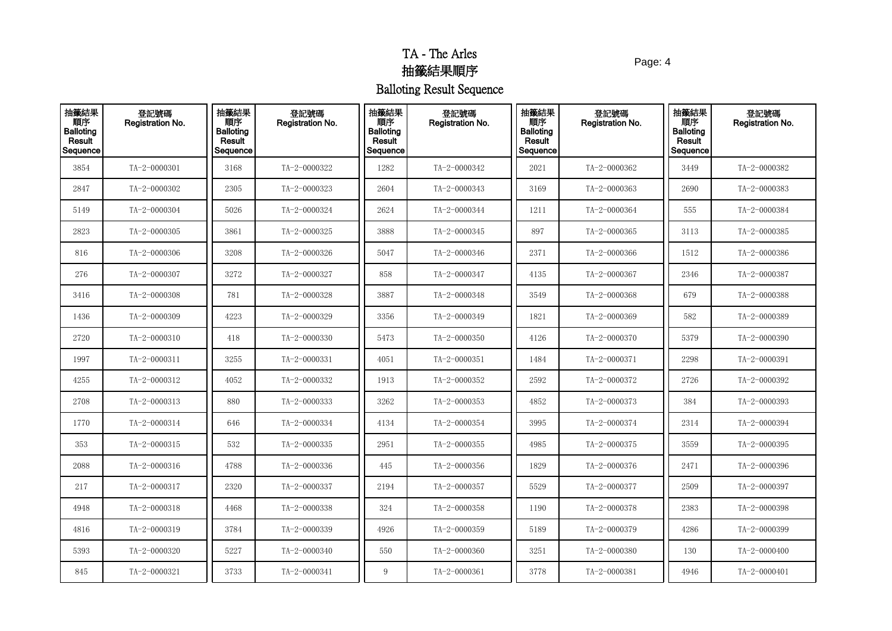# TA - The Arles

## 抽籤結果順序

## Balloting Result Sequence

| 抽籤結果順序 Balloting Result Sequence | 登記號碼 Registration No. | 抽籤結果順序 Balloting Result Sequence | 登記號碼 Registration No. | 抽籤結果順序 Balloting Result Sequence | 登記號碼 Registration No. | 抽籤結果順序 Balloting Result Sequence | 登記號碼 Registration No. | 抽籤結果順序 Balloting Result Sequence | 登記號碼 Registration No. |
|---|---|---|---|---|---|---|---|---|---|
| 3854 | TA-2-0000301 | 3168 | TA-2-0000322 | 1282 | TA-2-0000342 | 2021 | TA-2-0000362 | 3449 | TA-2-0000382 |
| 2847 | TA-2-0000302 | 2305 | TA-2-0000323 | 2604 | TA-2-0000343 | 3169 | TA-2-0000363 | 2690 | TA-2-0000383 |
| 5149 | TA-2-0000304 | 5026 | TA-2-0000324 | 2624 | TA-2-0000344 | 1211 | TA-2-0000364 | 555 | TA-2-0000384 |
| 2823 | TA-2-0000305 | 3861 | TA-2-0000325 | 3888 | TA-2-0000345 | 897 | TA-2-0000365 | 3113 | TA-2-0000385 |
| 816 | TA-2-0000306 | 3208 | TA-2-0000326 | 5047 | TA-2-0000346 | 2371 | TA-2-0000366 | 1512 | TA-2-0000386 |
| 276 | TA-2-0000307 | 3272 | TA-2-0000327 | 858 | TA-2-0000347 | 4135 | TA-2-0000367 | 2346 | TA-2-0000387 |
| 3416 | TA-2-0000308 | 781 | TA-2-0000328 | 3887 | TA-2-0000348 | 3549 | TA-2-0000368 | 679 | TA-2-0000388 |
| 1436 | TA-2-0000309 | 4223 | TA-2-0000329 | 3356 | TA-2-0000349 | 1821 | TA-2-0000369 | 582 | TA-2-0000389 |
| 2720 | TA-2-0000310 | 418 | TA-2-0000330 | 5473 | TA-2-0000350 | 4126 | TA-2-0000370 | 5379 | TA-2-0000390 |
| 1997 | TA-2-0000311 | 3255 | TA-2-0000331 | 4051 | TA-2-0000351 | 1484 | TA-2-0000371 | 2298 | TA-2-0000391 |
| 4255 | TA-2-0000312 | 4052 | TA-2-0000332 | 1913 | TA-2-0000352 | 2592 | TA-2-0000372 | 2726 | TA-2-0000392 |
| 2708 | TA-2-0000313 | 880 | TA-2-0000333 | 3262 | TA-2-0000353 | 4852 | TA-2-0000373 | 384 | TA-2-0000393 |
| 1770 | TA-2-0000314 | 646 | TA-2-0000334 | 4134 | TA-2-0000354 | 3995 | TA-2-0000374 | 2314 | TA-2-0000394 |
| 353 | TA-2-0000315 | 532 | TA-2-0000335 | 2951 | TA-2-0000355 | 4985 | TA-2-0000375 | 3559 | TA-2-0000395 |
| 2088 | TA-2-0000316 | 4788 | TA-2-0000336 | 445 | TA-2-0000356 | 1829 | TA-2-0000376 | 2471 | TA-2-0000396 |
| 217 | TA-2-0000317 | 2320 | TA-2-0000337 | 2194 | TA-2-0000357 | 5529 | TA-2-0000377 | 2509 | TA-2-0000397 |
| 4948 | TA-2-0000318 | 4468 | TA-2-0000338 | 324 | TA-2-0000358 | 1190 | TA-2-0000378 | 2383 | TA-2-0000398 |
| 4816 | TA-2-0000319 | 3784 | TA-2-0000339 | 4926 | TA-2-0000359 | 5189 | TA-2-0000379 | 4286 | TA-2-0000399 |
| 5393 | TA-2-0000320 | 5227 | TA-2-0000340 | 550 | TA-2-0000360 | 3251 | TA-2-0000380 | 130 | TA-2-0000400 |
| 845 | TA-2-0000321 | 3733 | TA-2-0000341 | 9 | TA-2-0000361 | 3778 | TA-2-0000381 | 4946 | TA-2-0000401 |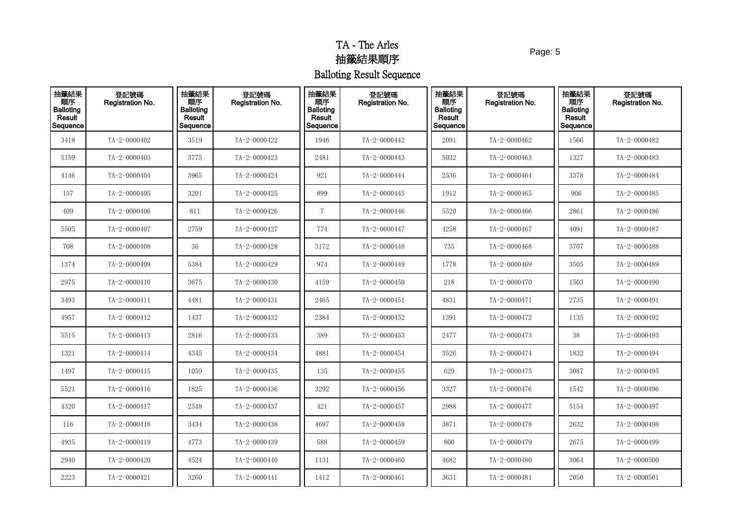# TA - The Arles
# 抽籤結果順序
# Balloting Result Sequence

| 抽籤結果順序 Balloting Result Sequence | 登記號碼 Registration No. | 抽籤結果順序 Balloting Result Sequence | 登記號碼 Registration No. | 抽籤結果順序 Balloting Result Sequence | 登記號碼 Registration No. | 抽籤結果順序 Balloting Result Sequence | 登記號碼 Registration No. | 抽籤結果順序 Balloting Result Sequence | 登記號碼 Registration No. |
|---|---|---|---|---|---|---|---|---|---|
| 3418 | TA-2-0000402 | 3519 | TA-2-0000422 | 1946 | TA-2-0000442 | 2091 | TA-2-0000462 | 1566 | TA-2-0000482 |
| 5159 | TA-2-0000403 | 3775 | TA-2-0000423 | 2481 | TA-2-0000443 | 5032 | TA-2-0000463 | 1327 | TA-2-0000483 |
| 4146 | TA-2-0000404 | 3965 | TA-2-0000424 | 921 | TA-2-0000444 | 2536 | TA-2-0000464 | 3378 | TA-2-0000484 |
| 157 | TA-2-0000405 | 3201 | TA-2-0000425 | 899 | TA-2-0000445 | 1912 | TA-2-0000465 | 906 | TA-2-0000485 |
| 409 | TA-2-0000406 | 811 | TA-2-0000426 | 7 | TA-2-0000446 | 5520 | TA-2-0000466 | 2861 | TA-2-0000486 |
| 5505 | TA-2-0000407 | 2759 | TA-2-0000427 | 774 | TA-2-0000447 | 4258 | TA-2-0000467 | 4091 | TA-2-0000487 |
| 708 | TA-2-0000408 | 36 | TA-2-0000428 | 3172 | TA-2-0000448 | 735 | TA-2-0000468 | 3707 | TA-2-0000488 |
| 1374 | TA-2-0000409 | 5384 | TA-2-0000429 | 974 | TA-2-0000449 | 1778 | TA-2-0000469 | 3505 | TA-2-0000489 |
| 2975 | TA-2-0000410 | 3675 | TA-2-0000430 | 4159 | TA-2-0000450 | 218 | TA-2-0000470 | 1503 | TA-2-0000490 |
| 3493 | TA-2-0000411 | 4481 | TA-2-0000431 | 2465 | TA-2-0000451 | 4831 | TA-2-0000471 | 2735 | TA-2-0000491 |
| 4957 | TA-2-0000412 | 1437 | TA-2-0000432 | 2384 | TA-2-0000452 | 1391 | TA-2-0000472 | 1135 | TA-2-0000492 |
| 5515 | TA-2-0000413 | 2816 | TA-2-0000433 | 389 | TA-2-0000453 | 2477 | TA-2-0000473 | 38 | TA-2-0000493 |
| 1321 | TA-2-0000414 | 4345 | TA-2-0000434 | 4881 | TA-2-0000454 | 3526 | TA-2-0000474 | 1832 | TA-2-0000494 |
| 1497 | TA-2-0000415 | 1059 | TA-2-0000435 | 135 | TA-2-0000455 | 629 | TA-2-0000475 | 3087 | TA-2-0000495 |
| 5521 | TA-2-0000416 | 1825 | TA-2-0000436 | 3292 | TA-2-0000456 | 3327 | TA-2-0000476 | 1542 | TA-2-0000496 |
| 4320 | TA-2-0000417 | 2548 | TA-2-0000437 | 421 | TA-2-0000457 | 2988 | TA-2-0000477 | 5154 | TA-2-0000497 |
| 116 | TA-2-0000418 | 3434 | TA-2-0000438 | 4697 | TA-2-0000458 | 3871 | TA-2-0000478 | 2632 | TA-2-0000498 |
| 4935 | TA-2-0000419 | 4773 | TA-2-0000439 | 588 | TA-2-0000459 | 800 | TA-2-0000479 | 2675 | TA-2-0000499 |
| 2940 | TA-2-0000420 | 4524 | TA-2-0000440 | 1131 | TA-2-0000460 | 4682 | TA-2-0000480 | 3064 | TA-2-0000500 |
| 2223 | TA-2-0000421 | 3260 | TA-2-0000441 | 1412 | TA-2-0000461 | 3631 | TA-2-0000481 | 2050 | TA-2-0000501 |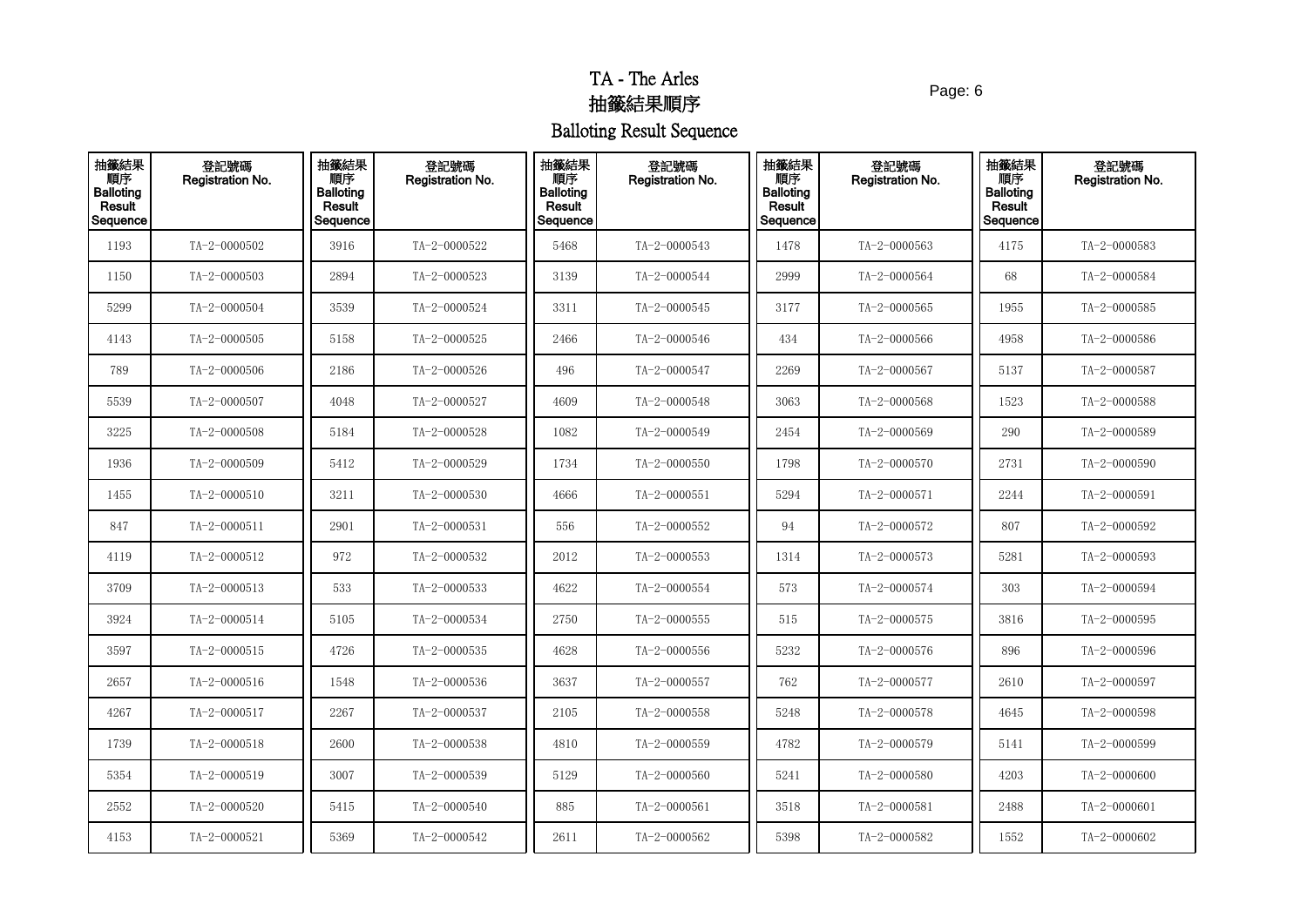# TA - The Arles

## 抽籤結果順序

## Balloting Result Sequence

| 抽籤結果順序 Balloting Result Sequence | 登記號碼 Registration No. | 抽籤結果順序 Balloting Result Sequence | 登記號碼 Registration No. | 抽籤結果順序 Balloting Result Sequence | 登記號碼 Registration No. | 抽籤結果順序 Balloting Result Sequence | 登記號碼 Registration No. | 抽籤結果順序 Balloting Result Sequence | 登記號碼 Registration No. |
|---|---|---|---|---|---|---|---|---|---|
| 1193 | TA-2-0000502 | 3916 | TA-2-0000522 | 5468 | TA-2-0000543 | 1478 | TA-2-0000563 | 4175 | TA-2-0000583 |
| 1150 | TA-2-0000503 | 2894 | TA-2-0000523 | 3139 | TA-2-0000544 | 2999 | TA-2-0000564 | 68 | TA-2-0000584 |
| 5299 | TA-2-0000504 | 3539 | TA-2-0000524 | 3311 | TA-2-0000545 | 3177 | TA-2-0000565 | 1955 | TA-2-0000585 |
| 4143 | TA-2-0000505 | 5158 | TA-2-0000525 | 2466 | TA-2-0000546 | 434 | TA-2-0000566 | 4958 | TA-2-0000586 |
| 789 | TA-2-0000506 | 2186 | TA-2-0000526 | 496 | TA-2-0000547 | 2269 | TA-2-0000567 | 5137 | TA-2-0000587 |
| 5539 | TA-2-0000507 | 4048 | TA-2-0000527 | 4609 | TA-2-0000548 | 3063 | TA-2-0000568 | 1523 | TA-2-0000588 |
| 3225 | TA-2-0000508 | 5184 | TA-2-0000528 | 1082 | TA-2-0000549 | 2454 | TA-2-0000569 | 290 | TA-2-0000589 |
| 1936 | TA-2-0000509 | 5412 | TA-2-0000529 | 1734 | TA-2-0000550 | 1798 | TA-2-0000570 | 2731 | TA-2-0000590 |
| 1455 | TA-2-0000510 | 3211 | TA-2-0000530 | 4666 | TA-2-0000551 | 5294 | TA-2-0000571 | 2244 | TA-2-0000591 |
| 847 | TA-2-0000511 | 2901 | TA-2-0000531 | 556 | TA-2-0000552 | 94 | TA-2-0000572 | 807 | TA-2-0000592 |
| 4119 | TA-2-0000512 | 972 | TA-2-0000532 | 2012 | TA-2-0000553 | 1314 | TA-2-0000573 | 5281 | TA-2-0000593 |
| 3709 | TA-2-0000513 | 533 | TA-2-0000533 | 4622 | TA-2-0000554 | 573 | TA-2-0000574 | 303 | TA-2-0000594 |
| 3924 | TA-2-0000514 | 5105 | TA-2-0000534 | 2750 | TA-2-0000555 | 515 | TA-2-0000575 | 3816 | TA-2-0000595 |
| 3597 | TA-2-0000515 | 4726 | TA-2-0000535 | 4628 | TA-2-0000556 | 5232 | TA-2-0000576 | 896 | TA-2-0000596 |
| 2657 | TA-2-0000516 | 1548 | TA-2-0000536 | 3637 | TA-2-0000557 | 762 | TA-2-0000577 | 2610 | TA-2-0000597 |
| 4267 | TA-2-0000517 | 2267 | TA-2-0000537 | 2105 | TA-2-0000558 | 5248 | TA-2-0000578 | 4645 | TA-2-0000598 |
| 1739 | TA-2-0000518 | 2600 | TA-2-0000538 | 4810 | TA-2-0000559 | 4782 | TA-2-0000579 | 5141 | TA-2-0000599 |
| 5354 | TA-2-0000519 | 3007 | TA-2-0000539 | 5129 | TA-2-0000560 | 5241 | TA-2-0000580 | 4203 | TA-2-0000600 |
| 2552 | TA-2-0000520 | 5415 | TA-2-0000540 | 885 | TA-2-0000561 | 3518 | TA-2-0000581 | 2488 | TA-2-0000601 |
| 4153 | TA-2-0000521 | 5369 | TA-2-0000542 | 2611 | TA-2-0000562 | 5398 | TA-2-0000582 | 1552 | TA-2-0000602 |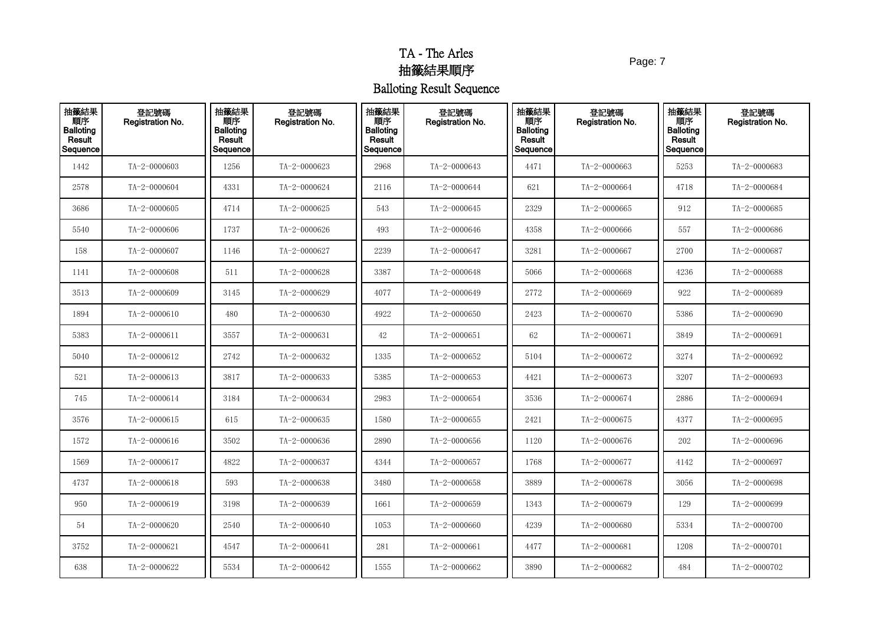# TA - The Arles

# 抽籤結果順序

# Balloting Result Sequence

| 抽籤結果順序 Balloting Result Sequence | 登記號碼 Registration No. | 抽籤結果順序 Balloting Result Sequence | 登記號碼 Registration No. | 抽籤結果順序 Balloting Result Sequence | 登記號碼 Registration No. | 抽籤結果順序 Balloting Result Sequence | 登記號碼 Registration No. | 抽籤結果順序 Balloting Result Sequence | 登記號碼 Registration No. |
|---|---|---|---|---|---|---|---|---|---|
| 1442 | TA-2-0000603 | 1256 | TA-2-0000623 | 2968 | TA-2-0000643 | 4471 | TA-2-0000663 | 5253 | TA-2-0000683 |
| 2578 | TA-2-0000604 | 4331 | TA-2-0000624 | 2116 | TA-2-0000644 | 621 | TA-2-0000664 | 4718 | TA-2-0000684 |
| 3686 | TA-2-0000605 | 4714 | TA-2-0000625 | 543 | TA-2-0000645 | 2329 | TA-2-0000665 | 912 | TA-2-0000685 |
| 5540 | TA-2-0000606 | 1737 | TA-2-0000626 | 493 | TA-2-0000646 | 4358 | TA-2-0000666 | 557 | TA-2-0000686 |
| 158 | TA-2-0000607 | 1146 | TA-2-0000627 | 2239 | TA-2-0000647 | 3281 | TA-2-0000667 | 2700 | TA-2-0000687 |
| 1141 | TA-2-0000608 | 511 | TA-2-0000628 | 3387 | TA-2-0000648 | 5066 | TA-2-0000668 | 4236 | TA-2-0000688 |
| 3513 | TA-2-0000609 | 3145 | TA-2-0000629 | 4077 | TA-2-0000649 | 2772 | TA-2-0000669 | 922 | TA-2-0000689 |
| 1894 | TA-2-0000610 | 480 | TA-2-0000630 | 4922 | TA-2-0000650 | 2423 | TA-2-0000670 | 5386 | TA-2-0000690 |
| 5383 | TA-2-0000611 | 3557 | TA-2-0000631 | 42 | TA-2-0000651 | 62 | TA-2-0000671 | 3849 | TA-2-0000691 |
| 5040 | TA-2-0000612 | 2742 | TA-2-0000632 | 1335 | TA-2-0000652 | 5104 | TA-2-0000672 | 3274 | TA-2-0000692 |
| 521 | TA-2-0000613 | 3817 | TA-2-0000633 | 5385 | TA-2-0000653 | 4421 | TA-2-0000673 | 3207 | TA-2-0000693 |
| 745 | TA-2-0000614 | 3184 | TA-2-0000634 | 2983 | TA-2-0000654 | 3536 | TA-2-0000674 | 2886 | TA-2-0000694 |
| 3576 | TA-2-0000615 | 615 | TA-2-0000635 | 1580 | TA-2-0000655 | 2421 | TA-2-0000675 | 4377 | TA-2-0000695 |
| 1572 | TA-2-0000616 | 3502 | TA-2-0000636 | 2890 | TA-2-0000656 | 1120 | TA-2-0000676 | 202 | TA-2-0000696 |
| 1569 | TA-2-0000617 | 4822 | TA-2-0000637 | 4344 | TA-2-0000657 | 1768 | TA-2-0000677 | 4142 | TA-2-0000697 |
| 4737 | TA-2-0000618 | 593 | TA-2-0000638 | 3480 | TA-2-0000658 | 3889 | TA-2-0000678 | 3056 | TA-2-0000698 |
| 950 | TA-2-0000619 | 3198 | TA-2-0000639 | 1661 | TA-2-0000659 | 1343 | TA-2-0000679 | 129 | TA-2-0000699 |
| 54 | TA-2-0000620 | 2540 | TA-2-0000640 | 1053 | TA-2-0000660 | 4239 | TA-2-0000680 | 5334 | TA-2-0000700 |
| 3752 | TA-2-0000621 | 4547 | TA-2-0000641 | 281 | TA-2-0000661 | 4477 | TA-2-0000681 | 1208 | TA-2-0000701 |
| 638 | TA-2-0000622 | 5534 | TA-2-0000642 | 1555 | TA-2-0000662 | 3890 | TA-2-0000682 | 484 | TA-2-0000702 |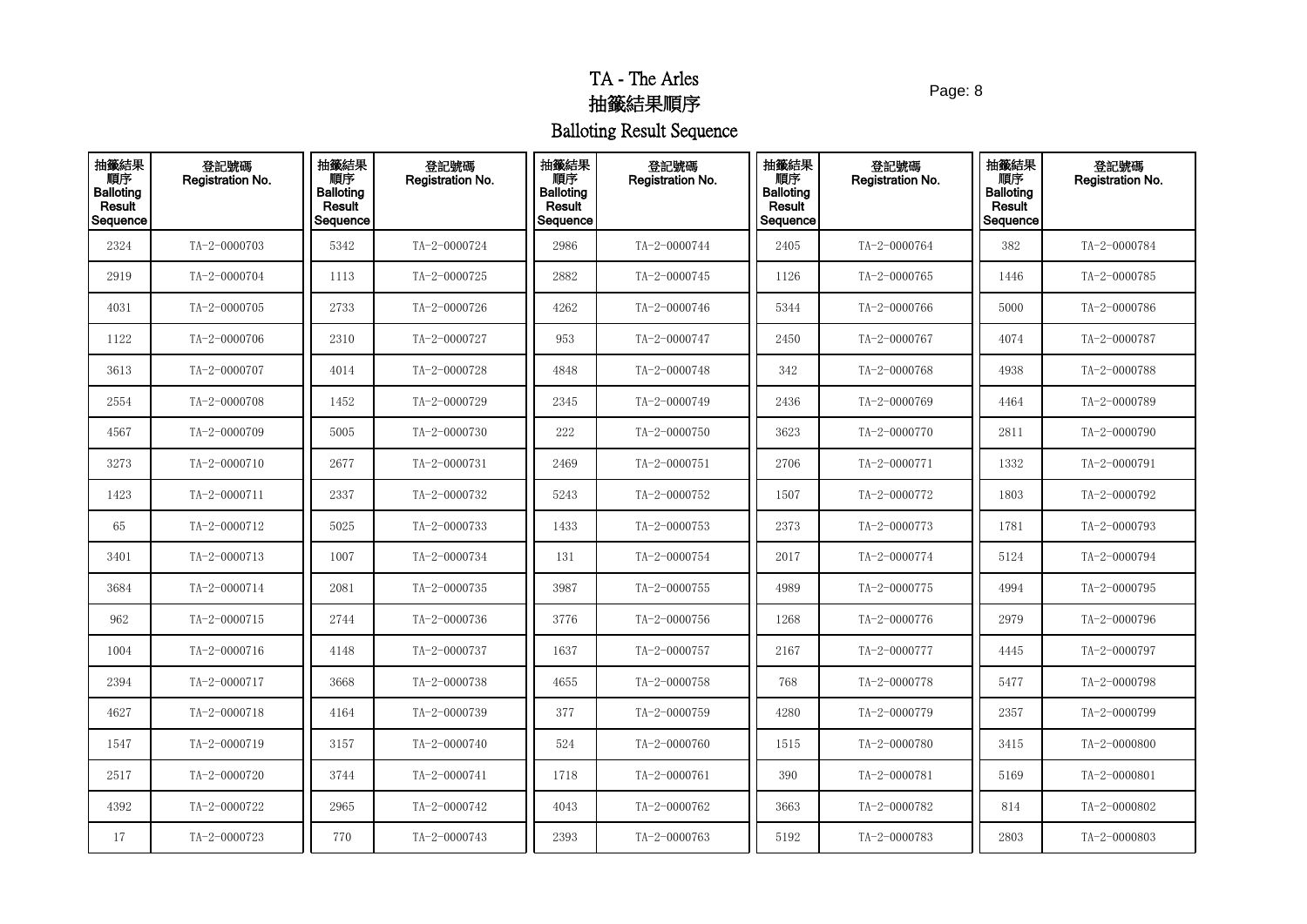# TA - The Arles
# 抽籤結果順序
# Balloting Result Sequence

| 抽籤結果順序 Balloting Result Sequence | 登記號碼 Registration No. | 抽籤結果順序 Balloting Result Sequence | 登記號碼 Registration No. | 抽籤結果順序 Balloting Result Sequence | 登記號碼 Registration No. | 抽籤結果順序 Balloting Result Sequence | 登記號碼 Registration No. | 抽籤結果順序 Balloting Result Sequence | 登記號碼 Registration No. |
|---|---|---|---|---|---|---|---|---|---|
| 2324 | TA-2-0000703 | 5342 | TA-2-0000724 | 2986 | TA-2-0000744 | 2405 | TA-2-0000764 | 382 | TA-2-0000784 |
| 2919 | TA-2-0000704 | 1113 | TA-2-0000725 | 2882 | TA-2-0000745 | 1126 | TA-2-0000765 | 1446 | TA-2-0000785 |
| 4031 | TA-2-0000705 | 2733 | TA-2-0000726 | 4262 | TA-2-0000746 | 5344 | TA-2-0000766 | 5000 | TA-2-0000786 |
| 1122 | TA-2-0000706 | 2310 | TA-2-0000727 | 953 | TA-2-0000747 | 2450 | TA-2-0000767 | 4074 | TA-2-0000787 |
| 3613 | TA-2-0000707 | 4014 | TA-2-0000728 | 4848 | TA-2-0000748 | 342 | TA-2-0000768 | 4938 | TA-2-0000788 |
| 2554 | TA-2-0000708 | 1452 | TA-2-0000729 | 2345 | TA-2-0000749 | 2436 | TA-2-0000769 | 4464 | TA-2-0000789 |
| 4567 | TA-2-0000709 | 5005 | TA-2-0000730 | 222 | TA-2-0000750 | 3623 | TA-2-0000770 | 2811 | TA-2-0000790 |
| 3273 | TA-2-0000710 | 2677 | TA-2-0000731 | 2469 | TA-2-0000751 | 2706 | TA-2-0000771 | 1332 | TA-2-0000791 |
| 1423 | TA-2-0000711 | 2337 | TA-2-0000732 | 5243 | TA-2-0000752 | 1507 | TA-2-0000772 | 1803 | TA-2-0000792 |
| 65 | TA-2-0000712 | 5025 | TA-2-0000733 | 1433 | TA-2-0000753 | 2373 | TA-2-0000773 | 1781 | TA-2-0000793 |
| 3401 | TA-2-0000713 | 1007 | TA-2-0000734 | 131 | TA-2-0000754 | 2017 | TA-2-0000774 | 5124 | TA-2-0000794 |
| 3684 | TA-2-0000714 | 2081 | TA-2-0000735 | 3987 | TA-2-0000755 | 4989 | TA-2-0000775 | 4994 | TA-2-0000795 |
| 962 | TA-2-0000715 | 2744 | TA-2-0000736 | 3776 | TA-2-0000756 | 1268 | TA-2-0000776 | 2979 | TA-2-0000796 |
| 1004 | TA-2-0000716 | 4148 | TA-2-0000737 | 1637 | TA-2-0000757 | 2167 | TA-2-0000777 | 4445 | TA-2-0000797 |
| 2394 | TA-2-0000717 | 3668 | TA-2-0000738 | 4655 | TA-2-0000758 | 768 | TA-2-0000778 | 5477 | TA-2-0000798 |
| 4627 | TA-2-0000718 | 4164 | TA-2-0000739 | 377 | TA-2-0000759 | 4280 | TA-2-0000779 | 2357 | TA-2-0000799 |
| 1547 | TA-2-0000719 | 3157 | TA-2-0000740 | 524 | TA-2-0000760 | 1515 | TA-2-0000780 | 3415 | TA-2-0000800 |
| 2517 | TA-2-0000720 | 3744 | TA-2-0000741 | 1718 | TA-2-0000761 | 390 | TA-2-0000781 | 5169 | TA-2-0000801 |
| 4392 | TA-2-0000722 | 2965 | TA-2-0000742 | 4043 | TA-2-0000762 | 3663 | TA-2-0000782 | 814 | TA-2-0000802 |
| 17 | TA-2-0000723 | 770 | TA-2-0000743 | 2393 | TA-2-0000763 | 5192 | TA-2-0000783 | 2803 | TA-2-0000803 |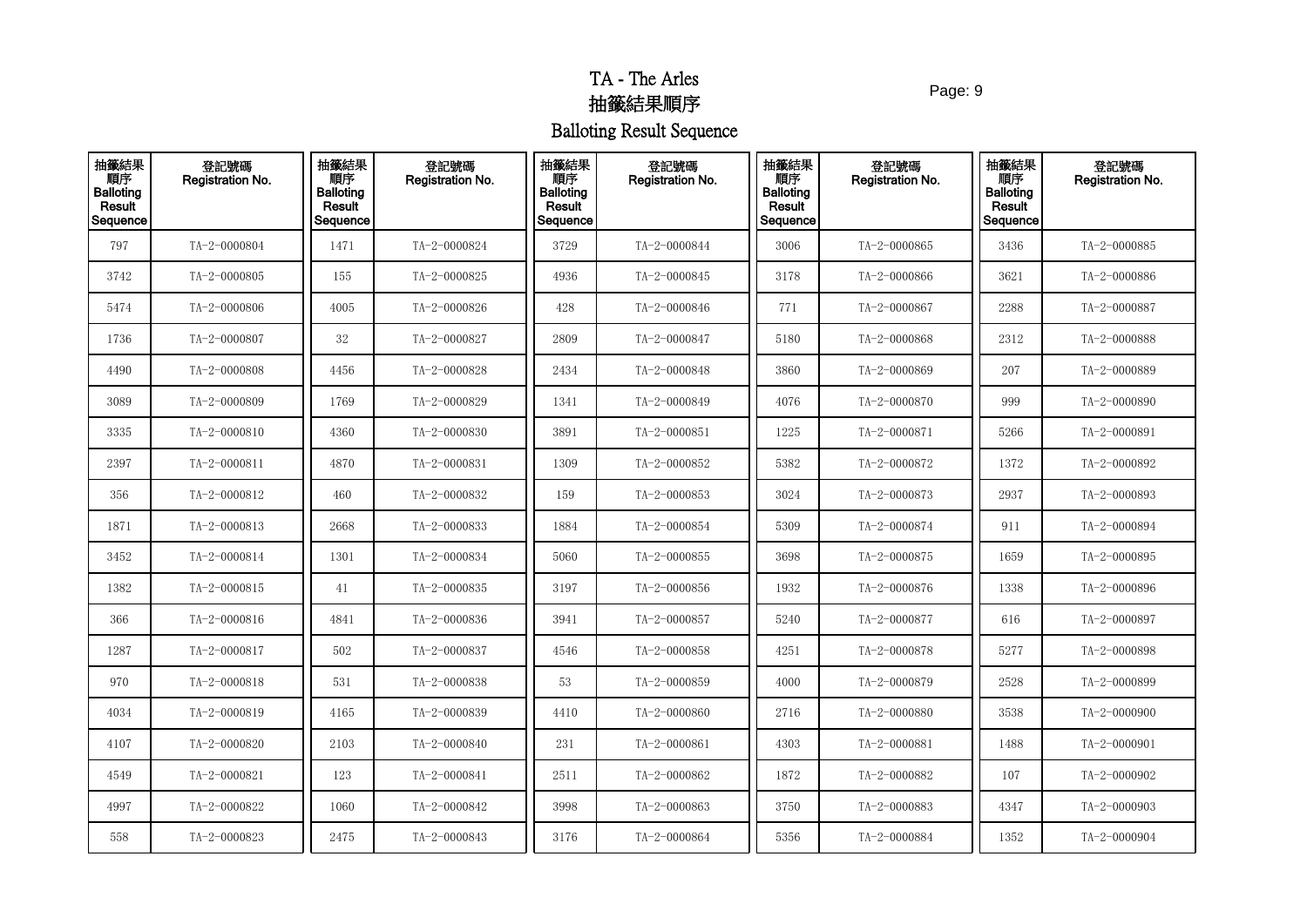# TA - The Arles
## 抽籤結果順序
## Balloting Result Sequence

| 抽籤結果順序 Balloting Result Sequence | 登記號碼 Registration No. | 抽籤結果順序 Balloting Result Sequence | 登記號碼 Registration No. | 抽籤結果順序 Balloting Result Sequence | 登記號碼 Registration No. | 抽籤結果順序 Balloting Result Sequence | 登記號碼 Registration No. | 抽籤結果順序 Balloting Result Sequence | 登記號碼 Registration No. |
|---|---|---|---|---|---|---|---|---|---|
| 797 | TA-2-0000804 | 1471 | TA-2-0000824 | 3729 | TA-2-0000844 | 3006 | TA-2-0000865 | 3436 | TA-2-0000885 |
| 3742 | TA-2-0000805 | 155 | TA-2-0000825 | 4936 | TA-2-0000845 | 3178 | TA-2-0000866 | 3621 | TA-2-0000886 |
| 5474 | TA-2-0000806 | 4005 | TA-2-0000826 | 428 | TA-2-0000846 | 771 | TA-2-0000867 | 2288 | TA-2-0000887 |
| 1736 | TA-2-0000807 | 32 | TA-2-0000827 | 2809 | TA-2-0000847 | 5180 | TA-2-0000868 | 2312 | TA-2-0000888 |
| 4490 | TA-2-0000808 | 4456 | TA-2-0000828 | 2434 | TA-2-0000848 | 3860 | TA-2-0000869 | 207 | TA-2-0000889 |
| 3089 | TA-2-0000809 | 1769 | TA-2-0000829 | 1341 | TA-2-0000849 | 4076 | TA-2-0000870 | 999 | TA-2-0000890 |
| 3335 | TA-2-0000810 | 4360 | TA-2-0000830 | 3891 | TA-2-0000851 | 1225 | TA-2-0000871 | 5266 | TA-2-0000891 |
| 2397 | TA-2-0000811 | 4870 | TA-2-0000831 | 1309 | TA-2-0000852 | 5382 | TA-2-0000872 | 1372 | TA-2-0000892 |
| 356 | TA-2-0000812 | 460 | TA-2-0000832 | 159 | TA-2-0000853 | 3024 | TA-2-0000873 | 2937 | TA-2-0000893 |
| 1871 | TA-2-0000813 | 2668 | TA-2-0000833 | 1884 | TA-2-0000854 | 5309 | TA-2-0000874 | 911 | TA-2-0000894 |
| 3452 | TA-2-0000814 | 1301 | TA-2-0000834 | 5060 | TA-2-0000855 | 3698 | TA-2-0000875 | 1659 | TA-2-0000895 |
| 1382 | TA-2-0000815 | 41 | TA-2-0000835 | 3197 | TA-2-0000856 | 1932 | TA-2-0000876 | 1338 | TA-2-0000896 |
| 366 | TA-2-0000816 | 4841 | TA-2-0000836 | 3941 | TA-2-0000857 | 5240 | TA-2-0000877 | 616 | TA-2-0000897 |
| 1287 | TA-2-0000817 | 502 | TA-2-0000837 | 4546 | TA-2-0000858 | 4251 | TA-2-0000878 | 5277 | TA-2-0000898 |
| 970 | TA-2-0000818 | 531 | TA-2-0000838 | 53 | TA-2-0000859 | 4000 | TA-2-0000879 | 2528 | TA-2-0000899 |
| 4034 | TA-2-0000819 | 4165 | TA-2-0000839 | 4410 | TA-2-0000860 | 2716 | TA-2-0000880 | 3538 | TA-2-0000900 |
| 4107 | TA-2-0000820 | 2103 | TA-2-0000840 | 231 | TA-2-0000861 | 4303 | TA-2-0000881 | 1488 | TA-2-0000901 |
| 4549 | TA-2-0000821 | 123 | TA-2-0000841 | 2511 | TA-2-0000862 | 1872 | TA-2-0000882 | 107 | TA-2-0000902 |
| 4997 | TA-2-0000822 | 1060 | TA-2-0000842 | 3998 | TA-2-0000863 | 3750 | TA-2-0000883 | 4347 | TA-2-0000903 |
| 558 | TA-2-0000823 | 2475 | TA-2-0000843 | 3176 | TA-2-0000864 | 5356 | TA-2-0000884 | 1352 | TA-2-0000904 |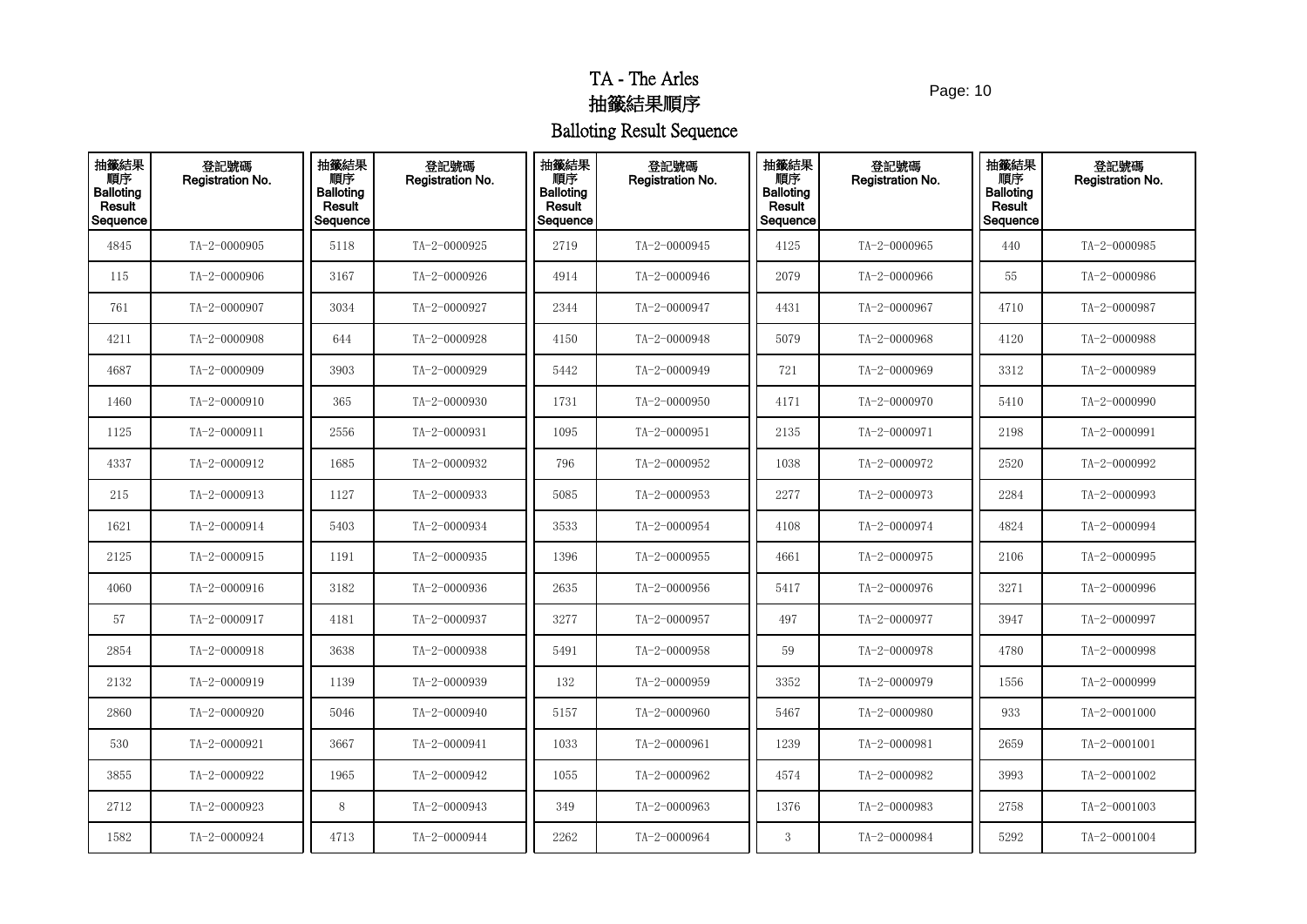# TA - The Arles

# 抽籤結果順序

# Balloting Result Sequence

| 抽籤結果順序 Balloting Result Sequence | 登記號碼 Registration No. | 抽籤結果順序 Balloting Result Sequence | 登記號碼 Registration No. | 抽籤結果順序 Balloting Result Sequence | 登記號碼 Registration No. | 抽籤結果順序 Balloting Result Sequence | 登記號碼 Registration No. | 抽籤結果順序 Balloting Result Sequence | 登記號碼 Registration No. |
|---|---|---|---|---|---|---|---|---|---|
| 4845 | TA-2-0000905 | 5118 | TA-2-0000925 | 2719 | TA-2-0000945 | 4125 | TA-2-0000965 | 440 | TA-2-0000985 |
| 115 | TA-2-0000906 | 3167 | TA-2-0000926 | 4914 | TA-2-0000946 | 2079 | TA-2-0000966 | 55 | TA-2-0000986 |
| 761 | TA-2-0000907 | 3034 | TA-2-0000927 | 2344 | TA-2-0000947 | 4431 | TA-2-0000967 | 4710 | TA-2-0000987 |
| 4211 | TA-2-0000908 | 644 | TA-2-0000928 | 4150 | TA-2-0000948 | 5079 | TA-2-0000968 | 4120 | TA-2-0000988 |
| 4687 | TA-2-0000909 | 3903 | TA-2-0000929 | 5442 | TA-2-0000949 | 721 | TA-2-0000969 | 3312 | TA-2-0000989 |
| 1460 | TA-2-0000910 | 365 | TA-2-0000930 | 1731 | TA-2-0000950 | 4171 | TA-2-0000970 | 5410 | TA-2-0000990 |
| 1125 | TA-2-0000911 | 2556 | TA-2-0000931 | 1095 | TA-2-0000951 | 2135 | TA-2-0000971 | 2198 | TA-2-0000991 |
| 4337 | TA-2-0000912 | 1685 | TA-2-0000932 | 796 | TA-2-0000952 | 1038 | TA-2-0000972 | 2520 | TA-2-0000992 |
| 215 | TA-2-0000913 | 1127 | TA-2-0000933 | 5085 | TA-2-0000953 | 2277 | TA-2-0000973 | 2284 | TA-2-0000993 |
| 1621 | TA-2-0000914 | 5403 | TA-2-0000934 | 3533 | TA-2-0000954 | 4108 | TA-2-0000974 | 4824 | TA-2-0000994 |
| 2125 | TA-2-0000915 | 1191 | TA-2-0000935 | 1396 | TA-2-0000955 | 4661 | TA-2-0000975 | 2106 | TA-2-0000995 |
| 4060 | TA-2-0000916 | 3182 | TA-2-0000936 | 2635 | TA-2-0000956 | 5417 | TA-2-0000976 | 3271 | TA-2-0000996 |
| 57 | TA-2-0000917 | 4181 | TA-2-0000937 | 3277 | TA-2-0000957 | 497 | TA-2-0000977 | 3947 | TA-2-0000997 |
| 2854 | TA-2-0000918 | 3638 | TA-2-0000938 | 5491 | TA-2-0000958 | 59 | TA-2-0000978 | 4780 | TA-2-0000998 |
| 2132 | TA-2-0000919 | 1139 | TA-2-0000939 | 132 | TA-2-0000959 | 3352 | TA-2-0000979 | 1556 | TA-2-0000999 |
| 2860 | TA-2-0000920 | 5046 | TA-2-0000940 | 5157 | TA-2-0000960 | 5467 | TA-2-0000980 | 933 | TA-2-0001000 |
| 530 | TA-2-0000921 | 3667 | TA-2-0000941 | 1033 | TA-2-0000961 | 1239 | TA-2-0000981 | 2659 | TA-2-0001001 |
| 3855 | TA-2-0000922 | 1965 | TA-2-0000942 | 1055 | TA-2-0000962 | 4574 | TA-2-0000982 | 3993 | TA-2-0001002 |
| 2712 | TA-2-0000923 | 8 | TA-2-0000943 | 349 | TA-2-0000963 | 1376 | TA-2-0000983 | 2758 | TA-2-0001003 |
| 1582 | TA-2-0000924 | 4713 | TA-2-0000944 | 2262 | TA-2-0000964 | 3 | TA-2-0000984 | 5292 | TA-2-0001004 |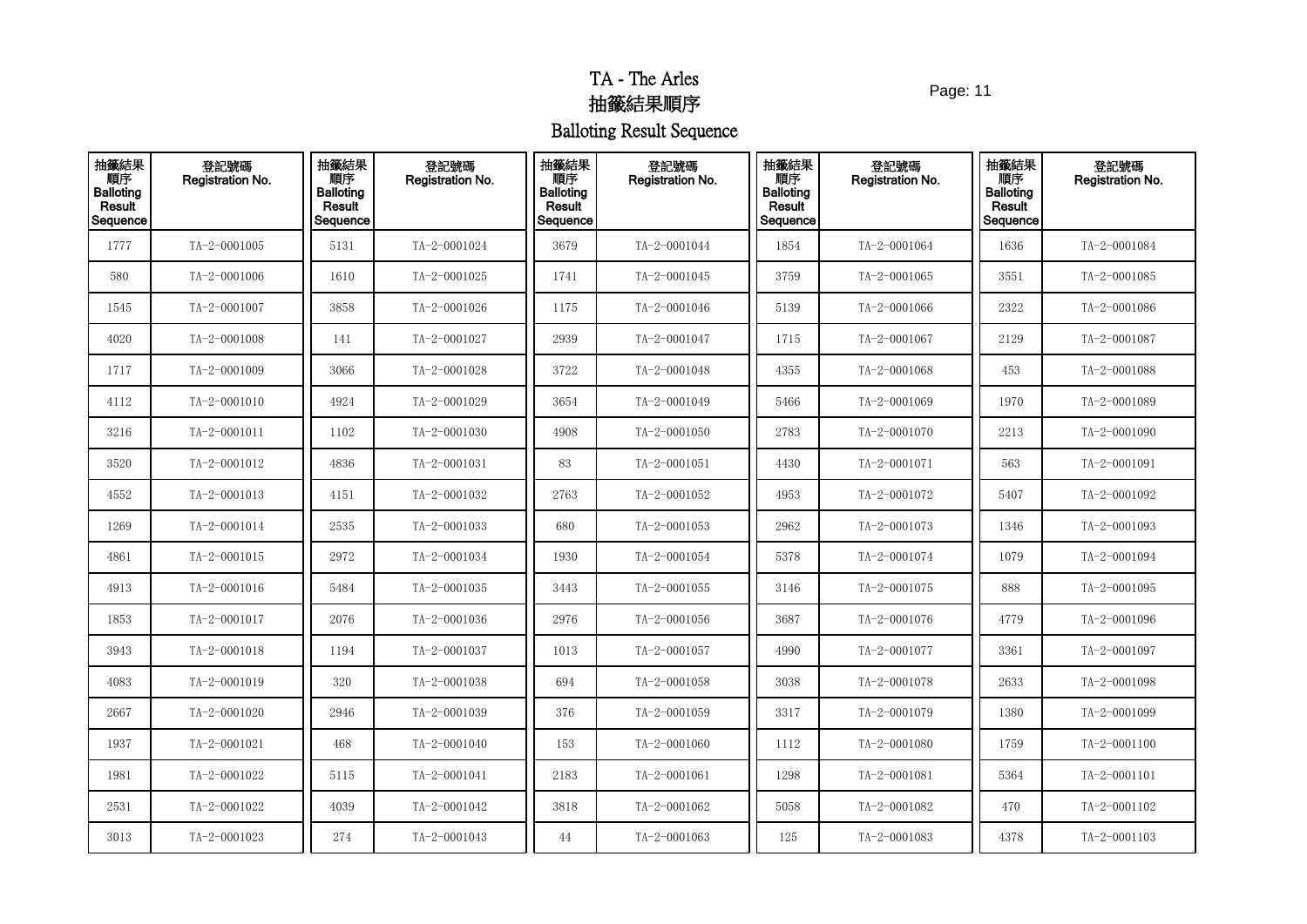# TA - The Arles
# 抽籤結果順序
# Balloting Result Sequence

| 抽籤結果順序 Balloting Result Sequence | 登記號碼 Registration No. | 抽籤結果順序 Balloting Result Sequence | 登記號碼 Registration No. | 抽籤結果順序 Balloting Result Sequence | 登記號碼 Registration No. | 抽籤結果順序 Balloting Result Sequence | 登記號碼 Registration No. | 抽籤結果順序 Balloting Result Sequence | 登記號碼 Registration No. |
|---|---|---|---|---|---|---|---|---|---|
| 1777 | TA-2-0001005 | 5131 | TA-2-0001024 | 3679 | TA-2-0001044 | 1854 | TA-2-0001064 | 1636 | TA-2-0001084 |
| 580 | TA-2-0001006 | 1610 | TA-2-0001025 | 1741 | TA-2-0001045 | 3759 | TA-2-0001065 | 3551 | TA-2-0001085 |
| 1545 | TA-2-0001007 | 3858 | TA-2-0001026 | 1175 | TA-2-0001046 | 5139 | TA-2-0001066 | 2322 | TA-2-0001086 |
| 4020 | TA-2-0001008 | 141 | TA-2-0001027 | 2939 | TA-2-0001047 | 1715 | TA-2-0001067 | 2129 | TA-2-0001087 |
| 1717 | TA-2-0001009 | 3066 | TA-2-0001028 | 3722 | TA-2-0001048 | 4355 | TA-2-0001068 | 453 | TA-2-0001088 |
| 4112 | TA-2-0001010 | 4924 | TA-2-0001029 | 3654 | TA-2-0001049 | 5466 | TA-2-0001069 | 1970 | TA-2-0001089 |
| 3216 | TA-2-0001011 | 1102 | TA-2-0001030 | 4908 | TA-2-0001050 | 2783 | TA-2-0001070 | 2213 | TA-2-0001090 |
| 3520 | TA-2-0001012 | 4836 | TA-2-0001031 | 83 | TA-2-0001051 | 4430 | TA-2-0001071 | 563 | TA-2-0001091 |
| 4552 | TA-2-0001013 | 4151 | TA-2-0001032 | 2763 | TA-2-0001052 | 4953 | TA-2-0001072 | 5407 | TA-2-0001092 |
| 1269 | TA-2-0001014 | 2535 | TA-2-0001033 | 680 | TA-2-0001053 | 2962 | TA-2-0001073 | 1346 | TA-2-0001093 |
| 4861 | TA-2-0001015 | 2972 | TA-2-0001034 | 1930 | TA-2-0001054 | 5378 | TA-2-0001074 | 1079 | TA-2-0001094 |
| 4913 | TA-2-0001016 | 5484 | TA-2-0001035 | 3443 | TA-2-0001055 | 3146 | TA-2-0001075 | 888 | TA-2-0001095 |
| 1853 | TA-2-0001017 | 2076 | TA-2-0001036 | 2976 | TA-2-0001056 | 3687 | TA-2-0001076 | 4779 | TA-2-0001096 |
| 3943 | TA-2-0001018 | 1194 | TA-2-0001037 | 1013 | TA-2-0001057 | 4990 | TA-2-0001077 | 3361 | TA-2-0001097 |
| 4083 | TA-2-0001019 | 320 | TA-2-0001038 | 694 | TA-2-0001058 | 3038 | TA-2-0001078 | 2633 | TA-2-0001098 |
| 2667 | TA-2-0001020 | 2946 | TA-2-0001039 | 376 | TA-2-0001059 | 3317 | TA-2-0001079 | 1380 | TA-2-0001099 |
| 1937 | TA-2-0001021 | 468 | TA-2-0001040 | 153 | TA-2-0001060 | 1112 | TA-2-0001080 | 1759 | TA-2-0001100 |
| 1981 | TA-2-0001022 | 5115 | TA-2-0001041 | 2183 | TA-2-0001061 | 1298 | TA-2-0001081 | 5364 | TA-2-0001101 |
| 2531 | TA-2-0001022 | 4039 | TA-2-0001042 | 3818 | TA-2-0001062 | 5058 | TA-2-0001082 | 470 | TA-2-0001102 |
| 3013 | TA-2-0001023 | 274 | TA-2-0001043 | 44 | TA-2-0001063 | 125 | TA-2-0001083 | 4378 | TA-2-0001103 |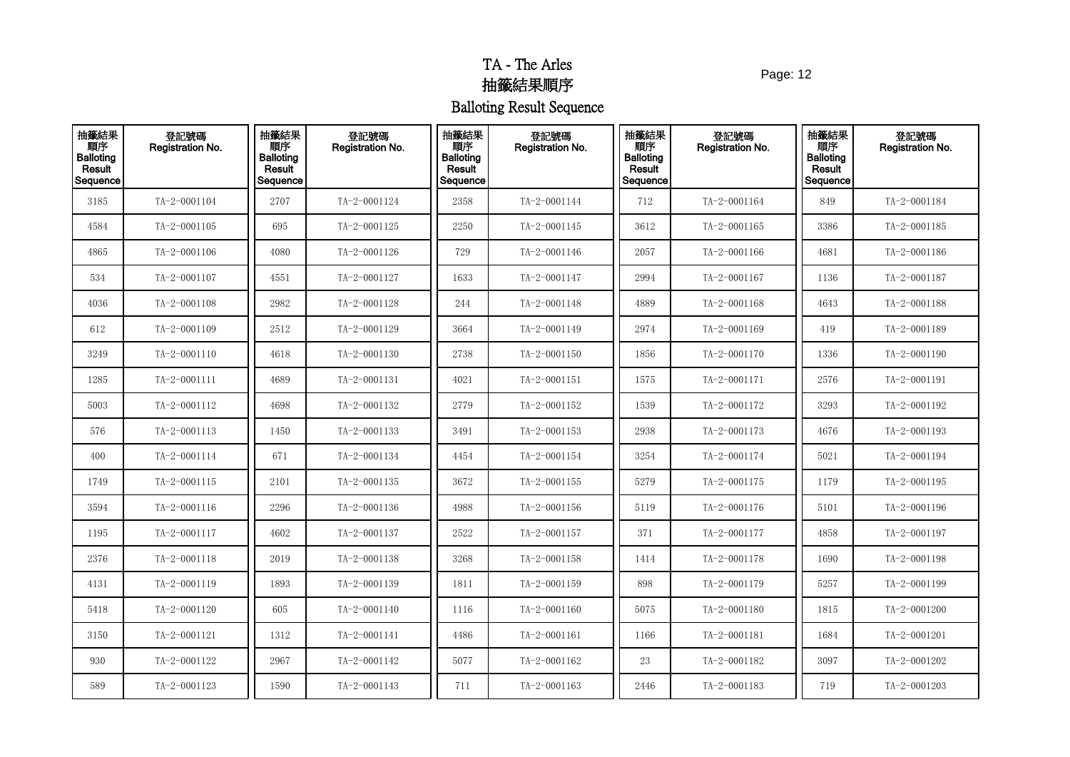# TA - The Arles
# 抽籤結果順序
# Balloting Result Sequence

| 抽籤結果順序 Balloting Result Sequence | 登記號碼 Registration No. | 抽籤結果順序 Balloting Result Sequence | 登記號碼 Registration No. | 抽籤結果順序 Balloting Result Sequence | 登記號碼 Registration No. | 抽籤結果順序 Balloting Result Sequence | 登記號碼 Registration No. | 抽籤結果順序 Balloting Result Sequence | 登記號碼 Registration No. |
|---|---|---|---|---|---|---|---|---|---|
| 3185 | TA-2-0001104 | 2707 | TA-2-0001124 | 2358 | TA-2-0001144 | 712 | TA-2-0001164 | 849 | TA-2-0001184 |
| 4584 | TA-2-0001105 | 695 | TA-2-0001125 | 2250 | TA-2-0001145 | 3612 | TA-2-0001165 | 3386 | TA-2-0001185 |
| 4865 | TA-2-0001106 | 4080 | TA-2-0001126 | 729 | TA-2-0001146 | 2057 | TA-2-0001166 | 4681 | TA-2-0001186 |
| 534 | TA-2-0001107 | 4551 | TA-2-0001127 | 1633 | TA-2-0001147 | 2994 | TA-2-0001167 | 1136 | TA-2-0001187 |
| 4036 | TA-2-0001108 | 2982 | TA-2-0001128 | 244 | TA-2-0001148 | 4889 | TA-2-0001168 | 4643 | TA-2-0001188 |
| 612 | TA-2-0001109 | 2512 | TA-2-0001129 | 3664 | TA-2-0001149 | 2974 | TA-2-0001169 | 419 | TA-2-0001189 |
| 3249 | TA-2-0001110 | 4618 | TA-2-0001130 | 2738 | TA-2-0001150 | 1856 | TA-2-0001170 | 1336 | TA-2-0001190 |
| 1285 | TA-2-0001111 | 4689 | TA-2-0001131 | 4021 | TA-2-0001151 | 1575 | TA-2-0001171 | 2576 | TA-2-0001191 |
| 5003 | TA-2-0001112 | 4698 | TA-2-0001132 | 2779 | TA-2-0001152 | 1539 | TA-2-0001172 | 3293 | TA-2-0001192 |
| 576 | TA-2-0001113 | 1450 | TA-2-0001133 | 3491 | TA-2-0001153 | 2938 | TA-2-0001173 | 4676 | TA-2-0001193 |
| 400 | TA-2-0001114 | 671 | TA-2-0001134 | 4454 | TA-2-0001154 | 3254 | TA-2-0001174 | 5021 | TA-2-0001194 |
| 1749 | TA-2-0001115 | 2101 | TA-2-0001135 | 3672 | TA-2-0001155 | 5279 | TA-2-0001175 | 1179 | TA-2-0001195 |
| 3594 | TA-2-0001116 | 2296 | TA-2-0001136 | 4988 | TA-2-0001156 | 5119 | TA-2-0001176 | 5101 | TA-2-0001196 |
| 1195 | TA-2-0001117 | 4602 | TA-2-0001137 | 2522 | TA-2-0001157 | 371 | TA-2-0001177 | 4858 | TA-2-0001197 |
| 2376 | TA-2-0001118 | 2019 | TA-2-0001138 | 3268 | TA-2-0001158 | 1414 | TA-2-0001178 | 1690 | TA-2-0001198 |
| 4131 | TA-2-0001119 | 1893 | TA-2-0001139 | 1811 | TA-2-0001159 | 898 | TA-2-0001179 | 5257 | TA-2-0001199 |
| 5418 | TA-2-0001120 | 605 | TA-2-0001140 | 1116 | TA-2-0001160 | 5075 | TA-2-0001180 | 1815 | TA-2-0001200 |
| 3150 | TA-2-0001121 | 1312 | TA-2-0001141 | 4486 | TA-2-0001161 | 1166 | TA-2-0001181 | 1684 | TA-2-0001201 |
| 930 | TA-2-0001122 | 2967 | TA-2-0001142 | 5077 | TA-2-0001162 | 23 | TA-2-0001182 | 3097 | TA-2-0001202 |
| 589 | TA-2-0001123 | 1590 | TA-2-0001143 | 711 | TA-2-0001163 | 2446 | TA-2-0001183 | 719 | TA-2-0001203 |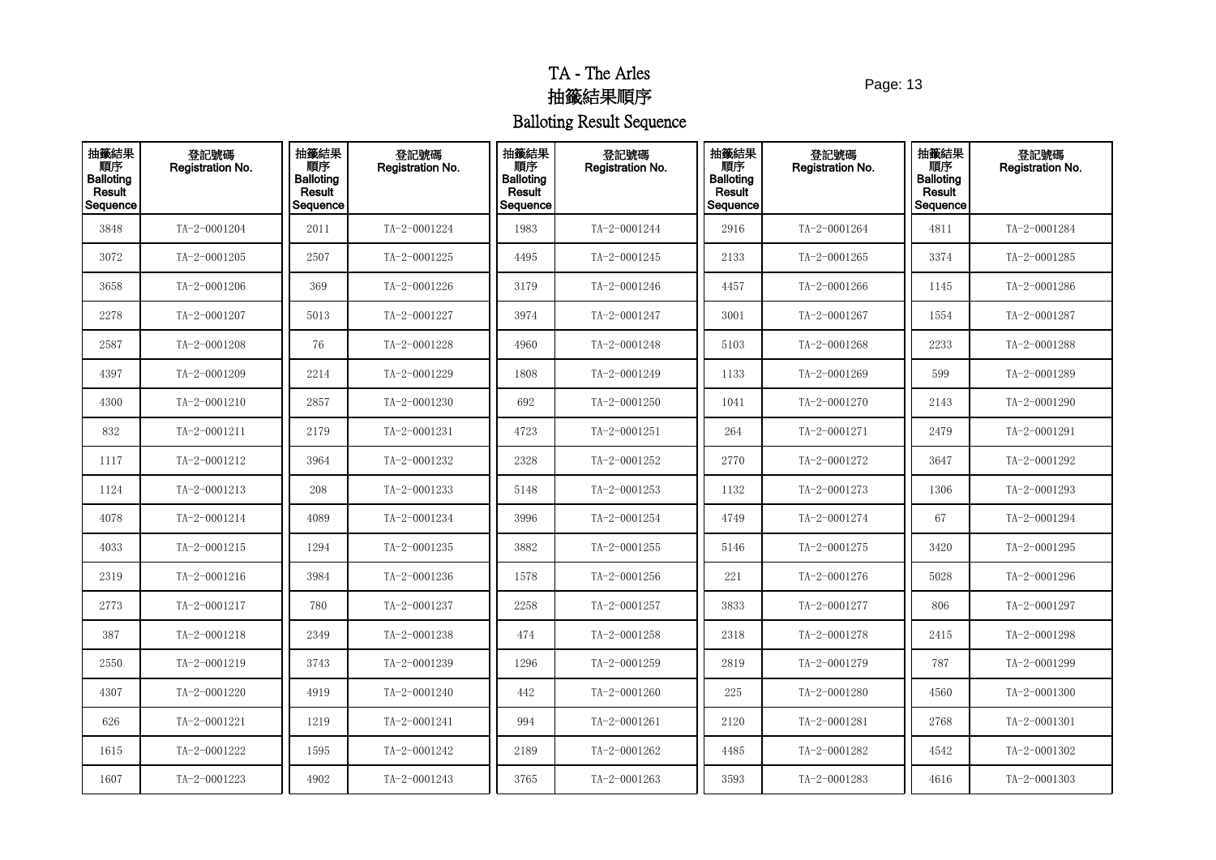# TA - The Arles

# 抽籤結果順序

# Balloting Result Sequence

| 抽籤結果順序 Balloting Result Sequence | 登記號碼 Registration No. | 抽籤結果順序 Balloting Result Sequence | 登記號碼 Registration No. | 抽籤結果順序 Balloting Result Sequence | 登記號碼 Registration No. | 抽籤結果順序 Balloting Result Sequence | 登記號碼 Registration No. | 抽籤結果順序 Balloting Result Sequence | 登記號碼 Registration No. |
|---|---|---|---|---|---|---|---|---|---|
| 3848 | TA-2-0001204 | 2011 | TA-2-0001224 | 1983 | TA-2-0001244 | 2916 | TA-2-0001264 | 4811 | TA-2-0001284 |
| 3072 | TA-2-0001205 | 2507 | TA-2-0001225 | 4495 | TA-2-0001245 | 2133 | TA-2-0001265 | 3374 | TA-2-0001285 |
| 3658 | TA-2-0001206 | 369 | TA-2-0001226 | 3179 | TA-2-0001246 | 4457 | TA-2-0001266 | 1145 | TA-2-0001286 |
| 2278 | TA-2-0001207 | 5013 | TA-2-0001227 | 3974 | TA-2-0001247 | 3001 | TA-2-0001267 | 1554 | TA-2-0001287 |
| 2587 | TA-2-0001208 | 76 | TA-2-0001228 | 4960 | TA-2-0001248 | 5103 | TA-2-0001268 | 2233 | TA-2-0001288 |
| 4397 | TA-2-0001209 | 2214 | TA-2-0001229 | 1808 | TA-2-0001249 | 1133 | TA-2-0001269 | 599 | TA-2-0001289 |
| 4300 | TA-2-0001210 | 2857 | TA-2-0001230 | 692 | TA-2-0001250 | 1041 | TA-2-0001270 | 2143 | TA-2-0001290 |
| 832 | TA-2-0001211 | 2179 | TA-2-0001231 | 4723 | TA-2-0001251 | 264 | TA-2-0001271 | 2479 | TA-2-0001291 |
| 1117 | TA-2-0001212 | 3964 | TA-2-0001232 | 2328 | TA-2-0001252 | 2770 | TA-2-0001272 | 3647 | TA-2-0001292 |
| 1124 | TA-2-0001213 | 208 | TA-2-0001233 | 5148 | TA-2-0001253 | 1132 | TA-2-0001273 | 1306 | TA-2-0001293 |
| 4078 | TA-2-0001214 | 4089 | TA-2-0001234 | 3996 | TA-2-0001254 | 4749 | TA-2-0001274 | 67 | TA-2-0001294 |
| 4033 | TA-2-0001215 | 1294 | TA-2-0001235 | 3882 | TA-2-0001255 | 5146 | TA-2-0001275 | 3420 | TA-2-0001295 |
| 2319 | TA-2-0001216 | 3984 | TA-2-0001236 | 1578 | TA-2-0001256 | 221 | TA-2-0001276 | 5028 | TA-2-0001296 |
| 2773 | TA-2-0001217 | 780 | TA-2-0001237 | 2258 | TA-2-0001257 | 3833 | TA-2-0001277 | 806 | TA-2-0001297 |
| 387 | TA-2-0001218 | 2349 | TA-2-0001238 | 474 | TA-2-0001258 | 2318 | TA-2-0001278 | 2415 | TA-2-0001298 |
| 2550 | TA-2-0001219 | 3743 | TA-2-0001239 | 1296 | TA-2-0001259 | 2819 | TA-2-0001279 | 787 | TA-2-0001299 |
| 4307 | TA-2-0001220 | 4919 | TA-2-0001240 | 442 | TA-2-0001260 | 225 | TA-2-0001280 | 4560 | TA-2-0001300 |
| 626 | TA-2-0001221 | 1219 | TA-2-0001241 | 994 | TA-2-0001261 | 2120 | TA-2-0001281 | 2768 | TA-2-0001301 |
| 1615 | TA-2-0001222 | 1595 | TA-2-0001242 | 2189 | TA-2-0001262 | 4485 | TA-2-0001282 | 4542 | TA-2-0001302 |
| 1607 | TA-2-0001223 | 4902 | TA-2-0001243 | 3765 | TA-2-0001263 | 3593 | TA-2-0001283 | 4616 | TA-2-0001303 |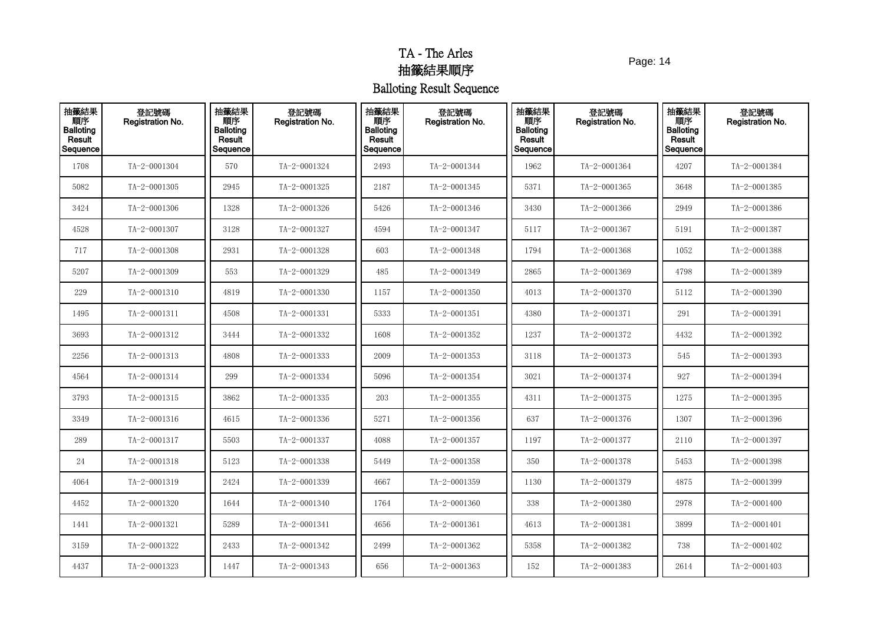# TA - The Arles
## 抽籤結果順序
## Balloting Result Sequence

| 抽籤結果順序 Balloting Result Sequence | 登記號碼 Registration No. | 抽籤結果順序 Balloting Result Sequence | 登記號碼 Registration No. | 抽籤結果順序 Balloting Result Sequence | 登記號碼 Registration No. | 抽籤結果順序 Balloting Result Sequence | 登記號碼 Registration No. | 抽籤結果順序 Balloting Result Sequence | 登記號碼 Registration No. |
|---|---|---|---|---|---|---|---|---|---|
| 1708 | TA-2-0001304 | 570 | TA-2-0001324 | 2493 | TA-2-0001344 | 1962 | TA-2-0001364 | 4207 | TA-2-0001384 |
| 5082 | TA-2-0001305 | 2945 | TA-2-0001325 | 2187 | TA-2-0001345 | 5371 | TA-2-0001365 | 3648 | TA-2-0001385 |
| 3424 | TA-2-0001306 | 1328 | TA-2-0001326 | 5426 | TA-2-0001346 | 3430 | TA-2-0001366 | 2949 | TA-2-0001386 |
| 4528 | TA-2-0001307 | 3128 | TA-2-0001327 | 4594 | TA-2-0001347 | 5117 | TA-2-0001367 | 5191 | TA-2-0001387 |
| 717 | TA-2-0001308 | 2931 | TA-2-0001328 | 603 | TA-2-0001348 | 1794 | TA-2-0001368 | 1052 | TA-2-0001388 |
| 5207 | TA-2-0001309 | 553 | TA-2-0001329 | 485 | TA-2-0001349 | 2865 | TA-2-0001369 | 4798 | TA-2-0001389 |
| 229 | TA-2-0001310 | 4819 | TA-2-0001330 | 1157 | TA-2-0001350 | 4013 | TA-2-0001370 | 5112 | TA-2-0001390 |
| 1495 | TA-2-0001311 | 4508 | TA-2-0001331 | 5333 | TA-2-0001351 | 4380 | TA-2-0001371 | 291 | TA-2-0001391 |
| 3693 | TA-2-0001312 | 3444 | TA-2-0001332 | 1608 | TA-2-0001352 | 1237 | TA-2-0001372 | 4432 | TA-2-0001392 |
| 2256 | TA-2-0001313 | 4808 | TA-2-0001333 | 2009 | TA-2-0001353 | 3118 | TA-2-0001373 | 545 | TA-2-0001393 |
| 4564 | TA-2-0001314 | 299 | TA-2-0001334 | 5096 | TA-2-0001354 | 3021 | TA-2-0001374 | 927 | TA-2-0001394 |
| 3793 | TA-2-0001315 | 3862 | TA-2-0001335 | 203 | TA-2-0001355 | 4311 | TA-2-0001375 | 1275 | TA-2-0001395 |
| 3349 | TA-2-0001316 | 4615 | TA-2-0001336 | 5271 | TA-2-0001356 | 637 | TA-2-0001376 | 1307 | TA-2-0001396 |
| 289 | TA-2-0001317 | 5503 | TA-2-0001337 | 4088 | TA-2-0001357 | 1197 | TA-2-0001377 | 2110 | TA-2-0001397 |
| 24 | TA-2-0001318 | 5123 | TA-2-0001338 | 5449 | TA-2-0001358 | 350 | TA-2-0001378 | 5453 | TA-2-0001398 |
| 4064 | TA-2-0001319 | 2424 | TA-2-0001339 | 4667 | TA-2-0001359 | 1130 | TA-2-0001379 | 4875 | TA-2-0001399 |
| 4452 | TA-2-0001320 | 1644 | TA-2-0001340 | 1764 | TA-2-0001360 | 338 | TA-2-0001380 | 2978 | TA-2-0001400 |
| 1441 | TA-2-0001321 | 5289 | TA-2-0001341 | 4656 | TA-2-0001361 | 4613 | TA-2-0001381 | 3899 | TA-2-0001401 |
| 3159 | TA-2-0001322 | 2433 | TA-2-0001342 | 2499 | TA-2-0001362 | 5358 | TA-2-0001382 | 738 | TA-2-0001402 |
| 4437 | TA-2-0001323 | 1447 | TA-2-0001343 | 656 | TA-2-0001363 | 152 | TA-2-0001383 | 2614 | TA-2-0001403 |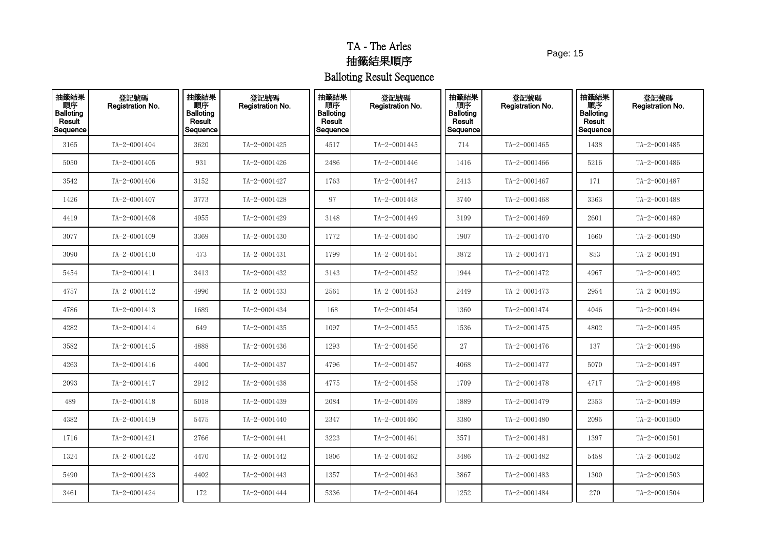# TA - The Arles
# 抽籤結果順序
# Balloting Result Sequence

| 抽籤結果順序 Balloting Result Sequence | 登記號碼 Registration No. | 抽籤結果順序 Balloting Result Sequence | 登記號碼 Registration No. | 抽籤結果順序 Balloting Result Sequence | 登記號碼 Registration No. | 抽籤結果順序 Balloting Result Sequence | 登記號碼 Registration No. | 抽籤結果順序 Balloting Result Sequence | 登記號碼 Registration No. |
|---|---|---|---|---|---|---|---|---|---|
| 3165 | TA-2-0001404 | 3620 | TA-2-0001425 | 4517 | TA-2-0001445 | 714 | TA-2-0001465 | 1438 | TA-2-0001485 |
| 5050 | TA-2-0001405 | 931 | TA-2-0001426 | 2486 | TA-2-0001446 | 1416 | TA-2-0001466 | 5216 | TA-2-0001486 |
| 3542 | TA-2-0001406 | 3152 | TA-2-0001427 | 1763 | TA-2-0001447 | 2413 | TA-2-0001467 | 171 | TA-2-0001487 |
| 1426 | TA-2-0001407 | 3773 | TA-2-0001428 | 97 | TA-2-0001448 | 3740 | TA-2-0001468 | 3363 | TA-2-0001488 |
| 4419 | TA-2-0001408 | 4955 | TA-2-0001429 | 3148 | TA-2-0001449 | 3199 | TA-2-0001469 | 2601 | TA-2-0001489 |
| 3077 | TA-2-0001409 | 3369 | TA-2-0001430 | 1772 | TA-2-0001450 | 1907 | TA-2-0001470 | 1660 | TA-2-0001490 |
| 3090 | TA-2-0001410 | 473 | TA-2-0001431 | 1799 | TA-2-0001451 | 3872 | TA-2-0001471 | 853 | TA-2-0001491 |
| 5454 | TA-2-0001411 | 3413 | TA-2-0001432 | 3143 | TA-2-0001452 | 1944 | TA-2-0001472 | 4967 | TA-2-0001492 |
| 4757 | TA-2-0001412 | 4996 | TA-2-0001433 | 2561 | TA-2-0001453 | 2449 | TA-2-0001473 | 2954 | TA-2-0001493 |
| 4786 | TA-2-0001413 | 1689 | TA-2-0001434 | 168 | TA-2-0001454 | 1360 | TA-2-0001474 | 4046 | TA-2-0001494 |
| 4282 | TA-2-0001414 | 649 | TA-2-0001435 | 1097 | TA-2-0001455 | 1536 | TA-2-0001475 | 4802 | TA-2-0001495 |
| 3582 | TA-2-0001415 | 4888 | TA-2-0001436 | 1293 | TA-2-0001456 | 27 | TA-2-0001476 | 137 | TA-2-0001496 |
| 4263 | TA-2-0001416 | 4400 | TA-2-0001437 | 4796 | TA-2-0001457 | 4068 | TA-2-0001477 | 5070 | TA-2-0001497 |
| 2093 | TA-2-0001417 | 2912 | TA-2-0001438 | 4775 | TA-2-0001458 | 1709 | TA-2-0001478 | 4717 | TA-2-0001498 |
| 489 | TA-2-0001418 | 5018 | TA-2-0001439 | 2084 | TA-2-0001459 | 1889 | TA-2-0001479 | 2353 | TA-2-0001499 |
| 4382 | TA-2-0001419 | 5475 | TA-2-0001440 | 2347 | TA-2-0001460 | 3380 | TA-2-0001480 | 2095 | TA-2-0001500 |
| 1716 | TA-2-0001421 | 2766 | TA-2-0001441 | 3223 | TA-2-0001461 | 3571 | TA-2-0001481 | 1397 | TA-2-0001501 |
| 1324 | TA-2-0001422 | 4470 | TA-2-0001442 | 1806 | TA-2-0001462 | 3486 | TA-2-0001482 | 5458 | TA-2-0001502 |
| 5490 | TA-2-0001423 | 4402 | TA-2-0001443 | 1357 | TA-2-0001463 | 3867 | TA-2-0001483 | 1300 | TA-2-0001503 |
| 3461 | TA-2-0001424 | 172 | TA-2-0001444 | 5336 | TA-2-0001464 | 1252 | TA-2-0001484 | 270 | TA-2-0001504 |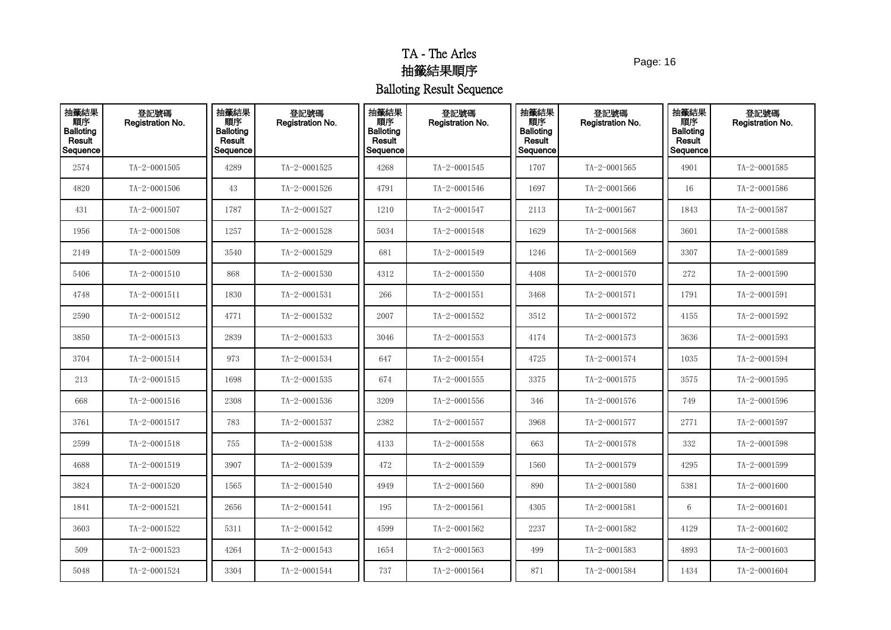# TA - The Arles

# 抽籤結果順序

# Balloting Result Sequence

| 抽籤結果順序 Balloting Result Sequence | 登記號碼 Registration No. | 抽籤結果順序 Balloting Result Sequence | 登記號碼 Registration No. | 抽籤結果順序 Balloting Result Sequence | 登記號碼 Registration No. | 抽籤結果順序 Balloting Result Sequence | 登記號碼 Registration No. | 抽籤結果順序 Balloting Result Sequence | 登記號碼 Registration No. |
|---|---|---|---|---|---|---|---|---|---|
| 2574 | TA-2-0001505 | 4289 | TA-2-0001525 | 4268 | TA-2-0001545 | 1707 | TA-2-0001565 | 4901 | TA-2-0001585 |
| 4820 | TA-2-0001506 | 43 | TA-2-0001526 | 4791 | TA-2-0001546 | 1697 | TA-2-0001566 | 16 | TA-2-0001586 |
| 431 | TA-2-0001507 | 1787 | TA-2-0001527 | 1210 | TA-2-0001547 | 2113 | TA-2-0001567 | 1843 | TA-2-0001587 |
| 1956 | TA-2-0001508 | 1257 | TA-2-0001528 | 5034 | TA-2-0001548 | 1629 | TA-2-0001568 | 3601 | TA-2-0001588 |
| 2149 | TA-2-0001509 | 3540 | TA-2-0001529 | 681 | TA-2-0001549 | 1246 | TA-2-0001569 | 3307 | TA-2-0001589 |
| 5406 | TA-2-0001510 | 868 | TA-2-0001530 | 4312 | TA-2-0001550 | 4408 | TA-2-0001570 | 272 | TA-2-0001590 |
| 4748 | TA-2-0001511 | 1830 | TA-2-0001531 | 266 | TA-2-0001551 | 3468 | TA-2-0001571 | 1791 | TA-2-0001591 |
| 2590 | TA-2-0001512 | 4771 | TA-2-0001532 | 2007 | TA-2-0001552 | 3512 | TA-2-0001572 | 4155 | TA-2-0001592 |
| 3850 | TA-2-0001513 | 2839 | TA-2-0001533 | 3046 | TA-2-0001553 | 4174 | TA-2-0001573 | 3636 | TA-2-0001593 |
| 3704 | TA-2-0001514 | 973 | TA-2-0001534 | 647 | TA-2-0001554 | 4725 | TA-2-0001574 | 1035 | TA-2-0001594 |
| 213 | TA-2-0001515 | 1698 | TA-2-0001535 | 674 | TA-2-0001555 | 3375 | TA-2-0001575 | 3575 | TA-2-0001595 |
| 668 | TA-2-0001516 | 2308 | TA-2-0001536 | 3209 | TA-2-0001556 | 346 | TA-2-0001576 | 749 | TA-2-0001596 |
| 3761 | TA-2-0001517 | 783 | TA-2-0001537 | 2382 | TA-2-0001557 | 3968 | TA-2-0001577 | 2771 | TA-2-0001597 |
| 2599 | TA-2-0001518 | 755 | TA-2-0001538 | 4133 | TA-2-0001558 | 663 | TA-2-0001578 | 332 | TA-2-0001598 |
| 4688 | TA-2-0001519 | 3907 | TA-2-0001539 | 472 | TA-2-0001559 | 1560 | TA-2-0001579 | 4295 | TA-2-0001599 |
| 3824 | TA-2-0001520 | 1565 | TA-2-0001540 | 4949 | TA-2-0001560 | 890 | TA-2-0001580 | 5381 | TA-2-0001600 |
| 1841 | TA-2-0001521 | 2656 | TA-2-0001541 | 195 | TA-2-0001561 | 4305 | TA-2-0001581 | 6 | TA-2-0001601 |
| 3603 | TA-2-0001522 | 5311 | TA-2-0001542 | 4599 | TA-2-0001562 | 2237 | TA-2-0001582 | 4129 | TA-2-0001602 |
| 509 | TA-2-0001523 | 4264 | TA-2-0001543 | 1654 | TA-2-0001563 | 499 | TA-2-0001583 | 4893 | TA-2-0001603 |
| 5048 | TA-2-0001524 | 3304 | TA-2-0001544 | 737 | TA-2-0001564 | 871 | TA-2-0001584 | 1434 | TA-2-0001604 |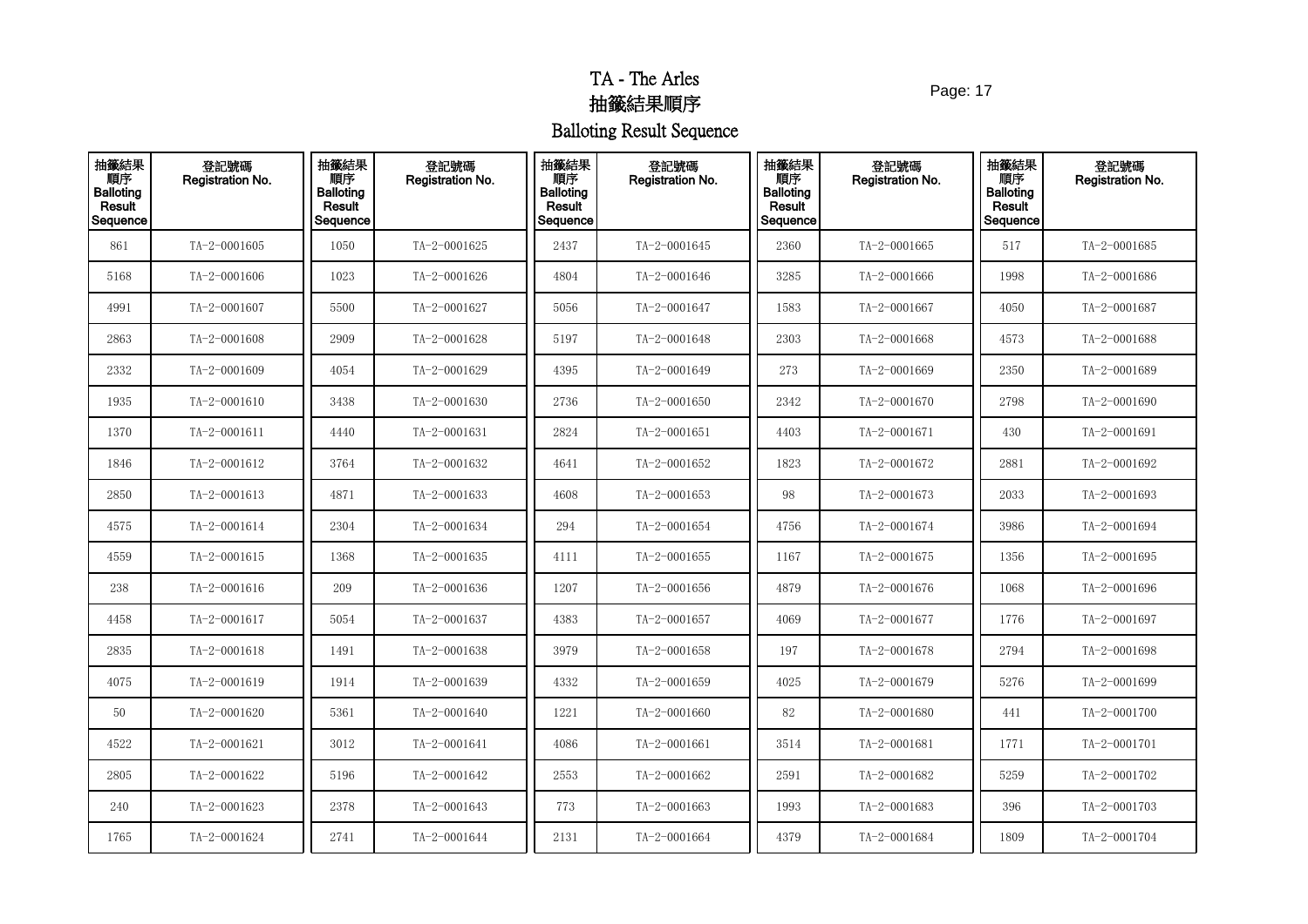# TA - The Arles

## 抽籤結果順序

## Balloting Result Sequence

| 抽籤結果順序 Balloting Result Sequence | 登記號碼 Registration No. | 抽籤結果順序 Balloting Result Sequence | 登記號碼 Registration No. | 抽籤結果順序 Balloting Result Sequence | 登記號碼 Registration No. | 抽籤結果順序 Balloting Result Sequence | 登記號碼 Registration No. | 抽籤結果順序 Balloting Result Sequence | 登記號碼 Registration No. |
|---|---|---|---|---|---|---|---|---|---|
| 861 | TA-2-0001605 | 1050 | TA-2-0001625 | 2437 | TA-2-0001645 | 2360 | TA-2-0001665 | 517 | TA-2-0001685 |
| 5168 | TA-2-0001606 | 1023 | TA-2-0001626 | 4804 | TA-2-0001646 | 3285 | TA-2-0001666 | 1998 | TA-2-0001686 |
| 4991 | TA-2-0001607 | 5500 | TA-2-0001627 | 5056 | TA-2-0001647 | 1583 | TA-2-0001667 | 4050 | TA-2-0001687 |
| 2863 | TA-2-0001608 | 2909 | TA-2-0001628 | 5197 | TA-2-0001648 | 2303 | TA-2-0001668 | 4573 | TA-2-0001688 |
| 2332 | TA-2-0001609 | 4054 | TA-2-0001629 | 4395 | TA-2-0001649 | 273 | TA-2-0001669 | 2350 | TA-2-0001689 |
| 1935 | TA-2-0001610 | 3438 | TA-2-0001630 | 2736 | TA-2-0001650 | 2342 | TA-2-0001670 | 2798 | TA-2-0001690 |
| 1370 | TA-2-0001611 | 4440 | TA-2-0001631 | 2824 | TA-2-0001651 | 4403 | TA-2-0001671 | 430 | TA-2-0001691 |
| 1846 | TA-2-0001612 | 3764 | TA-2-0001632 | 4641 | TA-2-0001652 | 1823 | TA-2-0001672 | 2881 | TA-2-0001692 |
| 2850 | TA-2-0001613 | 4871 | TA-2-0001633 | 4608 | TA-2-0001653 | 98 | TA-2-0001673 | 2033 | TA-2-0001693 |
| 4575 | TA-2-0001614 | 2304 | TA-2-0001634 | 294 | TA-2-0001654 | 4756 | TA-2-0001674 | 3986 | TA-2-0001694 |
| 4559 | TA-2-0001615 | 1368 | TA-2-0001635 | 4111 | TA-2-0001655 | 1167 | TA-2-0001675 | 1356 | TA-2-0001695 |
| 238 | TA-2-0001616 | 209 | TA-2-0001636 | 1207 | TA-2-0001656 | 4879 | TA-2-0001676 | 1068 | TA-2-0001696 |
| 4458 | TA-2-0001617 | 5054 | TA-2-0001637 | 4383 | TA-2-0001657 | 4069 | TA-2-0001677 | 1776 | TA-2-0001697 |
| 2835 | TA-2-0001618 | 1491 | TA-2-0001638 | 3979 | TA-2-0001658 | 197 | TA-2-0001678 | 2794 | TA-2-0001698 |
| 4075 | TA-2-0001619 | 1914 | TA-2-0001639 | 4332 | TA-2-0001659 | 4025 | TA-2-0001679 | 5276 | TA-2-0001699 |
| 50 | TA-2-0001620 | 5361 | TA-2-0001640 | 1221 | TA-2-0001660 | 82 | TA-2-0001680 | 441 | TA-2-0001700 |
| 4522 | TA-2-0001621 | 3012 | TA-2-0001641 | 4086 | TA-2-0001661 | 3514 | TA-2-0001681 | 1771 | TA-2-0001701 |
| 2805 | TA-2-0001622 | 5196 | TA-2-0001642 | 2553 | TA-2-0001662 | 2591 | TA-2-0001682 | 5259 | TA-2-0001702 |
| 240 | TA-2-0001623 | 2378 | TA-2-0001643 | 773 | TA-2-0001663 | 1993 | TA-2-0001683 | 396 | TA-2-0001703 |
| 1765 | TA-2-0001624 | 2741 | TA-2-0001644 | 2131 | TA-2-0001664 | 4379 | TA-2-0001684 | 1809 | TA-2-0001704 |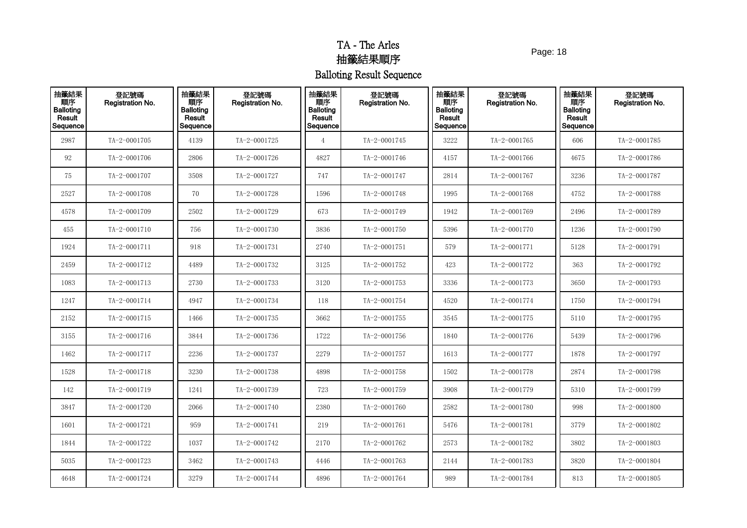# TA - The Arles

# 抽籤結果順序

# Balloting Result Sequence

| 抽籤結果順序 Balloting Result Sequence | 登記號碼 Registration No. | 抽籤結果順序 Balloting Result Sequence | 登記號碼 Registration No. | 抽籤結果順序 Balloting Result Sequence | 登記號碼 Registration No. | 抽籤結果順序 Balloting Result Sequence | 登記號碼 Registration No. | 抽籤結果順序 Balloting Result Sequence | 登記號碼 Registration No. |
|---|---|---|---|---|---|---|---|---|---|
| 2987 | TA-2-0001705 | 4139 | TA-2-0001725 | 4 | TA-2-0001745 | 3222 | TA-2-0001765 | 606 | TA-2-0001785 |
| 92 | TA-2-0001706 | 2806 | TA-2-0001726 | 4827 | TA-2-0001746 | 4157 | TA-2-0001766 | 4675 | TA-2-0001786 |
| 75 | TA-2-0001707 | 3508 | TA-2-0001727 | 747 | TA-2-0001747 | 2814 | TA-2-0001767 | 3236 | TA-2-0001787 |
| 2527 | TA-2-0001708 | 70 | TA-2-0001728 | 1596 | TA-2-0001748 | 1995 | TA-2-0001768 | 4752 | TA-2-0001788 |
| 4578 | TA-2-0001709 | 2502 | TA-2-0001729 | 673 | TA-2-0001749 | 1942 | TA-2-0001769 | 2496 | TA-2-0001789 |
| 455 | TA-2-0001710 | 756 | TA-2-0001730 | 3836 | TA-2-0001750 | 5396 | TA-2-0001770 | 1236 | TA-2-0001790 |
| 1924 | TA-2-0001711 | 918 | TA-2-0001731 | 2740 | TA-2-0001751 | 579 | TA-2-0001771 | 5128 | TA-2-0001791 |
| 2459 | TA-2-0001712 | 4489 | TA-2-0001732 | 3125 | TA-2-0001752 | 423 | TA-2-0001772 | 363 | TA-2-0001792 |
| 1083 | TA-2-0001713 | 2730 | TA-2-0001733 | 3120 | TA-2-0001753 | 3336 | TA-2-0001773 | 3650 | TA-2-0001793 |
| 1247 | TA-2-0001714 | 4947 | TA-2-0001734 | 118 | TA-2-0001754 | 4520 | TA-2-0001774 | 1750 | TA-2-0001794 |
| 2152 | TA-2-0001715 | 1466 | TA-2-0001735 | 3662 | TA-2-0001755 | 3545 | TA-2-0001775 | 5110 | TA-2-0001795 |
| 3155 | TA-2-0001716 | 3844 | TA-2-0001736 | 1722 | TA-2-0001756 | 1840 | TA-2-0001776 | 5439 | TA-2-0001796 |
| 1462 | TA-2-0001717 | 2236 | TA-2-0001737 | 2279 | TA-2-0001757 | 1613 | TA-2-0001777 | 1878 | TA-2-0001797 |
| 1528 | TA-2-0001718 | 3230 | TA-2-0001738 | 4898 | TA-2-0001758 | 1502 | TA-2-0001778 | 2874 | TA-2-0001798 |
| 142 | TA-2-0001719 | 1241 | TA-2-0001739 | 723 | TA-2-0001759 | 3908 | TA-2-0001779 | 5310 | TA-2-0001799 |
| 3847 | TA-2-0001720 | 2066 | TA-2-0001740 | 2380 | TA-2-0001760 | 2582 | TA-2-0001780 | 998 | TA-2-0001800 |
| 1601 | TA-2-0001721 | 959 | TA-2-0001741 | 219 | TA-2-0001761 | 5476 | TA-2-0001781 | 3779 | TA-2-0001802 |
| 1844 | TA-2-0001722 | 1037 | TA-2-0001742 | 2170 | TA-2-0001762 | 2573 | TA-2-0001782 | 3802 | TA-2-0001803 |
| 5035 | TA-2-0001723 | 3462 | TA-2-0001743 | 4446 | TA-2-0001763 | 2144 | TA-2-0001783 | 3820 | TA-2-0001804 |
| 4648 | TA-2-0001724 | 3279 | TA-2-0001744 | 4896 | TA-2-0001764 | 989 | TA-2-0001784 | 813 | TA-2-0001805 |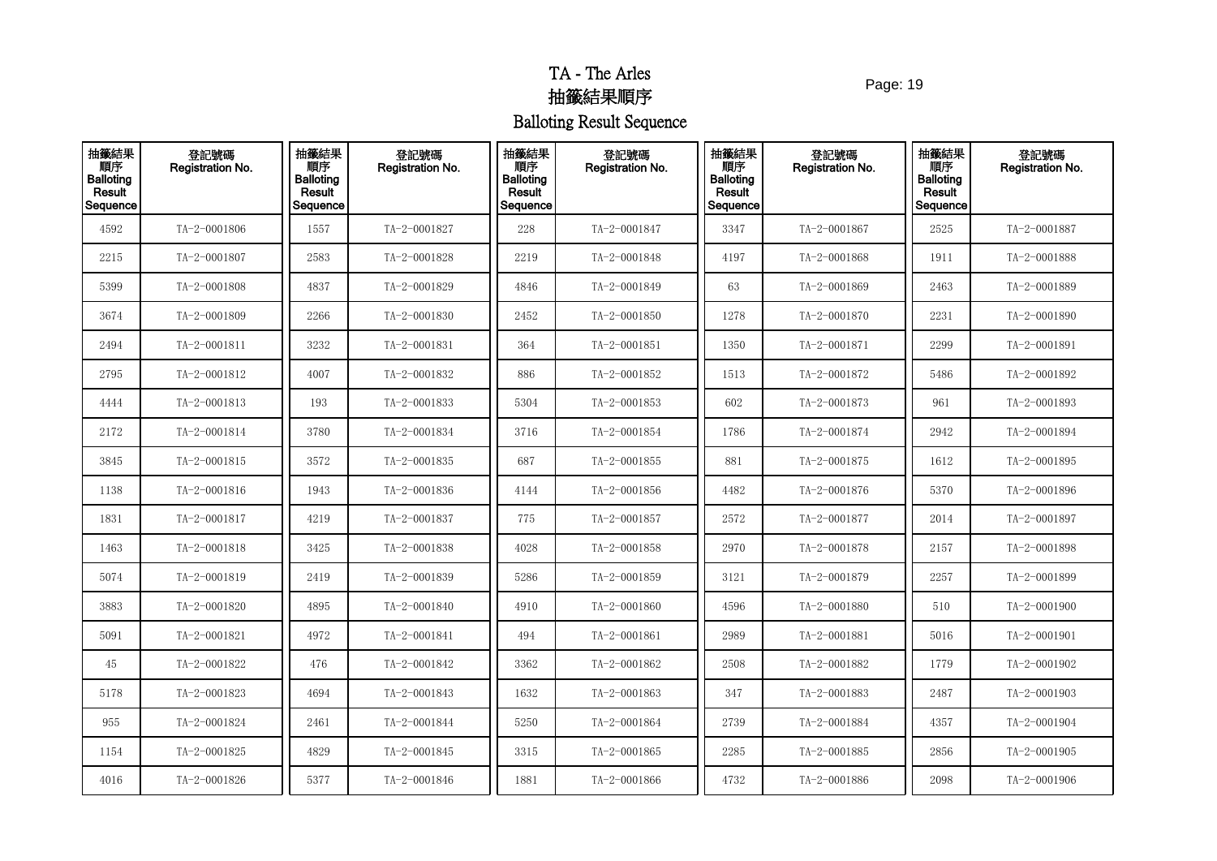# TA - The Arles

# 抽籤結果順序

# Balloting Result Sequence

| 抽籤結果順序 Balloting Result Sequence | 登記號碼 Registration No. | 抽籤結果順序 Balloting Result Sequence | 登記號碼 Registration No. | 抽籤結果順序 Balloting Result Sequence | 登記號碼 Registration No. | 抽籤結果順序 Balloting Result Sequence | 登記號碼 Registration No. | 抽籤結果順序 Balloting Result Sequence | 登記號碼 Registration No. |
|---|---|---|---|---|---|---|---|---|---|
| 4592 | TA-2-0001806 | 1557 | TA-2-0001827 | 228 | TA-2-0001847 | 3347 | TA-2-0001867 | 2525 | TA-2-0001887 |
| 2215 | TA-2-0001807 | 2583 | TA-2-0001828 | 2219 | TA-2-0001848 | 4197 | TA-2-0001868 | 1911 | TA-2-0001888 |
| 5399 | TA-2-0001808 | 4837 | TA-2-0001829 | 4846 | TA-2-0001849 | 63 | TA-2-0001869 | 2463 | TA-2-0001889 |
| 3674 | TA-2-0001809 | 2266 | TA-2-0001830 | 2452 | TA-2-0001850 | 1278 | TA-2-0001870 | 2231 | TA-2-0001890 |
| 2494 | TA-2-0001811 | 3232 | TA-2-0001831 | 364 | TA-2-0001851 | 1350 | TA-2-0001871 | 2299 | TA-2-0001891 |
| 2795 | TA-2-0001812 | 4007 | TA-2-0001832 | 886 | TA-2-0001852 | 1513 | TA-2-0001872 | 5486 | TA-2-0001892 |
| 4444 | TA-2-0001813 | 193 | TA-2-0001833 | 5304 | TA-2-0001853 | 602 | TA-2-0001873 | 961 | TA-2-0001893 |
| 2172 | TA-2-0001814 | 3780 | TA-2-0001834 | 3716 | TA-2-0001854 | 1786 | TA-2-0001874 | 2942 | TA-2-0001894 |
| 3845 | TA-2-0001815 | 3572 | TA-2-0001835 | 687 | TA-2-0001855 | 881 | TA-2-0001875 | 1612 | TA-2-0001895 |
| 1138 | TA-2-0001816 | 1943 | TA-2-0001836 | 4144 | TA-2-0001856 | 4482 | TA-2-0001876 | 5370 | TA-2-0001896 |
| 1831 | TA-2-0001817 | 4219 | TA-2-0001837 | 775 | TA-2-0001857 | 2572 | TA-2-0001877 | 2014 | TA-2-0001897 |
| 1463 | TA-2-0001818 | 3425 | TA-2-0001838 | 4028 | TA-2-0001858 | 2970 | TA-2-0001878 | 2157 | TA-2-0001898 |
| 5074 | TA-2-0001819 | 2419 | TA-2-0001839 | 5286 | TA-2-0001859 | 3121 | TA-2-0001879 | 2257 | TA-2-0001899 |
| 3883 | TA-2-0001820 | 4895 | TA-2-0001840 | 4910 | TA-2-0001860 | 4596 | TA-2-0001880 | 510 | TA-2-0001900 |
| 5091 | TA-2-0001821 | 4972 | TA-2-0001841 | 494 | TA-2-0001861 | 2989 | TA-2-0001881 | 5016 | TA-2-0001901 |
| 45 | TA-2-0001822 | 476 | TA-2-0001842 | 3362 | TA-2-0001862 | 2508 | TA-2-0001882 | 1779 | TA-2-0001902 |
| 5178 | TA-2-0001823 | 4694 | TA-2-0001843 | 1632 | TA-2-0001863 | 347 | TA-2-0001883 | 2487 | TA-2-0001903 |
| 955 | TA-2-0001824 | 2461 | TA-2-0001844 | 5250 | TA-2-0001864 | 2739 | TA-2-0001884 | 4357 | TA-2-0001904 |
| 1154 | TA-2-0001825 | 4829 | TA-2-0001845 | 3315 | TA-2-0001865 | 2285 | TA-2-0001885 | 2856 | TA-2-0001905 |
| 4016 | TA-2-0001826 | 5377 | TA-2-0001846 | 1881 | TA-2-0001866 | 4732 | TA-2-0001886 | 2098 | TA-2-0001906 |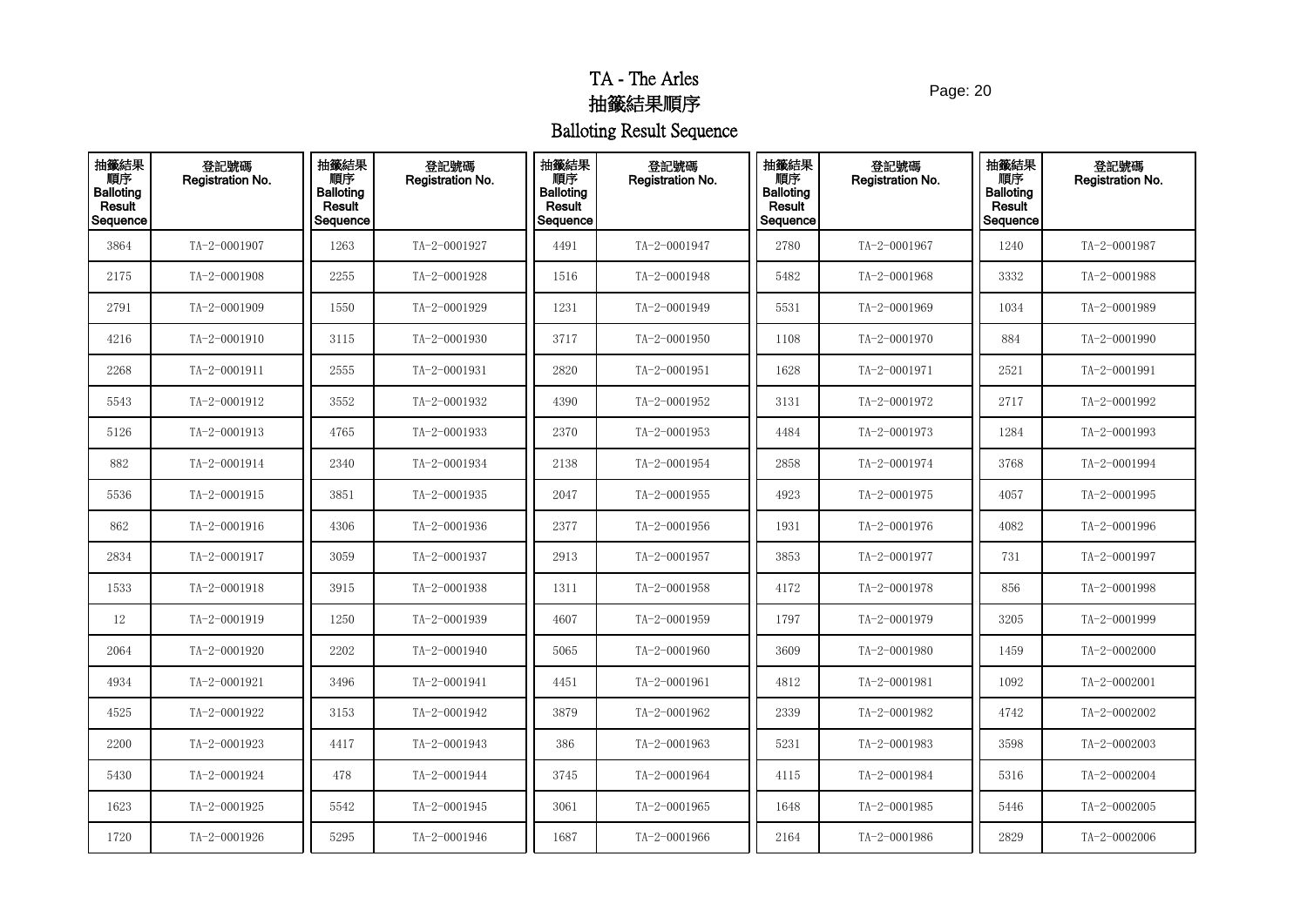# TA - The Arles

## 抽籤結果順序

## Balloting Result Sequence

| 抽籤結果順序 Balloting Result Sequence | 登記號碼 Registration No. | 抽籤結果順序 Balloting Result Sequence | 登記號碼 Registration No. | 抽籤結果順序 Balloting Result Sequence | 登記號碼 Registration No. | 抽籤結果順序 Balloting Result Sequence | 登記號碼 Registration No. | 抽籤結果順序 Balloting Result Sequence | 登記號碼 Registration No. |
|---|---|---|---|---|---|---|---|---|---|
| 3864 | TA-2-0001907 | 1263 | TA-2-0001927 | 4491 | TA-2-0001947 | 2780 | TA-2-0001967 | 1240 | TA-2-0001987 |
| 2175 | TA-2-0001908 | 2255 | TA-2-0001928 | 1516 | TA-2-0001948 | 5482 | TA-2-0001968 | 3332 | TA-2-0001988 |
| 2791 | TA-2-0001909 | 1550 | TA-2-0001929 | 1231 | TA-2-0001949 | 5531 | TA-2-0001969 | 1034 | TA-2-0001989 |
| 4216 | TA-2-0001910 | 3115 | TA-2-0001930 | 3717 | TA-2-0001950 | 1108 | TA-2-0001970 | 884 | TA-2-0001990 |
| 2268 | TA-2-0001911 | 2555 | TA-2-0001931 | 2820 | TA-2-0001951 | 1628 | TA-2-0001971 | 2521 | TA-2-0001991 |
| 5543 | TA-2-0001912 | 3552 | TA-2-0001932 | 4390 | TA-2-0001952 | 3131 | TA-2-0001972 | 2717 | TA-2-0001992 |
| 5126 | TA-2-0001913 | 4765 | TA-2-0001933 | 2370 | TA-2-0001953 | 4484 | TA-2-0001973 | 1284 | TA-2-0001993 |
| 882 | TA-2-0001914 | 2340 | TA-2-0001934 | 2138 | TA-2-0001954 | 2858 | TA-2-0001974 | 3768 | TA-2-0001994 |
| 5536 | TA-2-0001915 | 3851 | TA-2-0001935 | 2047 | TA-2-0001955 | 4923 | TA-2-0001975 | 4057 | TA-2-0001995 |
| 862 | TA-2-0001916 | 4306 | TA-2-0001936 | 2377 | TA-2-0001956 | 1931 | TA-2-0001976 | 4082 | TA-2-0001996 |
| 2834 | TA-2-0001917 | 3059 | TA-2-0001937 | 2913 | TA-2-0001957 | 3853 | TA-2-0001977 | 731 | TA-2-0001997 |
| 1533 | TA-2-0001918 | 3915 | TA-2-0001938 | 1311 | TA-2-0001958 | 4172 | TA-2-0001978 | 856 | TA-2-0001998 |
| 12 | TA-2-0001919 | 1250 | TA-2-0001939 | 4607 | TA-2-0001959 | 1797 | TA-2-0001979 | 3205 | TA-2-0001999 |
| 2064 | TA-2-0001920 | 2202 | TA-2-0001940 | 5065 | TA-2-0001960 | 3609 | TA-2-0001980 | 1459 | TA-2-0002000 |
| 4934 | TA-2-0001921 | 3496 | TA-2-0001941 | 4451 | TA-2-0001961 | 4812 | TA-2-0001981 | 1092 | TA-2-0002001 |
| 4525 | TA-2-0001922 | 3153 | TA-2-0001942 | 3879 | TA-2-0001962 | 2339 | TA-2-0001982 | 4742 | TA-2-0002002 |
| 2200 | TA-2-0001923 | 4417 | TA-2-0001943 | 386 | TA-2-0001963 | 5231 | TA-2-0001983 | 3598 | TA-2-0002003 |
| 5430 | TA-2-0001924 | 478 | TA-2-0001944 | 3745 | TA-2-0001964 | 4115 | TA-2-0001984 | 5316 | TA-2-0002004 |
| 1623 | TA-2-0001925 | 5542 | TA-2-0001945 | 3061 | TA-2-0001965 | 1648 | TA-2-0001985 | 5446 | TA-2-0002005 |
| 1720 | TA-2-0001926 | 5295 | TA-2-0001946 | 1687 | TA-2-0001966 | 2164 | TA-2-0001986 | 2829 | TA-2-0002006 |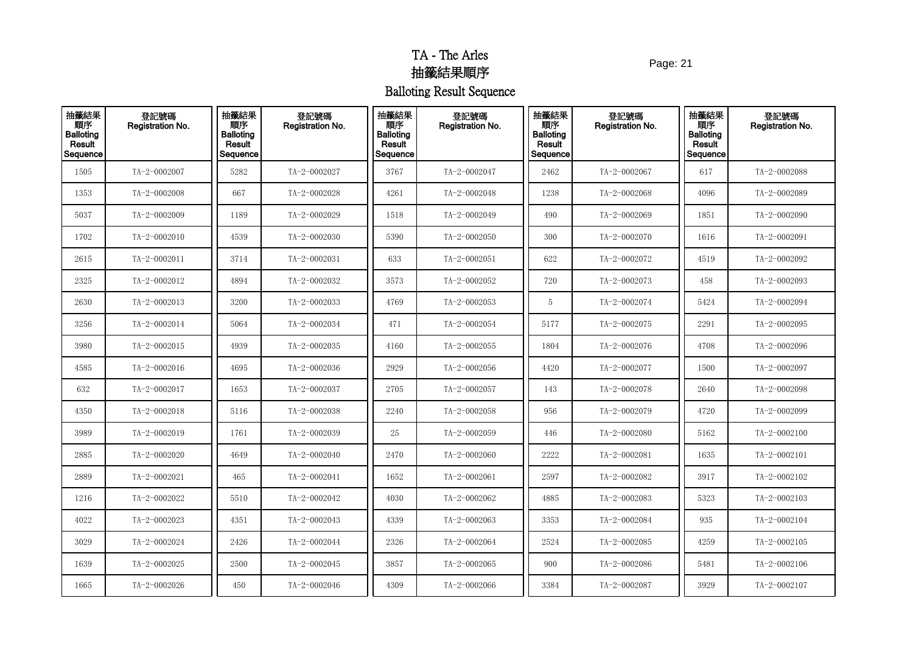# TA - The Arles
# 抽籤結果順序
# Balloting Result Sequence

| 抽籤結果順序 Balloting Result Sequence | 登記號碼 Registration No. | 抽籤結果順序 Balloting Result Sequence | 登記號碼 Registration No. | 抽籤結果順序 Balloting Result Sequence | 登記號碼 Registration No. | 抽籤結果順序 Balloting Result Sequence | 登記號碼 Registration No. | 抽籤結果順序 Balloting Result Sequence | 登記號碼 Registration No. |
|---|---|---|---|---|---|---|---|---|---|
| 1505 | TA-2-0002007 | 5282 | TA-2-0002027 | 3767 | TA-2-0002047 | 2462 | TA-2-0002067 | 617 | TA-2-0002088 |
| 1353 | TA-2-0002008 | 667 | TA-2-0002028 | 4261 | TA-2-0002048 | 1238 | TA-2-0002068 | 4096 | TA-2-0002089 |
| 5037 | TA-2-0002009 | 1189 | TA-2-0002029 | 1518 | TA-2-0002049 | 490 | TA-2-0002069 | 1851 | TA-2-0002090 |
| 1702 | TA-2-0002010 | 4539 | TA-2-0002030 | 5390 | TA-2-0002050 | 300 | TA-2-0002070 | 1616 | TA-2-0002091 |
| 2615 | TA-2-0002011 | 3714 | TA-2-0002031 | 633 | TA-2-0002051 | 622 | TA-2-0002072 | 4519 | TA-2-0002092 |
| 2325 | TA-2-0002012 | 4894 | TA-2-0002032 | 3573 | TA-2-0002052 | 720 | TA-2-0002073 | 458 | TA-2-0002093 |
| 2630 | TA-2-0002013 | 3200 | TA-2-0002033 | 4769 | TA-2-0002053 | 5 | TA-2-0002074 | 5424 | TA-2-0002094 |
| 3256 | TA-2-0002014 | 5064 | TA-2-0002034 | 471 | TA-2-0002054 | 5177 | TA-2-0002075 | 2291 | TA-2-0002095 |
| 3980 | TA-2-0002015 | 4939 | TA-2-0002035 | 4160 | TA-2-0002055 | 1804 | TA-2-0002076 | 4708 | TA-2-0002096 |
| 4585 | TA-2-0002016 | 4695 | TA-2-0002036 | 2929 | TA-2-0002056 | 4420 | TA-2-0002077 | 1500 | TA-2-0002097 |
| 632 | TA-2-0002017 | 1653 | TA-2-0002037 | 2705 | TA-2-0002057 | 143 | TA-2-0002078 | 2640 | TA-2-0002098 |
| 4350 | TA-2-0002018 | 5116 | TA-2-0002038 | 2240 | TA-2-0002058 | 956 | TA-2-0002079 | 4720 | TA-2-0002099 |
| 3989 | TA-2-0002019 | 1761 | TA-2-0002039 | 25 | TA-2-0002059 | 446 | TA-2-0002080 | 5162 | TA-2-0002100 |
| 2885 | TA-2-0002020 | 4649 | TA-2-0002040 | 2470 | TA-2-0002060 | 2222 | TA-2-0002081 | 1635 | TA-2-0002101 |
| 2889 | TA-2-0002021 | 465 | TA-2-0002041 | 1652 | TA-2-0002061 | 2597 | TA-2-0002082 | 3917 | TA-2-0002102 |
| 1216 | TA-2-0002022 | 5510 | TA-2-0002042 | 4030 | TA-2-0002062 | 4885 | TA-2-0002083 | 5323 | TA-2-0002103 |
| 4022 | TA-2-0002023 | 4351 | TA-2-0002043 | 4339 | TA-2-0002063 | 3353 | TA-2-0002084 | 935 | TA-2-0002104 |
| 3029 | TA-2-0002024 | 2426 | TA-2-0002044 | 2326 | TA-2-0002064 | 2524 | TA-2-0002085 | 4259 | TA-2-0002105 |
| 1639 | TA-2-0002025 | 2500 | TA-2-0002045 | 3857 | TA-2-0002065 | 900 | TA-2-0002086 | 5481 | TA-2-0002106 |
| 1665 | TA-2-0002026 | 450 | TA-2-0002046 | 4309 | TA-2-0002066 | 3384 | TA-2-0002087 | 3929 | TA-2-0002107 |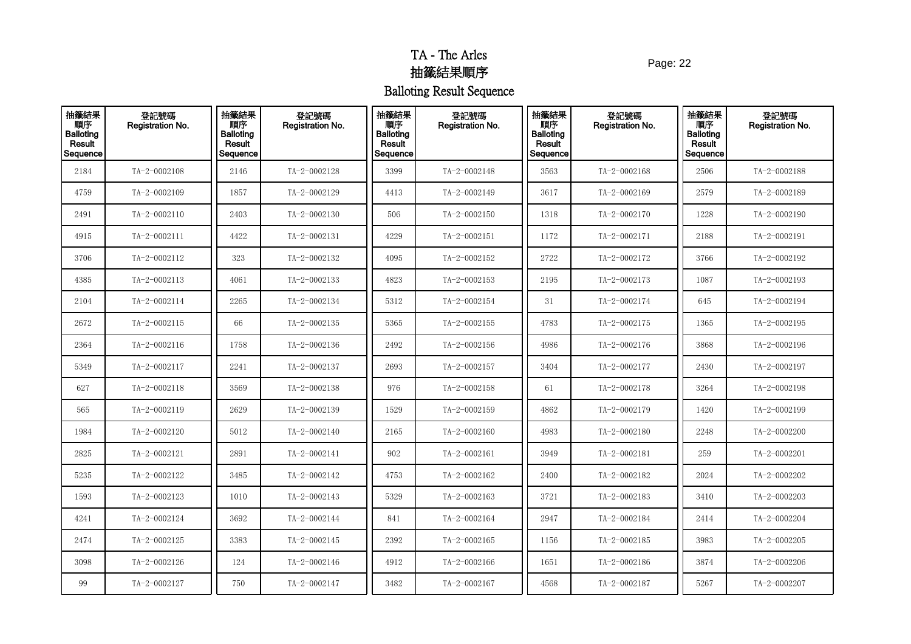# TA - The Arles

# 抽籤結果順序

# Balloting Result Sequence

| 抽籤結果順序 Balloting Result Sequence | 登記號碼 Registration No. | 抽籤結果順序 Balloting Result Sequence | 登記號碼 Registration No. | 抽籤結果順序 Balloting Result Sequence | 登記號碼 Registration No. | 抽籤結果順序 Balloting Result Sequence | 登記號碼 Registration No. | 抽籤結果順序 Balloting Result Sequence | 登記號碼 Registration No. |
|---|---|---|---|---|---|---|---|---|---|
| 2184 | TA-2-0002108 | 2146 | TA-2-0002128 | 3399 | TA-2-0002148 | 3563 | TA-2-0002168 | 2506 | TA-2-0002188 |
| 4759 | TA-2-0002109 | 1857 | TA-2-0002129 | 4413 | TA-2-0002149 | 3617 | TA-2-0002169 | 2579 | TA-2-0002189 |
| 2491 | TA-2-0002110 | 2403 | TA-2-0002130 | 506 | TA-2-0002150 | 1318 | TA-2-0002170 | 1228 | TA-2-0002190 |
| 4915 | TA-2-0002111 | 4422 | TA-2-0002131 | 4229 | TA-2-0002151 | 1172 | TA-2-0002171 | 2188 | TA-2-0002191 |
| 3706 | TA-2-0002112 | 323 | TA-2-0002132 | 4095 | TA-2-0002152 | 2722 | TA-2-0002172 | 3766 | TA-2-0002192 |
| 4385 | TA-2-0002113 | 4061 | TA-2-0002133 | 4823 | TA-2-0002153 | 2195 | TA-2-0002173 | 1087 | TA-2-0002193 |
| 2104 | TA-2-0002114 | 2265 | TA-2-0002134 | 5312 | TA-2-0002154 | 31 | TA-2-0002174 | 645 | TA-2-0002194 |
| 2672 | TA-2-0002115 | 66 | TA-2-0002135 | 5365 | TA-2-0002155 | 4783 | TA-2-0002175 | 1365 | TA-2-0002195 |
| 2364 | TA-2-0002116 | 1758 | TA-2-0002136 | 2492 | TA-2-0002156 | 4986 | TA-2-0002176 | 3868 | TA-2-0002196 |
| 5349 | TA-2-0002117 | 2241 | TA-2-0002137 | 2693 | TA-2-0002157 | 3404 | TA-2-0002177 | 2430 | TA-2-0002197 |
| 627 | TA-2-0002118 | 3569 | TA-2-0002138 | 976 | TA-2-0002158 | 61 | TA-2-0002178 | 3264 | TA-2-0002198 |
| 565 | TA-2-0002119 | 2629 | TA-2-0002139 | 1529 | TA-2-0002159 | 4862 | TA-2-0002179 | 1420 | TA-2-0002199 |
| 1984 | TA-2-0002120 | 5012 | TA-2-0002140 | 2165 | TA-2-0002160 | 4983 | TA-2-0002180 | 2248 | TA-2-0002200 |
| 2825 | TA-2-0002121 | 2891 | TA-2-0002141 | 902 | TA-2-0002161 | 3949 | TA-2-0002181 | 259 | TA-2-0002201 |
| 5235 | TA-2-0002122 | 3485 | TA-2-0002142 | 4753 | TA-2-0002162 | 2400 | TA-2-0002182 | 2024 | TA-2-0002202 |
| 1593 | TA-2-0002123 | 1010 | TA-2-0002143 | 5329 | TA-2-0002163 | 3721 | TA-2-0002183 | 3410 | TA-2-0002203 |
| 4241 | TA-2-0002124 | 3692 | TA-2-0002144 | 841 | TA-2-0002164 | 2947 | TA-2-0002184 | 2414 | TA-2-0002204 |
| 2474 | TA-2-0002125 | 3383 | TA-2-0002145 | 2392 | TA-2-0002165 | 1156 | TA-2-0002185 | 3983 | TA-2-0002205 |
| 3098 | TA-2-0002126 | 124 | TA-2-0002146 | 4912 | TA-2-0002166 | 1651 | TA-2-0002186 | 3874 | TA-2-0002206 |
| 99 | TA-2-0002127 | 750 | TA-2-0002147 | 3482 | TA-2-0002167 | 4568 | TA-2-0002187 | 5267 | TA-2-0002207 |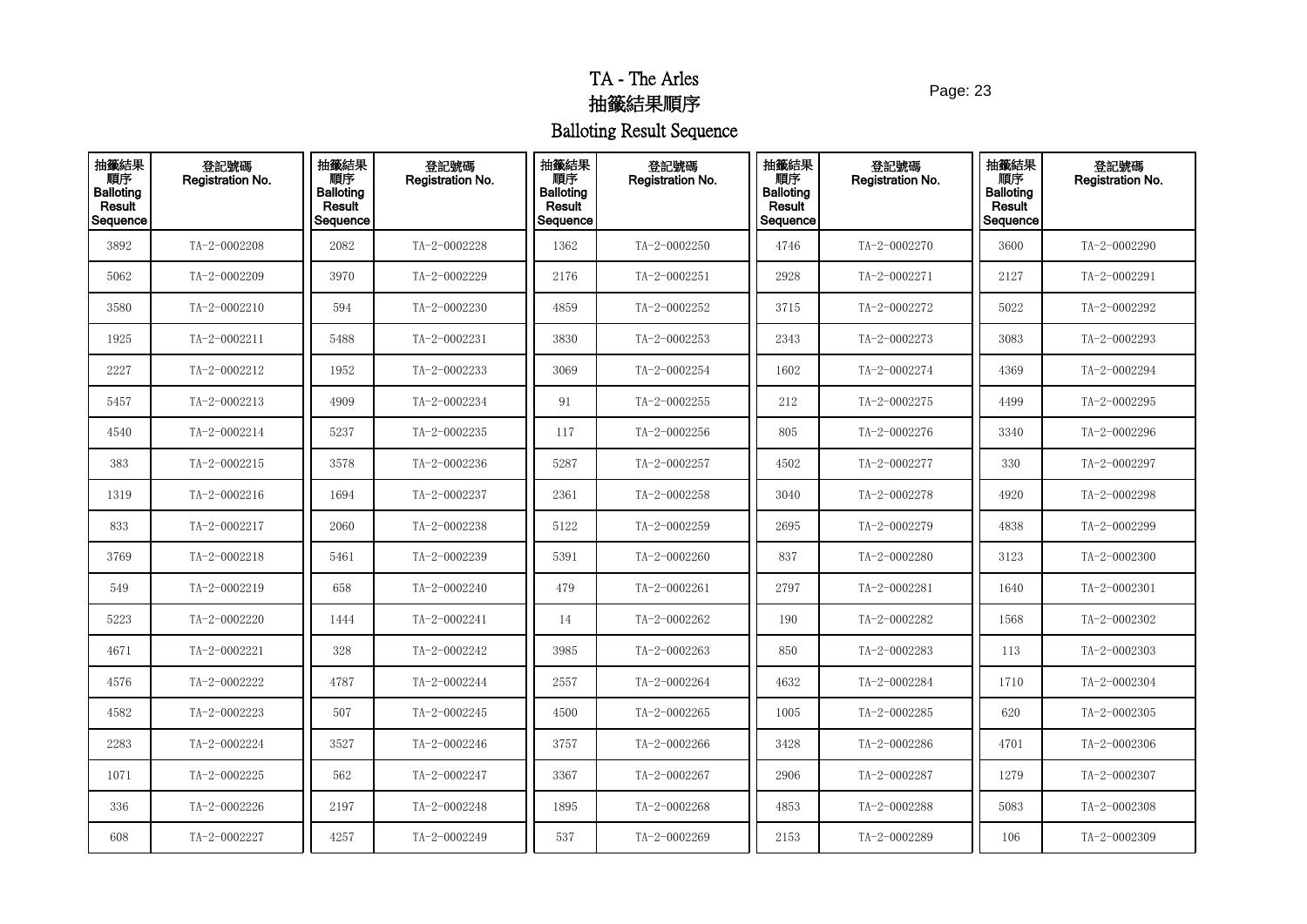# TA - The Arles

# 抽籤結果順序

# Balloting Result Sequence

| 抽籤結果順序 Balloting Result Sequence | 登記號碼 Registration No. | 抽籤結果順序 Balloting Result Sequence | 登記號碼 Registration No. | 抽籤結果順序 Balloting Result Sequence | 登記號碼 Registration No. | 抽籤結果順序 Balloting Result Sequence | 登記號碼 Registration No. | 抽籤結果順序 Balloting Result Sequence | 登記號碼 Registration No. |
|---|---|---|---|---|---|---|---|---|---|
| 3892 | TA-2-0002208 | 2082 | TA-2-0002228 | 1362 | TA-2-0002250 | 4746 | TA-2-0002270 | 3600 | TA-2-0002290 |
| 5062 | TA-2-0002209 | 3970 | TA-2-0002229 | 2176 | TA-2-0002251 | 2928 | TA-2-0002271 | 2127 | TA-2-0002291 |
| 3580 | TA-2-0002210 | 594 | TA-2-0002230 | 4859 | TA-2-0002252 | 3715 | TA-2-0002272 | 5022 | TA-2-0002292 |
| 1925 | TA-2-0002211 | 5488 | TA-2-0002231 | 3830 | TA-2-0002253 | 2343 | TA-2-0002273 | 3083 | TA-2-0002293 |
| 2227 | TA-2-0002212 | 1952 | TA-2-0002233 | 3069 | TA-2-0002254 | 1602 | TA-2-0002274 | 4369 | TA-2-0002294 |
| 5457 | TA-2-0002213 | 4909 | TA-2-0002234 | 91 | TA-2-0002255 | 212 | TA-2-0002275 | 4499 | TA-2-0002295 |
| 4540 | TA-2-0002214 | 5237 | TA-2-0002235 | 117 | TA-2-0002256 | 805 | TA-2-0002276 | 3340 | TA-2-0002296 |
| 383 | TA-2-0002215 | 3578 | TA-2-0002236 | 5287 | TA-2-0002257 | 4502 | TA-2-0002277 | 330 | TA-2-0002297 |
| 1319 | TA-2-0002216 | 1694 | TA-2-0002237 | 2361 | TA-2-0002258 | 3040 | TA-2-0002278 | 4920 | TA-2-0002298 |
| 833 | TA-2-0002217 | 2060 | TA-2-0002238 | 5122 | TA-2-0002259 | 2695 | TA-2-0002279 | 4838 | TA-2-0002299 |
| 3769 | TA-2-0002218 | 5461 | TA-2-0002239 | 5391 | TA-2-0002260 | 837 | TA-2-0002280 | 3123 | TA-2-0002300 |
| 549 | TA-2-0002219 | 658 | TA-2-0002240 | 479 | TA-2-0002261 | 2797 | TA-2-0002281 | 1640 | TA-2-0002301 |
| 5223 | TA-2-0002220 | 1444 | TA-2-0002241 | 14 | TA-2-0002262 | 190 | TA-2-0002282 | 1568 | TA-2-0002302 |
| 4671 | TA-2-0002221 | 328 | TA-2-0002242 | 3985 | TA-2-0002263 | 850 | TA-2-0002283 | 113 | TA-2-0002303 |
| 4576 | TA-2-0002222 | 4787 | TA-2-0002244 | 2557 | TA-2-0002264 | 4632 | TA-2-0002284 | 1710 | TA-2-0002304 |
| 4582 | TA-2-0002223 | 507 | TA-2-0002245 | 4500 | TA-2-0002265 | 1005 | TA-2-0002285 | 620 | TA-2-0002305 |
| 2283 | TA-2-0002224 | 3527 | TA-2-0002246 | 3757 | TA-2-0002266 | 3428 | TA-2-0002286 | 4701 | TA-2-0002306 |
| 1071 | TA-2-0002225 | 562 | TA-2-0002247 | 3367 | TA-2-0002267 | 2906 | TA-2-0002287 | 1279 | TA-2-0002307 |
| 336 | TA-2-0002226 | 2197 | TA-2-0002248 | 1895 | TA-2-0002268 | 4853 | TA-2-0002288 | 5083 | TA-2-0002308 |
| 608 | TA-2-0002227 | 4257 | TA-2-0002249 | 537 | TA-2-0002269 | 2153 | TA-2-0002289 | 106 | TA-2-0002309 |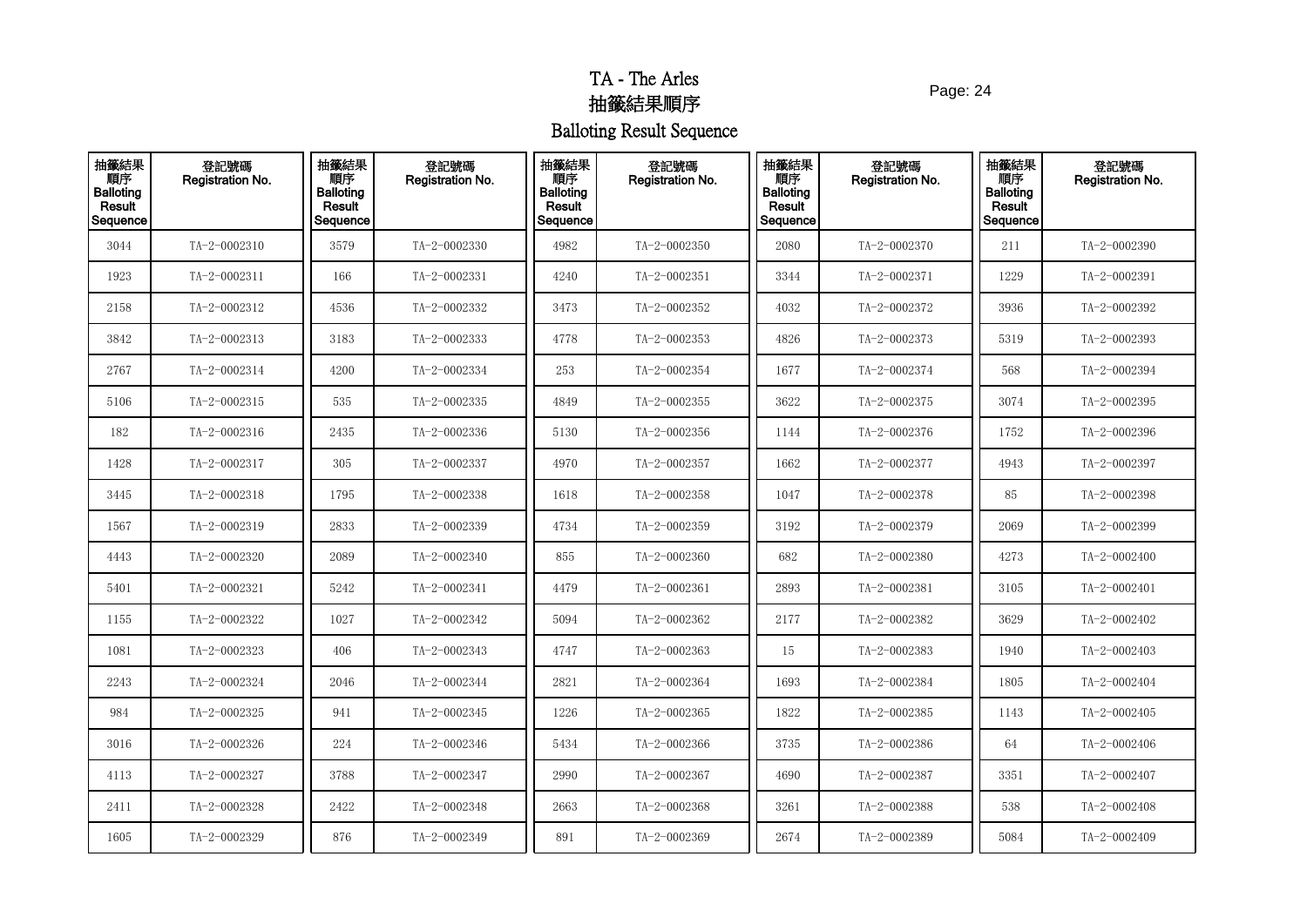# TA - The Arles

## 抽籤結果順序

## Balloting Result Sequence

| 抽籤結果順序 Balloting Result Sequence | 登記號碼 Registration No. | 抽籤結果順序 Balloting Result Sequence | 登記號碼 Registration No. | 抽籤結果順序 Balloting Result Sequence | 登記號碼 Registration No. | 抽籤結果順序 Balloting Result Sequence | 登記號碼 Registration No. | 抽籤結果順序 Balloting Result Sequence | 登記號碼 Registration No. |
|---|---|---|---|---|---|---|---|---|---|
| 3044 | TA-2-0002310 | 3579 | TA-2-0002330 | 4982 | TA-2-0002350 | 2080 | TA-2-0002370 | 211 | TA-2-0002390 |
| 1923 | TA-2-0002311 | 166 | TA-2-0002331 | 4240 | TA-2-0002351 | 3344 | TA-2-0002371 | 1229 | TA-2-0002391 |
| 2158 | TA-2-0002312 | 4536 | TA-2-0002332 | 3473 | TA-2-0002352 | 4032 | TA-2-0002372 | 3936 | TA-2-0002392 |
| 3842 | TA-2-0002313 | 3183 | TA-2-0002333 | 4778 | TA-2-0002353 | 4826 | TA-2-0002373 | 5319 | TA-2-0002393 |
| 2767 | TA-2-0002314 | 4200 | TA-2-0002334 | 253 | TA-2-0002354 | 1677 | TA-2-0002374 | 568 | TA-2-0002394 |
| 5106 | TA-2-0002315 | 535 | TA-2-0002335 | 4849 | TA-2-0002355 | 3622 | TA-2-0002375 | 3074 | TA-2-0002395 |
| 182 | TA-2-0002316 | 2435 | TA-2-0002336 | 5130 | TA-2-0002356 | 1144 | TA-2-0002376 | 1752 | TA-2-0002396 |
| 1428 | TA-2-0002317 | 305 | TA-2-0002337 | 4970 | TA-2-0002357 | 1662 | TA-2-0002377 | 4943 | TA-2-0002397 |
| 3445 | TA-2-0002318 | 1795 | TA-2-0002338 | 1618 | TA-2-0002358 | 1047 | TA-2-0002378 | 85 | TA-2-0002398 |
| 1567 | TA-2-0002319 | 2833 | TA-2-0002339 | 4734 | TA-2-0002359 | 3192 | TA-2-0002379 | 2069 | TA-2-0002399 |
| 4443 | TA-2-0002320 | 2089 | TA-2-0002340 | 855 | TA-2-0002360 | 682 | TA-2-0002380 | 4273 | TA-2-0002400 |
| 5401 | TA-2-0002321 | 5242 | TA-2-0002341 | 4479 | TA-2-0002361 | 2893 | TA-2-0002381 | 3105 | TA-2-0002401 |
| 1155 | TA-2-0002322 | 1027 | TA-2-0002342 | 5094 | TA-2-0002362 | 2177 | TA-2-0002382 | 3629 | TA-2-0002402 |
| 1081 | TA-2-0002323 | 406 | TA-2-0002343 | 4747 | TA-2-0002363 | 15 | TA-2-0002383 | 1940 | TA-2-0002403 |
| 2243 | TA-2-0002324 | 2046 | TA-2-0002344 | 2821 | TA-2-0002364 | 1693 | TA-2-0002384 | 1805 | TA-2-0002404 |
| 984 | TA-2-0002325 | 941 | TA-2-0002345 | 1226 | TA-2-0002365 | 1822 | TA-2-0002385 | 1143 | TA-2-0002405 |
| 3016 | TA-2-0002326 | 224 | TA-2-0002346 | 5434 | TA-2-0002366 | 3735 | TA-2-0002386 | 64 | TA-2-0002406 |
| 4113 | TA-2-0002327 | 3788 | TA-2-0002347 | 2990 | TA-2-0002367 | 4690 | TA-2-0002387 | 3351 | TA-2-0002407 |
| 2411 | TA-2-0002328 | 2422 | TA-2-0002348 | 2663 | TA-2-0002368 | 3261 | TA-2-0002388 | 538 | TA-2-0002408 |
| 1605 | TA-2-0002329 | 876 | TA-2-0002349 | 891 | TA-2-0002369 | 2674 | TA-2-0002389 | 5084 | TA-2-0002409 |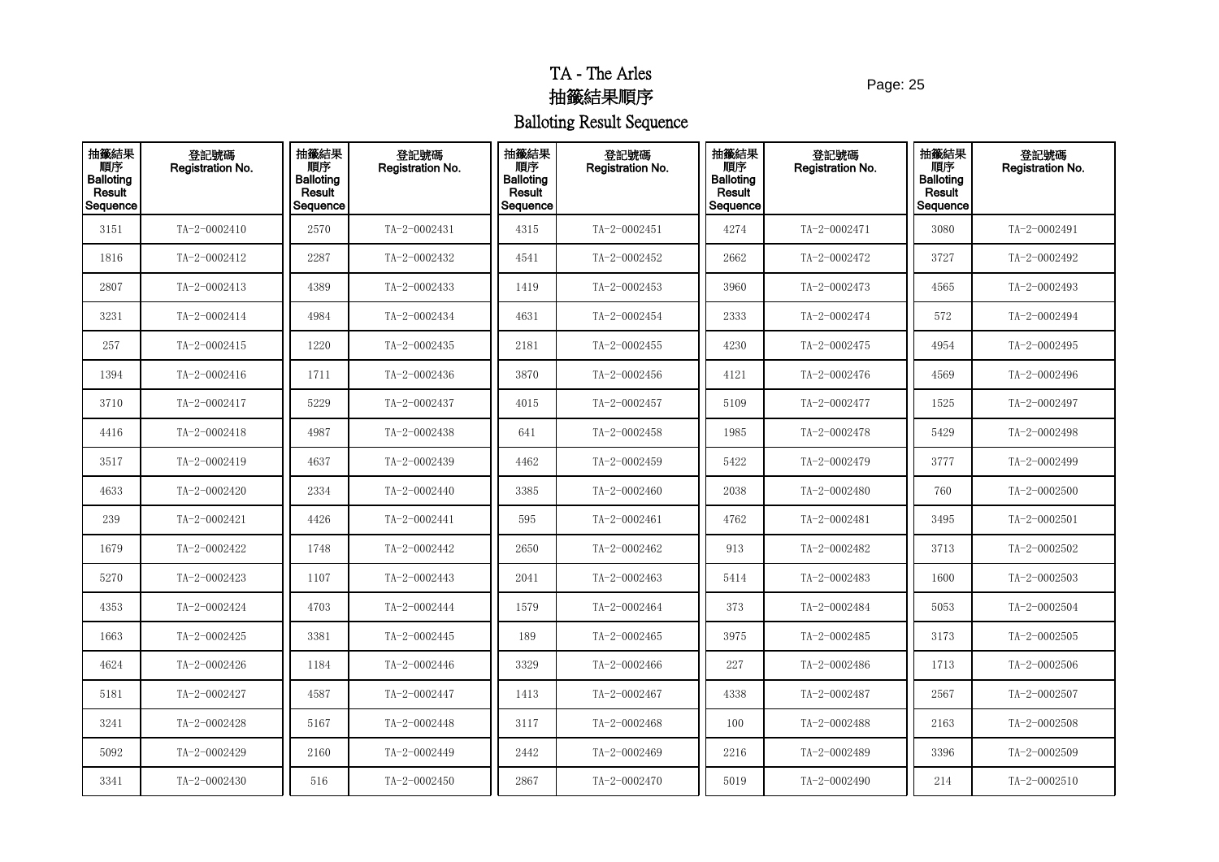# TA - The Arles
# 抽籤結果順序
# Balloting Result Sequence

| 抽籤結果順序 Balloting Result Sequence | 登記號碼 Registration No. | 抽籤結果順序 Balloting Result Sequence | 登記號碼 Registration No. | 抽籤結果順序 Balloting Result Sequence | 登記號碼 Registration No. | 抽籤結果順序 Balloting Result Sequence | 登記號碼 Registration No. | 抽籤結果順序 Balloting Result Sequence | 登記號碼 Registration No. |
|---|---|---|---|---|---|---|---|---|---|
| 3151 | TA-2-0002410 | 2570 | TA-2-0002431 | 4315 | TA-2-0002451 | 4274 | TA-2-0002471 | 3080 | TA-2-0002491 |
| 1816 | TA-2-0002412 | 2287 | TA-2-0002432 | 4541 | TA-2-0002452 | 2662 | TA-2-0002472 | 3727 | TA-2-0002492 |
| 2807 | TA-2-0002413 | 4389 | TA-2-0002433 | 1419 | TA-2-0002453 | 3960 | TA-2-0002473 | 4565 | TA-2-0002493 |
| 3231 | TA-2-0002414 | 4984 | TA-2-0002434 | 4631 | TA-2-0002454 | 2333 | TA-2-0002474 | 572 | TA-2-0002494 |
| 257 | TA-2-0002415 | 1220 | TA-2-0002435 | 2181 | TA-2-0002455 | 4230 | TA-2-0002475 | 4954 | TA-2-0002495 |
| 1394 | TA-2-0002416 | 1711 | TA-2-0002436 | 3870 | TA-2-0002456 | 4121 | TA-2-0002476 | 4569 | TA-2-0002496 |
| 3710 | TA-2-0002417 | 5229 | TA-2-0002437 | 4015 | TA-2-0002457 | 5109 | TA-2-0002477 | 1525 | TA-2-0002497 |
| 4416 | TA-2-0002418 | 4987 | TA-2-0002438 | 641 | TA-2-0002458 | 1985 | TA-2-0002478 | 5429 | TA-2-0002498 |
| 3517 | TA-2-0002419 | 4637 | TA-2-0002439 | 4462 | TA-2-0002459 | 5422 | TA-2-0002479 | 3777 | TA-2-0002499 |
| 4633 | TA-2-0002420 | 2334 | TA-2-0002440 | 3385 | TA-2-0002460 | 2038 | TA-2-0002480 | 760 | TA-2-0002500 |
| 239 | TA-2-0002421 | 4426 | TA-2-0002441 | 595 | TA-2-0002461 | 4762 | TA-2-0002481 | 3495 | TA-2-0002501 |
| 1679 | TA-2-0002422 | 1748 | TA-2-0002442 | 2650 | TA-2-0002462 | 913 | TA-2-0002482 | 3713 | TA-2-0002502 |
| 5270 | TA-2-0002423 | 1107 | TA-2-0002443 | 2041 | TA-2-0002463 | 5414 | TA-2-0002483 | 1600 | TA-2-0002503 |
| 4353 | TA-2-0002424 | 4703 | TA-2-0002444 | 1579 | TA-2-0002464 | 373 | TA-2-0002484 | 5053 | TA-2-0002504 |
| 1663 | TA-2-0002425 | 3381 | TA-2-0002445 | 189 | TA-2-0002465 | 3975 | TA-2-0002485 | 3173 | TA-2-0002505 |
| 4624 | TA-2-0002426 | 1184 | TA-2-0002446 | 3329 | TA-2-0002466 | 227 | TA-2-0002486 | 1713 | TA-2-0002506 |
| 5181 | TA-2-0002427 | 4587 | TA-2-0002447 | 1413 | TA-2-0002467 | 4338 | TA-2-0002487 | 2567 | TA-2-0002507 |
| 3241 | TA-2-0002428 | 5167 | TA-2-0002448 | 3117 | TA-2-0002468 | 100 | TA-2-0002488 | 2163 | TA-2-0002508 |
| 5092 | TA-2-0002429 | 2160 | TA-2-0002449 | 2442 | TA-2-0002469 | 2216 | TA-2-0002489 | 3396 | TA-2-0002509 |
| 3341 | TA-2-0002430 | 516 | TA-2-0002450 | 2867 | TA-2-0002470 | 5019 | TA-2-0002490 | 214 | TA-2-0002510 |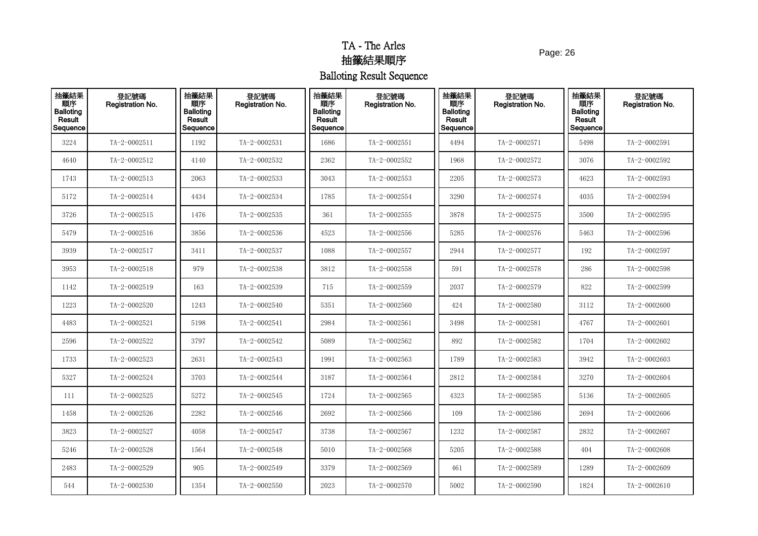# TA - The Arles

# 抽籤結果順序

# Balloting Result Sequence

| 抽籤結果順序 Balloting Result Sequence | 登記號碼 Registration No. | 抽籤結果順序 Balloting Result Sequence | 登記號碼 Registration No. | 抽籤結果順序 Balloting Result Sequence | 登記號碼 Registration No. | 抽籤結果順序 Balloting Result Sequence | 登記號碼 Registration No. | 抽籤結果順序 Balloting Result Sequence | 登記號碼 Registration No. |
|---|---|---|---|---|---|---|---|---|---|
| 3224 | TA-2-0002511 | 1192 | TA-2-0002531 | 1686 | TA-2-0002551 | 4494 | TA-2-0002571 | 5498 | TA-2-0002591 |
| 4640 | TA-2-0002512 | 4140 | TA-2-0002532 | 2362 | TA-2-0002552 | 1968 | TA-2-0002572 | 3076 | TA-2-0002592 |
| 1743 | TA-2-0002513 | 2063 | TA-2-0002533 | 3043 | TA-2-0002553 | 2205 | TA-2-0002573 | 4623 | TA-2-0002593 |
| 5172 | TA-2-0002514 | 4434 | TA-2-0002534 | 1785 | TA-2-0002554 | 3290 | TA-2-0002574 | 4035 | TA-2-0002594 |
| 3726 | TA-2-0002515 | 1476 | TA-2-0002535 | 361 | TA-2-0002555 | 3878 | TA-2-0002575 | 3500 | TA-2-0002595 |
| 5479 | TA-2-0002516 | 3856 | TA-2-0002536 | 4523 | TA-2-0002556 | 5285 | TA-2-0002576 | 5463 | TA-2-0002596 |
| 3939 | TA-2-0002517 | 3411 | TA-2-0002537 | 1088 | TA-2-0002557 | 2944 | TA-2-0002577 | 192 | TA-2-0002597 |
| 3953 | TA-2-0002518 | 979 | TA-2-0002538 | 3812 | TA-2-0002558 | 591 | TA-2-0002578 | 286 | TA-2-0002598 |
| 1142 | TA-2-0002519 | 163 | TA-2-0002539 | 715 | TA-2-0002559 | 2037 | TA-2-0002579 | 822 | TA-2-0002599 |
| 1223 | TA-2-0002520 | 1243 | TA-2-0002540 | 5351 | TA-2-0002560 | 424 | TA-2-0002580 | 3112 | TA-2-0002600 |
| 4483 | TA-2-0002521 | 5198 | TA-2-0002541 | 2984 | TA-2-0002561 | 3498 | TA-2-0002581 | 4767 | TA-2-0002601 |
| 2596 | TA-2-0002522 | 3797 | TA-2-0002542 | 5089 | TA-2-0002562 | 892 | TA-2-0002582 | 1704 | TA-2-0002602 |
| 1733 | TA-2-0002523 | 2631 | TA-2-0002543 | 1991 | TA-2-0002563 | 1789 | TA-2-0002583 | 3942 | TA-2-0002603 |
| 5327 | TA-2-0002524 | 3703 | TA-2-0002544 | 3187 | TA-2-0002564 | 2812 | TA-2-0002584 | 3270 | TA-2-0002604 |
| 111 | TA-2-0002525 | 5272 | TA-2-0002545 | 1724 | TA-2-0002565 | 4323 | TA-2-0002585 | 5136 | TA-2-0002605 |
| 1458 | TA-2-0002526 | 2282 | TA-2-0002546 | 2692 | TA-2-0002566 | 109 | TA-2-0002586 | 2694 | TA-2-0002606 |
| 3823 | TA-2-0002527 | 4058 | TA-2-0002547 | 3738 | TA-2-0002567 | 1232 | TA-2-0002587 | 2832 | TA-2-0002607 |
| 5246 | TA-2-0002528 | 1564 | TA-2-0002548 | 5010 | TA-2-0002568 | 5205 | TA-2-0002588 | 404 | TA-2-0002608 |
| 2483 | TA-2-0002529 | 905 | TA-2-0002549 | 3379 | TA-2-0002569 | 461 | TA-2-0002589 | 1289 | TA-2-0002609 |
| 544 | TA-2-0002530 | 1354 | TA-2-0002550 | 2023 | TA-2-0002570 | 5002 | TA-2-0002590 | 1824 | TA-2-0002610 |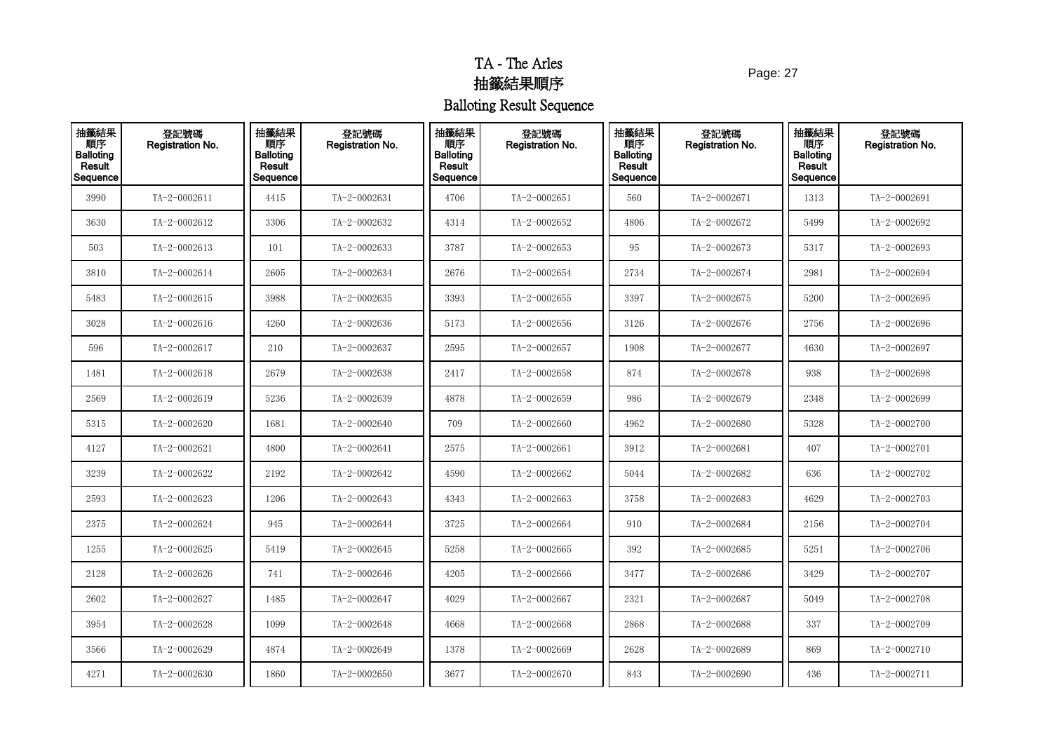# TA - The Arles
# 抽籤結果順序
# Balloting Result Sequence

| 抽籤結果順序 Balloting Result Sequence | 登記號碼 Registration No. | 抽籤結果順序 Balloting Result Sequence | 登記號碼 Registration No. | 抽籤結果順序 Balloting Result Sequence | 登記號碼 Registration No. | 抽籤結果順序 Balloting Result Sequence | 登記號碼 Registration No. | 抽籤結果順序 Balloting Result Sequence | 登記號碼 Registration No. |
|---|---|---|---|---|---|---|---|---|---|
| 3990 | TA-2-0002611 | 4415 | TA-2-0002631 | 4706 | TA-2-0002651 | 560 | TA-2-0002671 | 1313 | TA-2-0002691 |
| 3630 | TA-2-0002612 | 3306 | TA-2-0002632 | 4314 | TA-2-0002652 | 4806 | TA-2-0002672 | 5499 | TA-2-0002692 |
| 503 | TA-2-0002613 | 101 | TA-2-0002633 | 3787 | TA-2-0002653 | 95 | TA-2-0002673 | 5317 | TA-2-0002693 |
| 3810 | TA-2-0002614 | 2605 | TA-2-0002634 | 2676 | TA-2-0002654 | 2734 | TA-2-0002674 | 2981 | TA-2-0002694 |
| 5483 | TA-2-0002615 | 3988 | TA-2-0002635 | 3393 | TA-2-0002655 | 3397 | TA-2-0002675 | 5200 | TA-2-0002695 |
| 3028 | TA-2-0002616 | 4260 | TA-2-0002636 | 5173 | TA-2-0002656 | 3126 | TA-2-0002676 | 2756 | TA-2-0002696 |
| 596 | TA-2-0002617 | 210 | TA-2-0002637 | 2595 | TA-2-0002657 | 1908 | TA-2-0002677 | 4630 | TA-2-0002697 |
| 1481 | TA-2-0002618 | 2679 | TA-2-0002638 | 2417 | TA-2-0002658 | 874 | TA-2-0002678 | 938 | TA-2-0002698 |
| 2569 | TA-2-0002619 | 5236 | TA-2-0002639 | 4878 | TA-2-0002659 | 986 | TA-2-0002679 | 2348 | TA-2-0002699 |
| 5315 | TA-2-0002620 | 1681 | TA-2-0002640 | 709 | TA-2-0002660 | 4962 | TA-2-0002680 | 5328 | TA-2-0002700 |
| 4127 | TA-2-0002621 | 4800 | TA-2-0002641 | 2575 | TA-2-0002661 | 3912 | TA-2-0002681 | 407 | TA-2-0002701 |
| 3239 | TA-2-0002622 | 2192 | TA-2-0002642 | 4590 | TA-2-0002662 | 5044 | TA-2-0002682 | 636 | TA-2-0002702 |
| 2593 | TA-2-0002623 | 1206 | TA-2-0002643 | 4343 | TA-2-0002663 | 3758 | TA-2-0002683 | 4629 | TA-2-0002703 |
| 2375 | TA-2-0002624 | 945 | TA-2-0002644 | 3725 | TA-2-0002664 | 910 | TA-2-0002684 | 2156 | TA-2-0002704 |
| 1255 | TA-2-0002625 | 5419 | TA-2-0002645 | 5258 | TA-2-0002665 | 392 | TA-2-0002685 | 5251 | TA-2-0002706 |
| 2128 | TA-2-0002626 | 741 | TA-2-0002646 | 4205 | TA-2-0002666 | 3477 | TA-2-0002686 | 3429 | TA-2-0002707 |
| 2602 | TA-2-0002627 | 1485 | TA-2-0002647 | 4029 | TA-2-0002667 | 2321 | TA-2-0002687 | 5049 | TA-2-0002708 |
| 3954 | TA-2-0002628 | 1099 | TA-2-0002648 | 4668 | TA-2-0002668 | 2868 | TA-2-0002688 | 337 | TA-2-0002709 |
| 3566 | TA-2-0002629 | 4874 | TA-2-0002649 | 1378 | TA-2-0002669 | 2628 | TA-2-0002689 | 869 | TA-2-0002710 |
| 4271 | TA-2-0002630 | 1860 | TA-2-0002650 | 3677 | TA-2-0002670 | 843 | TA-2-0002690 | 436 | TA-2-0002711 |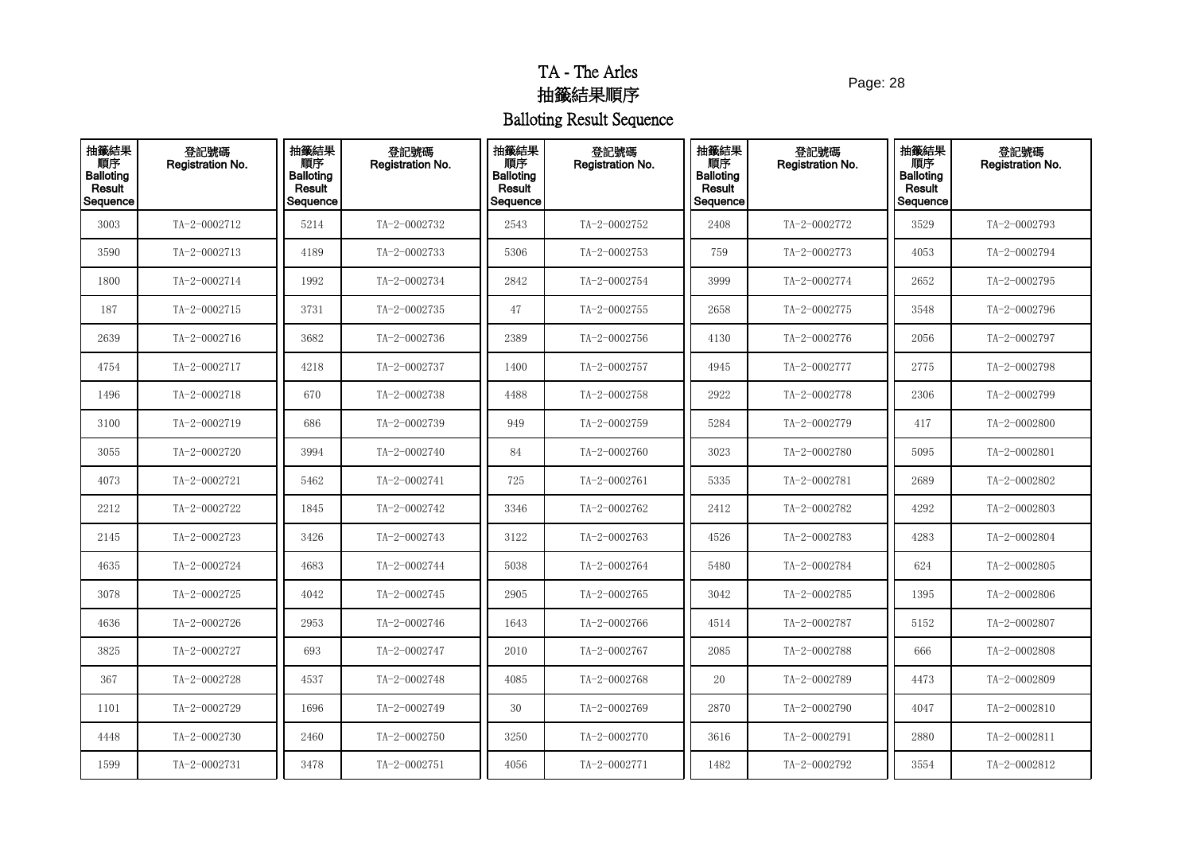# TA - The Arles

# 抽籤結果順序

# Balloting Result Sequence

| 抽籤結果順序 Balloting Result Sequence | 登記號碼 Registration No. | 抽籤結果順序 Balloting Result Sequence | 登記號碼 Registration No. | 抽籤結果順序 Balloting Result Sequence | 登記號碼 Registration No. | 抽籤結果順序 Balloting Result Sequence | 登記號碼 Registration No. | 抽籤結果順序 Balloting Result Sequence | 登記號碼 Registration No. |
|---|---|---|---|---|---|---|---|---|---|
| 3003 | TA-2-0002712 | 5214 | TA-2-0002732 | 2543 | TA-2-0002752 | 2408 | TA-2-0002772 | 3529 | TA-2-0002793 |
| 3590 | TA-2-0002713 | 4189 | TA-2-0002733 | 5306 | TA-2-0002753 | 759 | TA-2-0002773 | 4053 | TA-2-0002794 |
| 1800 | TA-2-0002714 | 1992 | TA-2-0002734 | 2842 | TA-2-0002754 | 3999 | TA-2-0002774 | 2652 | TA-2-0002795 |
| 187 | TA-2-0002715 | 3731 | TA-2-0002735 | 47 | TA-2-0002755 | 2658 | TA-2-0002775 | 3548 | TA-2-0002796 |
| 2639 | TA-2-0002716 | 3682 | TA-2-0002736 | 2389 | TA-2-0002756 | 4130 | TA-2-0002776 | 2056 | TA-2-0002797 |
| 4754 | TA-2-0002717 | 4218 | TA-2-0002737 | 1400 | TA-2-0002757 | 4945 | TA-2-0002777 | 2775 | TA-2-0002798 |
| 1496 | TA-2-0002718 | 670 | TA-2-0002738 | 4488 | TA-2-0002758 | 2922 | TA-2-0002778 | 2306 | TA-2-0002799 |
| 3100 | TA-2-0002719 | 686 | TA-2-0002739 | 949 | TA-2-0002759 | 5284 | TA-2-0002779 | 417 | TA-2-0002800 |
| 3055 | TA-2-0002720 | 3994 | TA-2-0002740 | 84 | TA-2-0002760 | 3023 | TA-2-0002780 | 5095 | TA-2-0002801 |
| 4073 | TA-2-0002721 | 5462 | TA-2-0002741 | 725 | TA-2-0002761 | 5335 | TA-2-0002781 | 2689 | TA-2-0002802 |
| 2212 | TA-2-0002722 | 1845 | TA-2-0002742 | 3346 | TA-2-0002762 | 2412 | TA-2-0002782 | 4292 | TA-2-0002803 |
| 2145 | TA-2-0002723 | 3426 | TA-2-0002743 | 3122 | TA-2-0002763 | 4526 | TA-2-0002783 | 4283 | TA-2-0002804 |
| 4635 | TA-2-0002724 | 4683 | TA-2-0002744 | 5038 | TA-2-0002764 | 5480 | TA-2-0002784 | 624 | TA-2-0002805 |
| 3078 | TA-2-0002725 | 4042 | TA-2-0002745 | 2905 | TA-2-0002765 | 3042 | TA-2-0002785 | 1395 | TA-2-0002806 |
| 4636 | TA-2-0002726 | 2953 | TA-2-0002746 | 1643 | TA-2-0002766 | 4514 | TA-2-0002787 | 5152 | TA-2-0002807 |
| 3825 | TA-2-0002727 | 693 | TA-2-0002747 | 2010 | TA-2-0002767 | 2085 | TA-2-0002788 | 666 | TA-2-0002808 |
| 367 | TA-2-0002728 | 4537 | TA-2-0002748 | 4085 | TA-2-0002768 | 20 | TA-2-0002789 | 4473 | TA-2-0002809 |
| 1101 | TA-2-0002729 | 1696 | TA-2-0002749 | 30 | TA-2-0002769 | 2870 | TA-2-0002790 | 4047 | TA-2-0002810 |
| 4448 | TA-2-0002730 | 2460 | TA-2-0002750 | 3250 | TA-2-0002770 | 3616 | TA-2-0002791 | 2880 | TA-2-0002811 |
| 1599 | TA-2-0002731 | 3478 | TA-2-0002751 | 4056 | TA-2-0002771 | 1482 | TA-2-0002792 | 3554 | TA-2-0002812 |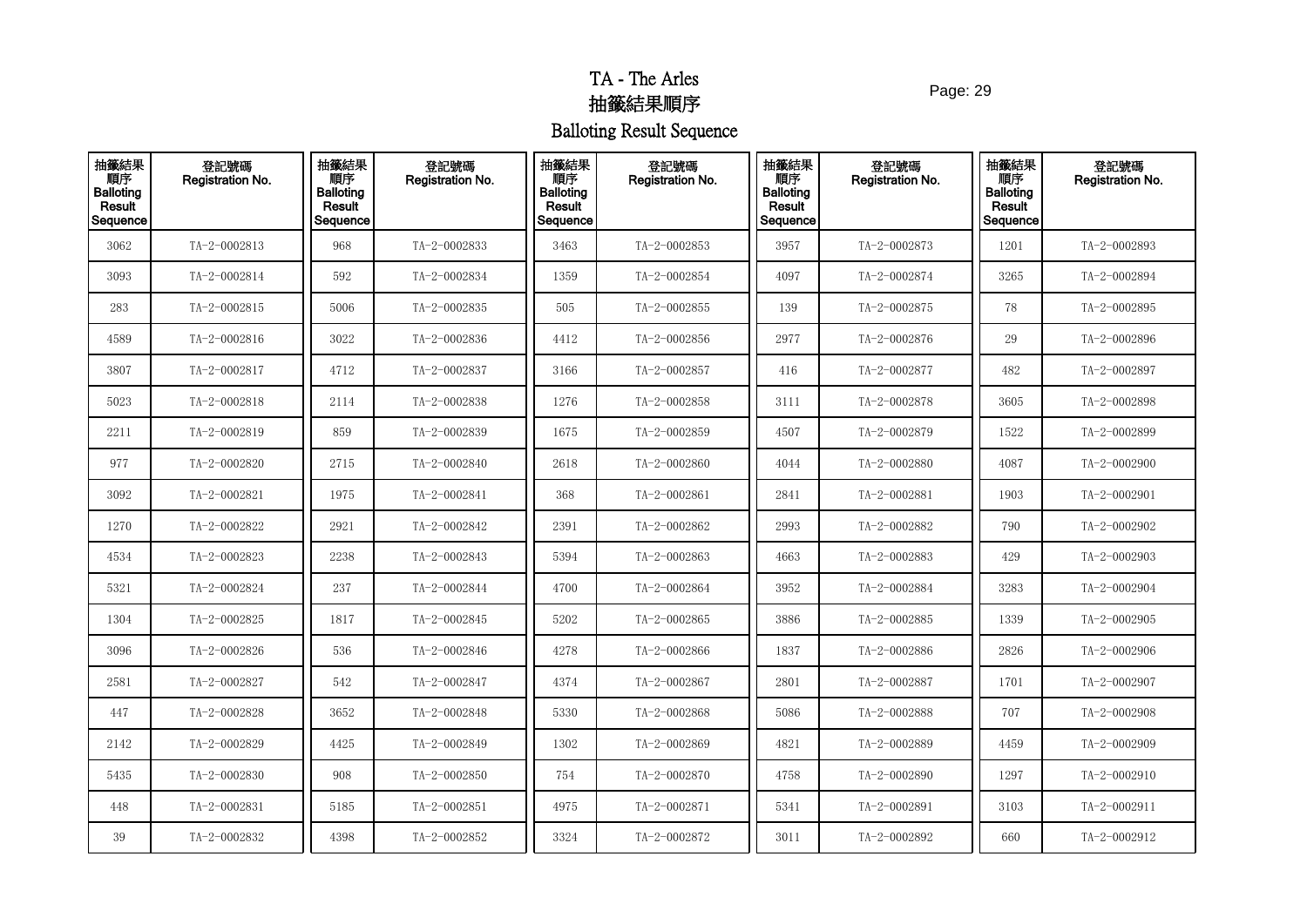# TA - The Arles
# 抽籤結果順序
# Balloting Result Sequence

| 抽籤結果順序 Balloting Result Sequence | 登記號碼 Registration No. | 抽籤結果順序 Balloting Result Sequence | 登記號碼 Registration No. | 抽籤結果順序 Balloting Result Sequence | 登記號碼 Registration No. | 抽籤結果順序 Balloting Result Sequence | 登記號碼 Registration No. | 抽籤結果順序 Balloting Result Sequence | 登記號碼 Registration No. |
|---|---|---|---|---|---|---|---|---|---|
| 3062 | TA-2-0002813 | 968 | TA-2-0002833 | 3463 | TA-2-0002853 | 3957 | TA-2-0002873 | 1201 | TA-2-0002893 |
| 3093 | TA-2-0002814 | 592 | TA-2-0002834 | 1359 | TA-2-0002854 | 4097 | TA-2-0002874 | 3265 | TA-2-0002894 |
| 283 | TA-2-0002815 | 5006 | TA-2-0002835 | 505 | TA-2-0002855 | 139 | TA-2-0002875 | 78 | TA-2-0002895 |
| 4589 | TA-2-0002816 | 3022 | TA-2-0002836 | 4412 | TA-2-0002856 | 2977 | TA-2-0002876 | 29 | TA-2-0002896 |
| 3807 | TA-2-0002817 | 4712 | TA-2-0002837 | 3166 | TA-2-0002857 | 416 | TA-2-0002877 | 482 | TA-2-0002897 |
| 5023 | TA-2-0002818 | 2114 | TA-2-0002838 | 1276 | TA-2-0002858 | 3111 | TA-2-0002878 | 3605 | TA-2-0002898 |
| 2211 | TA-2-0002819 | 859 | TA-2-0002839 | 1675 | TA-2-0002859 | 4507 | TA-2-0002879 | 1522 | TA-2-0002899 |
| 977 | TA-2-0002820 | 2715 | TA-2-0002840 | 2618 | TA-2-0002860 | 4044 | TA-2-0002880 | 4087 | TA-2-0002900 |
| 3092 | TA-2-0002821 | 1975 | TA-2-0002841 | 368 | TA-2-0002861 | 2841 | TA-2-0002881 | 1903 | TA-2-0002901 |
| 1270 | TA-2-0002822 | 2921 | TA-2-0002842 | 2391 | TA-2-0002862 | 2993 | TA-2-0002882 | 790 | TA-2-0002902 |
| 4534 | TA-2-0002823 | 2238 | TA-2-0002843 | 5394 | TA-2-0002863 | 4663 | TA-2-0002883 | 429 | TA-2-0002903 |
| 5321 | TA-2-0002824 | 237 | TA-2-0002844 | 4700 | TA-2-0002864 | 3952 | TA-2-0002884 | 3283 | TA-2-0002904 |
| 1304 | TA-2-0002825 | 1817 | TA-2-0002845 | 5202 | TA-2-0002865 | 3886 | TA-2-0002885 | 1339 | TA-2-0002905 |
| 3096 | TA-2-0002826 | 536 | TA-2-0002846 | 4278 | TA-2-0002866 | 1837 | TA-2-0002886 | 2826 | TA-2-0002906 |
| 2581 | TA-2-0002827 | 542 | TA-2-0002847 | 4374 | TA-2-0002867 | 2801 | TA-2-0002887 | 1701 | TA-2-0002907 |
| 447 | TA-2-0002828 | 3652 | TA-2-0002848 | 5330 | TA-2-0002868 | 5086 | TA-2-0002888 | 707 | TA-2-0002908 |
| 2142 | TA-2-0002829 | 4425 | TA-2-0002849 | 1302 | TA-2-0002869 | 4821 | TA-2-0002889 | 4459 | TA-2-0002909 |
| 5435 | TA-2-0002830 | 908 | TA-2-0002850 | 754 | TA-2-0002870 | 4758 | TA-2-0002890 | 1297 | TA-2-0002910 |
| 448 | TA-2-0002831 | 5185 | TA-2-0002851 | 4975 | TA-2-0002871 | 5341 | TA-2-0002891 | 3103 | TA-2-0002911 |
| 39 | TA-2-0002832 | 4398 | TA-2-0002852 | 3324 | TA-2-0002872 | 3011 | TA-2-0002892 | 660 | TA-2-0002912 |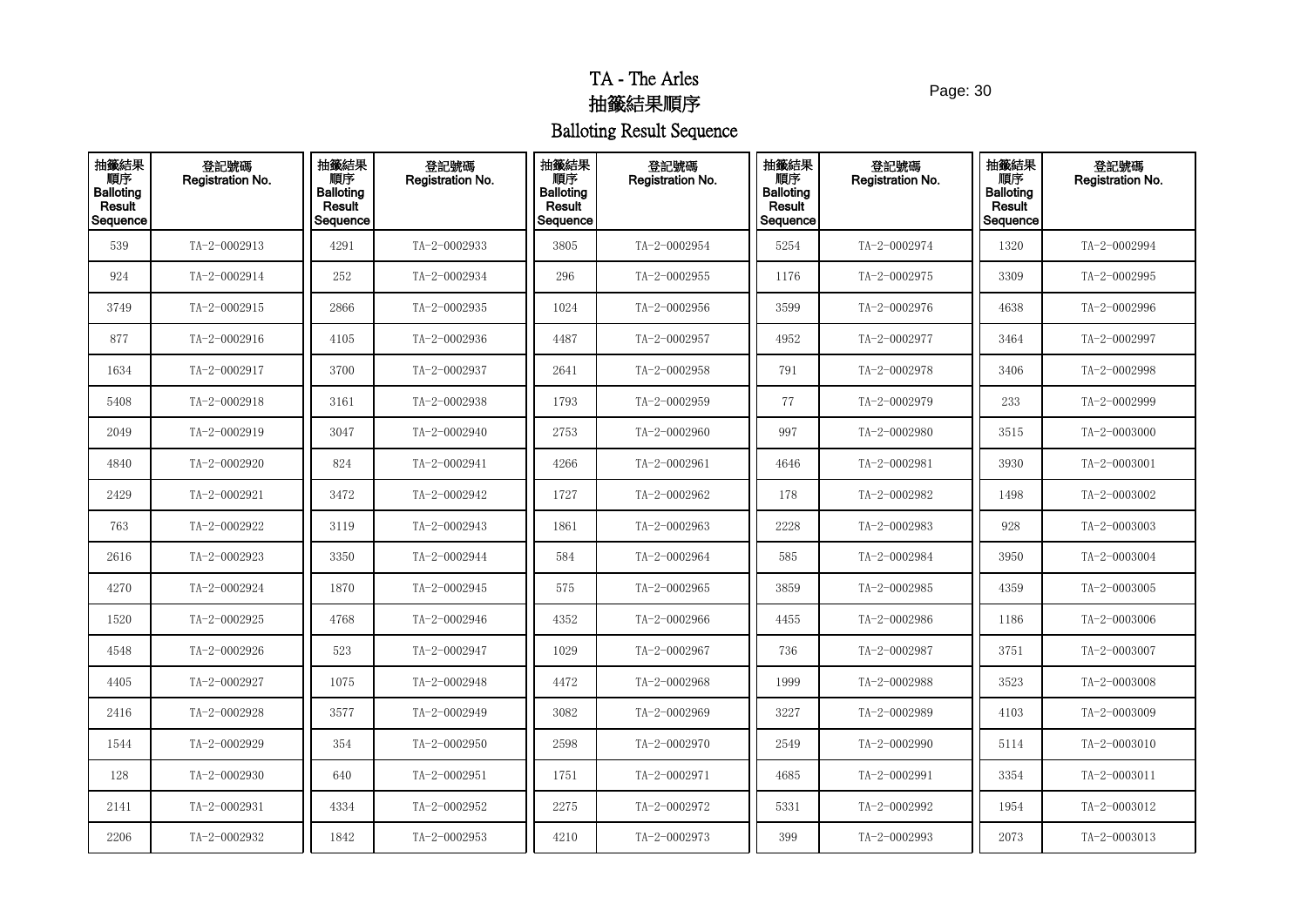# TA - The Arles
# 抽籤結果順序
# Balloting Result Sequence

| 抽籤結果順序 Balloting Result Sequence | 登記號碼 Registration No. | 抽籤結果順序 Balloting Result Sequence | 登記號碼 Registration No. | 抽籤結果順序 Balloting Result Sequence | 登記號碼 Registration No. | 抽籤結果順序 Balloting Result Sequence | 登記號碼 Registration No. | 抽籤結果順序 Balloting Result Sequence | 登記號碼 Registration No. |
|---|---|---|---|---|---|---|---|---|---|
| 539 | TA-2-0002913 | 4291 | TA-2-0002933 | 3805 | TA-2-0002954 | 5254 | TA-2-0002974 | 1320 | TA-2-0002994 |
| 924 | TA-2-0002914 | 252 | TA-2-0002934 | 296 | TA-2-0002955 | 1176 | TA-2-0002975 | 3309 | TA-2-0002995 |
| 3749 | TA-2-0002915 | 2866 | TA-2-0002935 | 1024 | TA-2-0002956 | 3599 | TA-2-0002976 | 4638 | TA-2-0002996 |
| 877 | TA-2-0002916 | 4105 | TA-2-0002936 | 4487 | TA-2-0002957 | 4952 | TA-2-0002977 | 3464 | TA-2-0002997 |
| 1634 | TA-2-0002917 | 3700 | TA-2-0002937 | 2641 | TA-2-0002958 | 791 | TA-2-0002978 | 3406 | TA-2-0002998 |
| 5408 | TA-2-0002918 | 3161 | TA-2-0002938 | 1793 | TA-2-0002959 | 77 | TA-2-0002979 | 233 | TA-2-0002999 |
| 2049 | TA-2-0002919 | 3047 | TA-2-0002940 | 2753 | TA-2-0002960 | 997 | TA-2-0002980 | 3515 | TA-2-0003000 |
| 4840 | TA-2-0002920 | 824 | TA-2-0002941 | 4266 | TA-2-0002961 | 4646 | TA-2-0002981 | 3930 | TA-2-0003001 |
| 2429 | TA-2-0002921 | 3472 | TA-2-0002942 | 1727 | TA-2-0002962 | 178 | TA-2-0002982 | 1498 | TA-2-0003002 |
| 763 | TA-2-0002922 | 3119 | TA-2-0002943 | 1861 | TA-2-0002963 | 2228 | TA-2-0002983 | 928 | TA-2-0003003 |
| 2616 | TA-2-0002923 | 3350 | TA-2-0002944 | 584 | TA-2-0002964 | 585 | TA-2-0002984 | 3950 | TA-2-0003004 |
| 4270 | TA-2-0002924 | 1870 | TA-2-0002945 | 575 | TA-2-0002965 | 3859 | TA-2-0002985 | 4359 | TA-2-0003005 |
| 1520 | TA-2-0002925 | 4768 | TA-2-0002946 | 4352 | TA-2-0002966 | 4455 | TA-2-0002986 | 1186 | TA-2-0003006 |
| 4548 | TA-2-0002926 | 523 | TA-2-0002947 | 1029 | TA-2-0002967 | 736 | TA-2-0002987 | 3751 | TA-2-0003007 |
| 4405 | TA-2-0002927 | 1075 | TA-2-0002948 | 4472 | TA-2-0002968 | 1999 | TA-2-0002988 | 3523 | TA-2-0003008 |
| 2416 | TA-2-0002928 | 3577 | TA-2-0002949 | 3082 | TA-2-0002969 | 3227 | TA-2-0002989 | 4103 | TA-2-0003009 |
| 1544 | TA-2-0002929 | 354 | TA-2-0002950 | 2598 | TA-2-0002970 | 2549 | TA-2-0002990 | 5114 | TA-2-0003010 |
| 128 | TA-2-0002930 | 640 | TA-2-0002951 | 1751 | TA-2-0002971 | 4685 | TA-2-0002991 | 3354 | TA-2-0003011 |
| 2141 | TA-2-0002931 | 4334 | TA-2-0002952 | 2275 | TA-2-0002972 | 5331 | TA-2-0002992 | 1954 | TA-2-0003012 |
| 2206 | TA-2-0002932 | 1842 | TA-2-0002953 | 4210 | TA-2-0002973 | 399 | TA-2-0002993 | 2073 | TA-2-0003013 |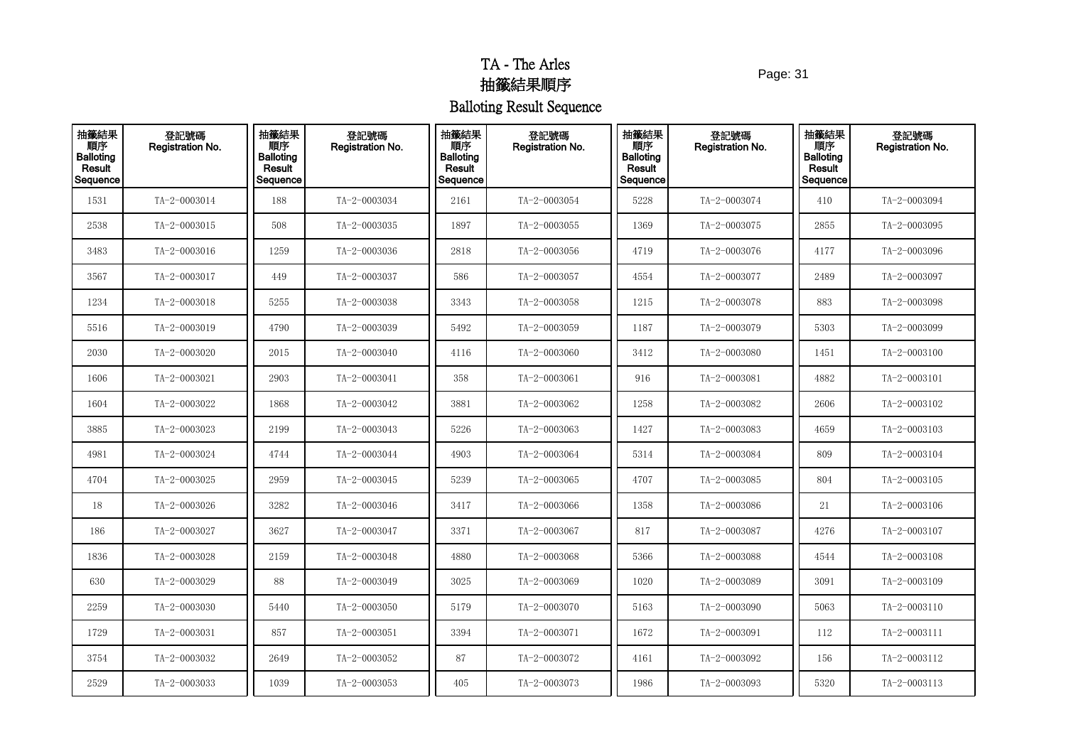# TA - The Arles
# 抽籤結果順序
# Balloting Result Sequence

| 抽籤結果順序 Balloting Result Sequence | 登記號碼 Registration No. | 抽籤結果順序 Balloting Result Sequence | 登記號碼 Registration No. | 抽籤結果順序 Balloting Result Sequence | 登記號碼 Registration No. | 抽籤結果順序 Balloting Result Sequence | 登記號碼 Registration No. | 抽籤結果順序 Balloting Result Sequence | 登記號碼 Registration No. |
|---|---|---|---|---|---|---|---|---|---|
| 1531 | TA-2-0003014 | 188 | TA-2-0003034 | 2161 | TA-2-0003054 | 5228 | TA-2-0003074 | 410 | TA-2-0003094 |
| 2538 | TA-2-0003015 | 508 | TA-2-0003035 | 1897 | TA-2-0003055 | 1369 | TA-2-0003075 | 2855 | TA-2-0003095 |
| 3483 | TA-2-0003016 | 1259 | TA-2-0003036 | 2818 | TA-2-0003056 | 4719 | TA-2-0003076 | 4177 | TA-2-0003096 |
| 3567 | TA-2-0003017 | 449 | TA-2-0003037 | 586 | TA-2-0003057 | 4554 | TA-2-0003077 | 2489 | TA-2-0003097 |
| 1234 | TA-2-0003018 | 5255 | TA-2-0003038 | 3343 | TA-2-0003058 | 1215 | TA-2-0003078 | 883 | TA-2-0003098 |
| 5516 | TA-2-0003019 | 4790 | TA-2-0003039 | 5492 | TA-2-0003059 | 1187 | TA-2-0003079 | 5303 | TA-2-0003099 |
| 2030 | TA-2-0003020 | 2015 | TA-2-0003040 | 4116 | TA-2-0003060 | 3412 | TA-2-0003080 | 1451 | TA-2-0003100 |
| 1606 | TA-2-0003021 | 2903 | TA-2-0003041 | 358 | TA-2-0003061 | 916 | TA-2-0003081 | 4882 | TA-2-0003101 |
| 1604 | TA-2-0003022 | 1868 | TA-2-0003042 | 3881 | TA-2-0003062 | 1258 | TA-2-0003082 | 2606 | TA-2-0003102 |
| 3885 | TA-2-0003023 | 2199 | TA-2-0003043 | 5226 | TA-2-0003063 | 1427 | TA-2-0003083 | 4659 | TA-2-0003103 |
| 4981 | TA-2-0003024 | 4744 | TA-2-0003044 | 4903 | TA-2-0003064 | 5314 | TA-2-0003084 | 809 | TA-2-0003104 |
| 4704 | TA-2-0003025 | 2959 | TA-2-0003045 | 5239 | TA-2-0003065 | 4707 | TA-2-0003085 | 804 | TA-2-0003105 |
| 18 | TA-2-0003026 | 3282 | TA-2-0003046 | 3417 | TA-2-0003066 | 1358 | TA-2-0003086 | 21 | TA-2-0003106 |
| 186 | TA-2-0003027 | 3627 | TA-2-0003047 | 3371 | TA-2-0003067 | 817 | TA-2-0003087 | 4276 | TA-2-0003107 |
| 1836 | TA-2-0003028 | 2159 | TA-2-0003048 | 4880 | TA-2-0003068 | 5366 | TA-2-0003088 | 4544 | TA-2-0003108 |
| 630 | TA-2-0003029 | 88 | TA-2-0003049 | 3025 | TA-2-0003069 | 1020 | TA-2-0003089 | 3091 | TA-2-0003109 |
| 2259 | TA-2-0003030 | 5440 | TA-2-0003050 | 5179 | TA-2-0003070 | 5163 | TA-2-0003090 | 5063 | TA-2-0003110 |
| 1729 | TA-2-0003031 | 857 | TA-2-0003051 | 3394 | TA-2-0003071 | 1672 | TA-2-0003091 | 112 | TA-2-0003111 |
| 3754 | TA-2-0003032 | 2649 | TA-2-0003052 | 87 | TA-2-0003072 | 4161 | TA-2-0003092 | 156 | TA-2-0003112 |
| 2529 | TA-2-0003033 | 1039 | TA-2-0003053 | 405 | TA-2-0003073 | 1986 | TA-2-0003093 | 5320 | TA-2-0003113 |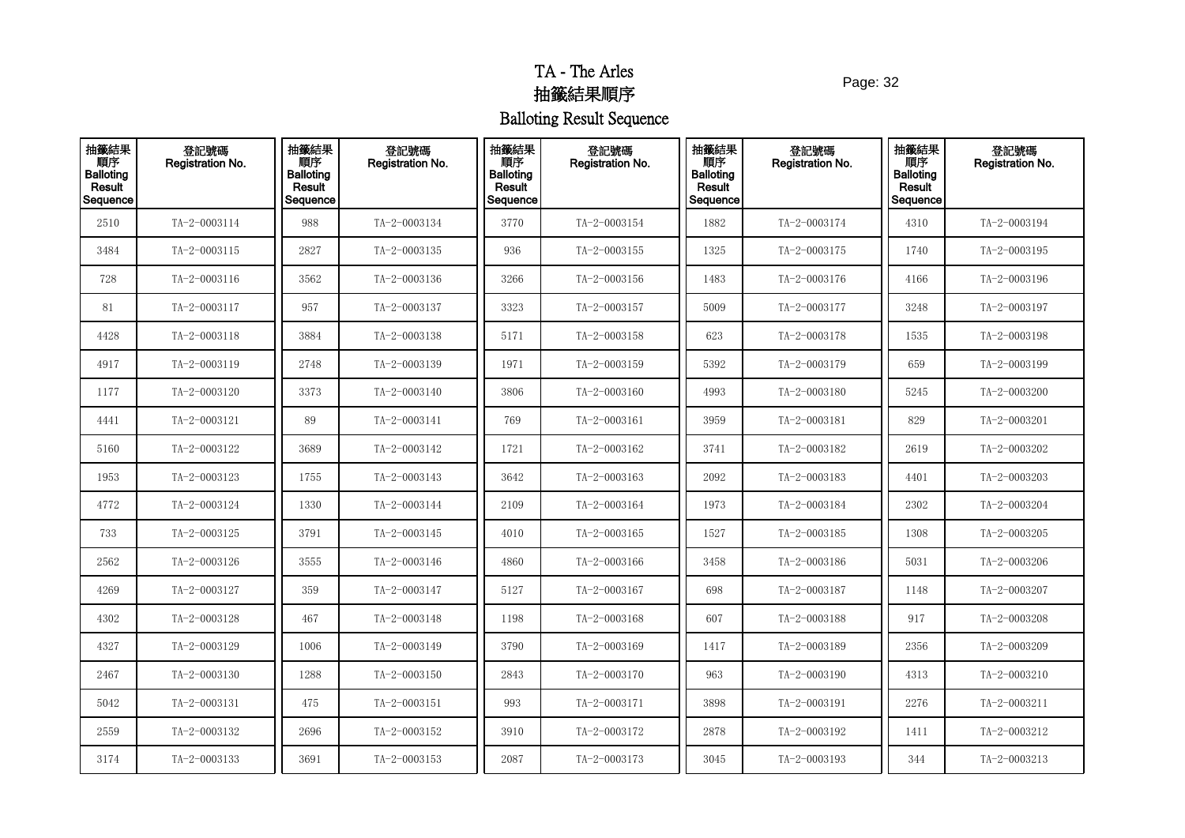# TA - The Arles

# 抽籤結果順序

# Balloting Result Sequence

| 抽籤結果順序 Balloting Result Sequence | 登記號碼 Registration No. | 抽籤結果順序 Balloting Result Sequence | 登記號碼 Registration No. | 抽籤結果順序 Balloting Result Sequence | 登記號碼 Registration No. | 抽籤結果順序 Balloting Result Sequence | 登記號碼 Registration No. | 抽籤結果順序 Balloting Result Sequence | 登記號碼 Registration No. |
|---|---|---|---|---|---|---|---|---|---|
| 2510 | TA-2-0003114 | 988 | TA-2-0003134 | 3770 | TA-2-0003154 | 1882 | TA-2-0003174 | 4310 | TA-2-0003194 |
| 3484 | TA-2-0003115 | 2827 | TA-2-0003135 | 936 | TA-2-0003155 | 1325 | TA-2-0003175 | 1740 | TA-2-0003195 |
| 728 | TA-2-0003116 | 3562 | TA-2-0003136 | 3266 | TA-2-0003156 | 1483 | TA-2-0003176 | 4166 | TA-2-0003196 |
| 81 | TA-2-0003117 | 957 | TA-2-0003137 | 3323 | TA-2-0003157 | 5009 | TA-2-0003177 | 3248 | TA-2-0003197 |
| 4428 | TA-2-0003118 | 3884 | TA-2-0003138 | 5171 | TA-2-0003158 | 623 | TA-2-0003178 | 1535 | TA-2-0003198 |
| 4917 | TA-2-0003119 | 2748 | TA-2-0003139 | 1971 | TA-2-0003159 | 5392 | TA-2-0003179 | 659 | TA-2-0003199 |
| 1177 | TA-2-0003120 | 3373 | TA-2-0003140 | 3806 | TA-2-0003160 | 4993 | TA-2-0003180 | 5245 | TA-2-0003200 |
| 4441 | TA-2-0003121 | 89 | TA-2-0003141 | 769 | TA-2-0003161 | 3959 | TA-2-0003181 | 829 | TA-2-0003201 |
| 5160 | TA-2-0003122 | 3689 | TA-2-0003142 | 1721 | TA-2-0003162 | 3741 | TA-2-0003182 | 2619 | TA-2-0003202 |
| 1953 | TA-2-0003123 | 1755 | TA-2-0003143 | 3642 | TA-2-0003163 | 2092 | TA-2-0003183 | 4401 | TA-2-0003203 |
| 4772 | TA-2-0003124 | 1330 | TA-2-0003144 | 2109 | TA-2-0003164 | 1973 | TA-2-0003184 | 2302 | TA-2-0003204 |
| 733 | TA-2-0003125 | 3791 | TA-2-0003145 | 4010 | TA-2-0003165 | 1527 | TA-2-0003185 | 1308 | TA-2-0003205 |
| 2562 | TA-2-0003126 | 3555 | TA-2-0003146 | 4860 | TA-2-0003166 | 3458 | TA-2-0003186 | 5031 | TA-2-0003206 |
| 4269 | TA-2-0003127 | 359 | TA-2-0003147 | 5127 | TA-2-0003167 | 698 | TA-2-0003187 | 1148 | TA-2-0003207 |
| 4302 | TA-2-0003128 | 467 | TA-2-0003148 | 1198 | TA-2-0003168 | 607 | TA-2-0003188 | 917 | TA-2-0003208 |
| 4327 | TA-2-0003129 | 1006 | TA-2-0003149 | 3790 | TA-2-0003169 | 1417 | TA-2-0003189 | 2356 | TA-2-0003209 |
| 2467 | TA-2-0003130 | 1288 | TA-2-0003150 | 2843 | TA-2-0003170 | 963 | TA-2-0003190 | 4313 | TA-2-0003210 |
| 5042 | TA-2-0003131 | 475 | TA-2-0003151 | 993 | TA-2-0003171 | 3898 | TA-2-0003191 | 2276 | TA-2-0003211 |
| 2559 | TA-2-0003132 | 2696 | TA-2-0003152 | 3910 | TA-2-0003172 | 2878 | TA-2-0003192 | 1411 | TA-2-0003212 |
| 3174 | TA-2-0003133 | 3691 | TA-2-0003153 | 2087 | TA-2-0003173 | 3045 | TA-2-0003193 | 344 | TA-2-0003213 |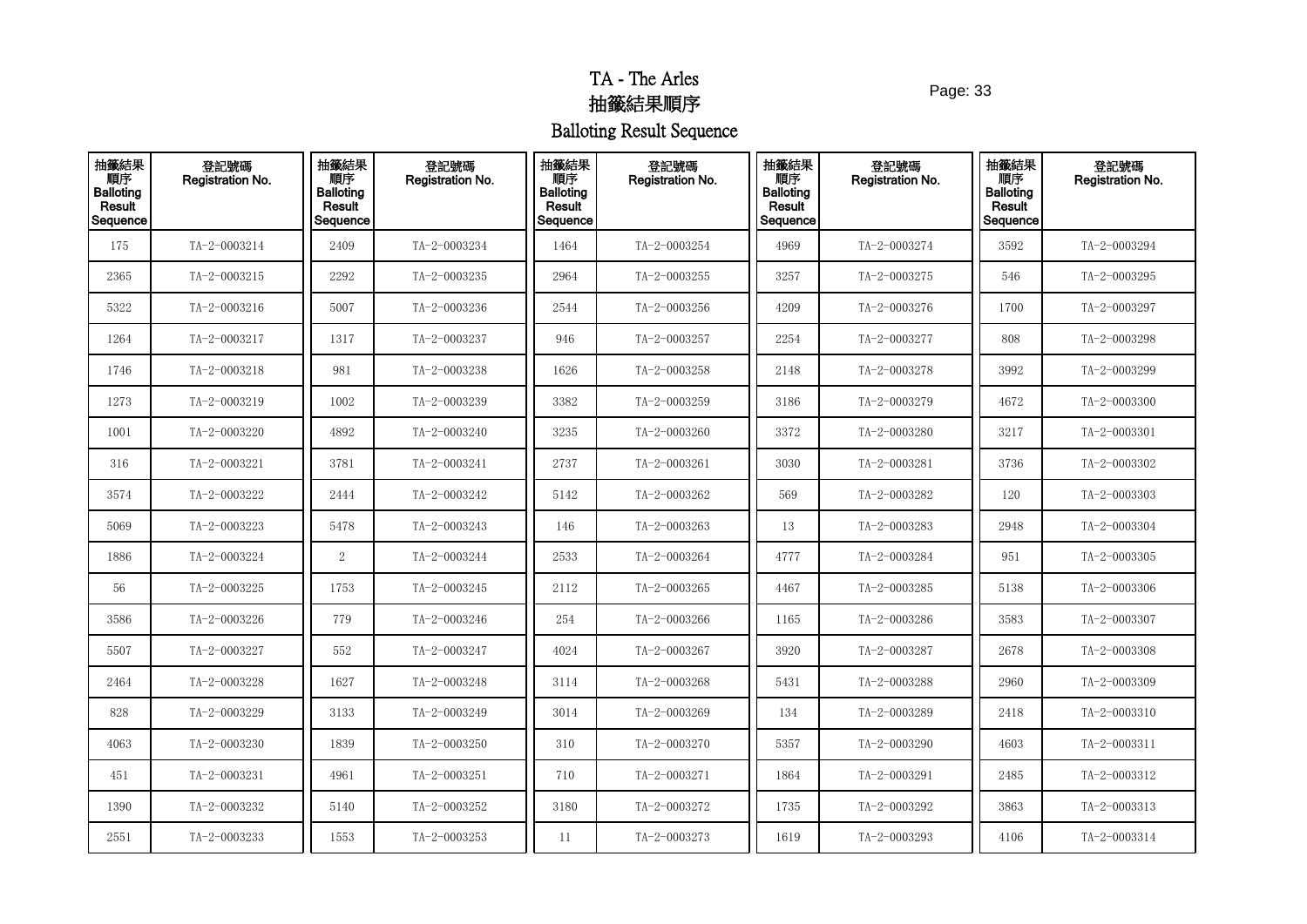# TA - The Arles
# 抽籤結果順序
# Balloting Result Sequence

| 抽籤結果順序 Balloting Result Sequence | 登記號碼 Registration No. | 抽籤結果順序 Balloting Result Sequence | 登記號碼 Registration No. | 抽籤結果順序 Balloting Result Sequence | 登記號碼 Registration No. | 抽籤結果順序 Balloting Result Sequence | 登記號碼 Registration No. | 抽籤結果順序 Balloting Result Sequence | 登記號碼 Registration No. |
|---|---|---|---|---|---|---|---|---|---|
| 175 | TA-2-0003214 | 2409 | TA-2-0003234 | 1464 | TA-2-0003254 | 4969 | TA-2-0003274 | 3592 | TA-2-0003294 |
| 2365 | TA-2-0003215 | 2292 | TA-2-0003235 | 2964 | TA-2-0003255 | 3257 | TA-2-0003275 | 546 | TA-2-0003295 |
| 5322 | TA-2-0003216 | 5007 | TA-2-0003236 | 2544 | TA-2-0003256 | 4209 | TA-2-0003276 | 1700 | TA-2-0003297 |
| 1264 | TA-2-0003217 | 1317 | TA-2-0003237 | 946 | TA-2-0003257 | 2254 | TA-2-0003277 | 808 | TA-2-0003298 |
| 1746 | TA-2-0003218 | 981 | TA-2-0003238 | 1626 | TA-2-0003258 | 2148 | TA-2-0003278 | 3992 | TA-2-0003299 |
| 1273 | TA-2-0003219 | 1002 | TA-2-0003239 | 3382 | TA-2-0003259 | 3186 | TA-2-0003279 | 4672 | TA-2-0003300 |
| 1001 | TA-2-0003220 | 4892 | TA-2-0003240 | 3235 | TA-2-0003260 | 3372 | TA-2-0003280 | 3217 | TA-2-0003301 |
| 316 | TA-2-0003221 | 3781 | TA-2-0003241 | 2737 | TA-2-0003261 | 3030 | TA-2-0003281 | 3736 | TA-2-0003302 |
| 3574 | TA-2-0003222 | 2444 | TA-2-0003242 | 5142 | TA-2-0003262 | 569 | TA-2-0003282 | 120 | TA-2-0003303 |
| 5069 | TA-2-0003223 | 5478 | TA-2-0003243 | 146 | TA-2-0003263 | 13 | TA-2-0003283 | 2948 | TA-2-0003304 |
| 1886 | TA-2-0003224 | 2 | TA-2-0003244 | 2533 | TA-2-0003264 | 4777 | TA-2-0003284 | 951 | TA-2-0003305 |
| 56 | TA-2-0003225 | 1753 | TA-2-0003245 | 2112 | TA-2-0003265 | 4467 | TA-2-0003285 | 5138 | TA-2-0003306 |
| 3586 | TA-2-0003226 | 779 | TA-2-0003246 | 254 | TA-2-0003266 | 1165 | TA-2-0003286 | 3583 | TA-2-0003307 |
| 5507 | TA-2-0003227 | 552 | TA-2-0003247 | 4024 | TA-2-0003267 | 3920 | TA-2-0003287 | 2678 | TA-2-0003308 |
| 2464 | TA-2-0003228 | 1627 | TA-2-0003248 | 3114 | TA-2-0003268 | 5431 | TA-2-0003288 | 2960 | TA-2-0003309 |
| 828 | TA-2-0003229 | 3133 | TA-2-0003249 | 3014 | TA-2-0003269 | 134 | TA-2-0003289 | 2418 | TA-2-0003310 |
| 4063 | TA-2-0003230 | 1839 | TA-2-0003250 | 310 | TA-2-0003270 | 5357 | TA-2-0003290 | 4603 | TA-2-0003311 |
| 451 | TA-2-0003231 | 4961 | TA-2-0003251 | 710 | TA-2-0003271 | 1864 | TA-2-0003291 | 2485 | TA-2-0003312 |
| 1390 | TA-2-0003232 | 5140 | TA-2-0003252 | 3180 | TA-2-0003272 | 1735 | TA-2-0003292 | 3863 | TA-2-0003313 |
| 2551 | TA-2-0003233 | 1553 | TA-2-0003253 | 11 | TA-2-0003273 | 1619 | TA-2-0003293 | 4106 | TA-2-0003314 |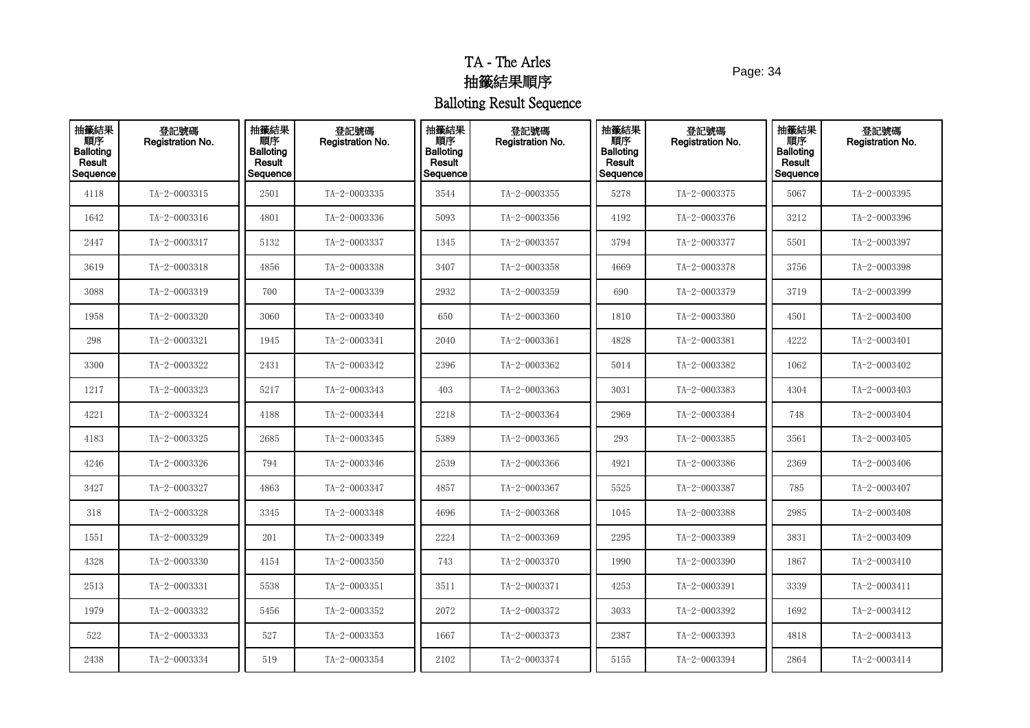# TA - The Arles
# 抽籤結果順序
# Balloting Result Sequence

| 抽籤結果順序 Balloting Result Sequence | 登記號碼 Registration No. | 抽籤結果順序 Balloting Result Sequence | 登記號碼 Registration No. | 抽籤結果順序 Balloting Result Sequence | 登記號碼 Registration No. | 抽籤結果順序 Balloting Result Sequence | 登記號碼 Registration No. | 抽籤結果順序 Balloting Result Sequence | 登記號碼 Registration No. |
|---|---|---|---|---|---|---|---|---|---|
| 4118 | TA-2-0003315 | 2501 | TA-2-0003335 | 3544 | TA-2-0003355 | 5278 | TA-2-0003375 | 5067 | TA-2-0003395 |
| 1642 | TA-2-0003316 | 4801 | TA-2-0003336 | 5093 | TA-2-0003356 | 4192 | TA-2-0003376 | 3212 | TA-2-0003396 |
| 2447 | TA-2-0003317 | 5132 | TA-2-0003337 | 1345 | TA-2-0003357 | 3794 | TA-2-0003377 | 5501 | TA-2-0003397 |
| 3619 | TA-2-0003318 | 4856 | TA-2-0003338 | 3407 | TA-2-0003358 | 4669 | TA-2-0003378 | 3756 | TA-2-0003398 |
| 3088 | TA-2-0003319 | 700 | TA-2-0003339 | 2932 | TA-2-0003359 | 690 | TA-2-0003379 | 3719 | TA-2-0003399 |
| 1958 | TA-2-0003320 | 3060 | TA-2-0003340 | 650 | TA-2-0003360 | 1810 | TA-2-0003380 | 4501 | TA-2-0003400 |
| 298 | TA-2-0003321 | 1945 | TA-2-0003341 | 2040 | TA-2-0003361 | 4828 | TA-2-0003381 | 4222 | TA-2-0003401 |
| 3300 | TA-2-0003322 | 2431 | TA-2-0003342 | 2396 | TA-2-0003362 | 5014 | TA-2-0003382 | 1062 | TA-2-0003402 |
| 1217 | TA-2-0003323 | 5217 | TA-2-0003343 | 403 | TA-2-0003363 | 3031 | TA-2-0003383 | 4304 | TA-2-0003403 |
| 4221 | TA-2-0003324 | 4188 | TA-2-0003344 | 2218 | TA-2-0003364 | 2969 | TA-2-0003384 | 748 | TA-2-0003404 |
| 4183 | TA-2-0003325 | 2685 | TA-2-0003345 | 5389 | TA-2-0003365 | 293 | TA-2-0003385 | 3561 | TA-2-0003405 |
| 4246 | TA-2-0003326 | 794 | TA-2-0003346 | 2539 | TA-2-0003366 | 4921 | TA-2-0003386 | 2369 | TA-2-0003406 |
| 3427 | TA-2-0003327 | 4863 | TA-2-0003347 | 4857 | TA-2-0003367 | 5525 | TA-2-0003387 | 785 | TA-2-0003407 |
| 318 | TA-2-0003328 | 3345 | TA-2-0003348 | 4696 | TA-2-0003368 | 1045 | TA-2-0003388 | 2985 | TA-2-0003408 |
| 1551 | TA-2-0003329 | 201 | TA-2-0003349 | 2224 | TA-2-0003369 | 2295 | TA-2-0003389 | 3831 | TA-2-0003409 |
| 4328 | TA-2-0003330 | 4154 | TA-2-0003350 | 743 | TA-2-0003370 | 1990 | TA-2-0003390 | 1867 | TA-2-0003410 |
| 2513 | TA-2-0003331 | 5538 | TA-2-0003351 | 3511 | TA-2-0003371 | 4253 | TA-2-0003391 | 3339 | TA-2-0003411 |
| 1979 | TA-2-0003332 | 5456 | TA-2-0003352 | 2072 | TA-2-0003372 | 3033 | TA-2-0003392 | 1692 | TA-2-0003412 |
| 522 | TA-2-0003333 | 527 | TA-2-0003353 | 1667 | TA-2-0003373 | 2387 | TA-2-0003393 | 4818 | TA-2-0003413 |
| 2438 | TA-2-0003334 | 519 | TA-2-0003354 | 2102 | TA-2-0003374 | 5155 | TA-2-0003394 | 2864 | TA-2-0003414 |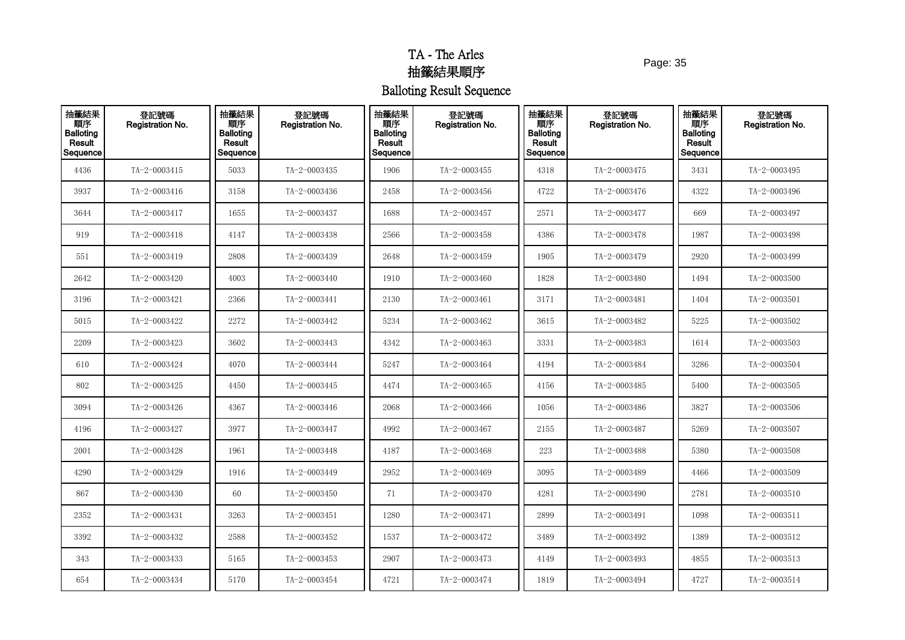# TA - The Arles
# 抽籤結果順序
# Balloting Result Sequence

| 抽籤結果順序 Balloting Result Sequence | 登記號碼 Registration No. | 抽籤結果順序 Balloting Result Sequence | 登記號碼 Registration No. | 抽籤結果順序 Balloting Result Sequence | 登記號碼 Registration No. | 抽籤結果順序 Balloting Result Sequence | 登記號碼 Registration No. | 抽籤結果順序 Balloting Result Sequence | 登記號碼 Registration No. |
|---|---|---|---|---|---|---|---|---|---|
| 4436 | TA-2-0003415 | 5033 | TA-2-0003435 | 1906 | TA-2-0003455 | 4318 | TA-2-0003475 | 3431 | TA-2-0003495 |
| 3937 | TA-2-0003416 | 3158 | TA-2-0003436 | 2458 | TA-2-0003456 | 4722 | TA-2-0003476 | 4322 | TA-2-0003496 |
| 3644 | TA-2-0003417 | 1655 | TA-2-0003437 | 1688 | TA-2-0003457 | 2571 | TA-2-0003477 | 669 | TA-2-0003497 |
| 919 | TA-2-0003418 | 4147 | TA-2-0003438 | 2566 | TA-2-0003458 | 4386 | TA-2-0003478 | 1987 | TA-2-0003498 |
| 551 | TA-2-0003419 | 2808 | TA-2-0003439 | 2648 | TA-2-0003459 | 1905 | TA-2-0003479 | 2920 | TA-2-0003499 |
| 2642 | TA-2-0003420 | 4003 | TA-2-0003440 | 1910 | TA-2-0003460 | 1828 | TA-2-0003480 | 1494 | TA-2-0003500 |
| 3196 | TA-2-0003421 | 2366 | TA-2-0003441 | 2130 | TA-2-0003461 | 3171 | TA-2-0003481 | 1404 | TA-2-0003501 |
| 5015 | TA-2-0003422 | 2272 | TA-2-0003442 | 5234 | TA-2-0003462 | 3615 | TA-2-0003482 | 5225 | TA-2-0003502 |
| 2209 | TA-2-0003423 | 3602 | TA-2-0003443 | 4342 | TA-2-0003463 | 3331 | TA-2-0003483 | 1614 | TA-2-0003503 |
| 610 | TA-2-0003424 | 4070 | TA-2-0003444 | 5247 | TA-2-0003464 | 4194 | TA-2-0003484 | 3286 | TA-2-0003504 |
| 802 | TA-2-0003425 | 4450 | TA-2-0003445 | 4474 | TA-2-0003465 | 4156 | TA-2-0003485 | 5400 | TA-2-0003505 |
| 3094 | TA-2-0003426 | 4367 | TA-2-0003446 | 2068 | TA-2-0003466 | 1056 | TA-2-0003486 | 3827 | TA-2-0003506 |
| 4196 | TA-2-0003427 | 3977 | TA-2-0003447 | 4992 | TA-2-0003467 | 2155 | TA-2-0003487 | 5269 | TA-2-0003507 |
| 2001 | TA-2-0003428 | 1961 | TA-2-0003448 | 4187 | TA-2-0003468 | 223 | TA-2-0003488 | 5380 | TA-2-0003508 |
| 4290 | TA-2-0003429 | 1916 | TA-2-0003449 | 2952 | TA-2-0003469 | 3095 | TA-2-0003489 | 4466 | TA-2-0003509 |
| 867 | TA-2-0003430 | 60 | TA-2-0003450 | 71 | TA-2-0003470 | 4281 | TA-2-0003490 | 2781 | TA-2-0003510 |
| 2352 | TA-2-0003431 | 3263 | TA-2-0003451 | 1280 | TA-2-0003471 | 2899 | TA-2-0003491 | 1098 | TA-2-0003511 |
| 3392 | TA-2-0003432 | 2588 | TA-2-0003452 | 1537 | TA-2-0003472 | 3489 | TA-2-0003492 | 1389 | TA-2-0003512 |
| 343 | TA-2-0003433 | 5165 | TA-2-0003453 | 2907 | TA-2-0003473 | 4149 | TA-2-0003493 | 4855 | TA-2-0003513 |
| 654 | TA-2-0003434 | 5170 | TA-2-0003454 | 4721 | TA-2-0003474 | 1819 | TA-2-0003494 | 4727 | TA-2-0003514 |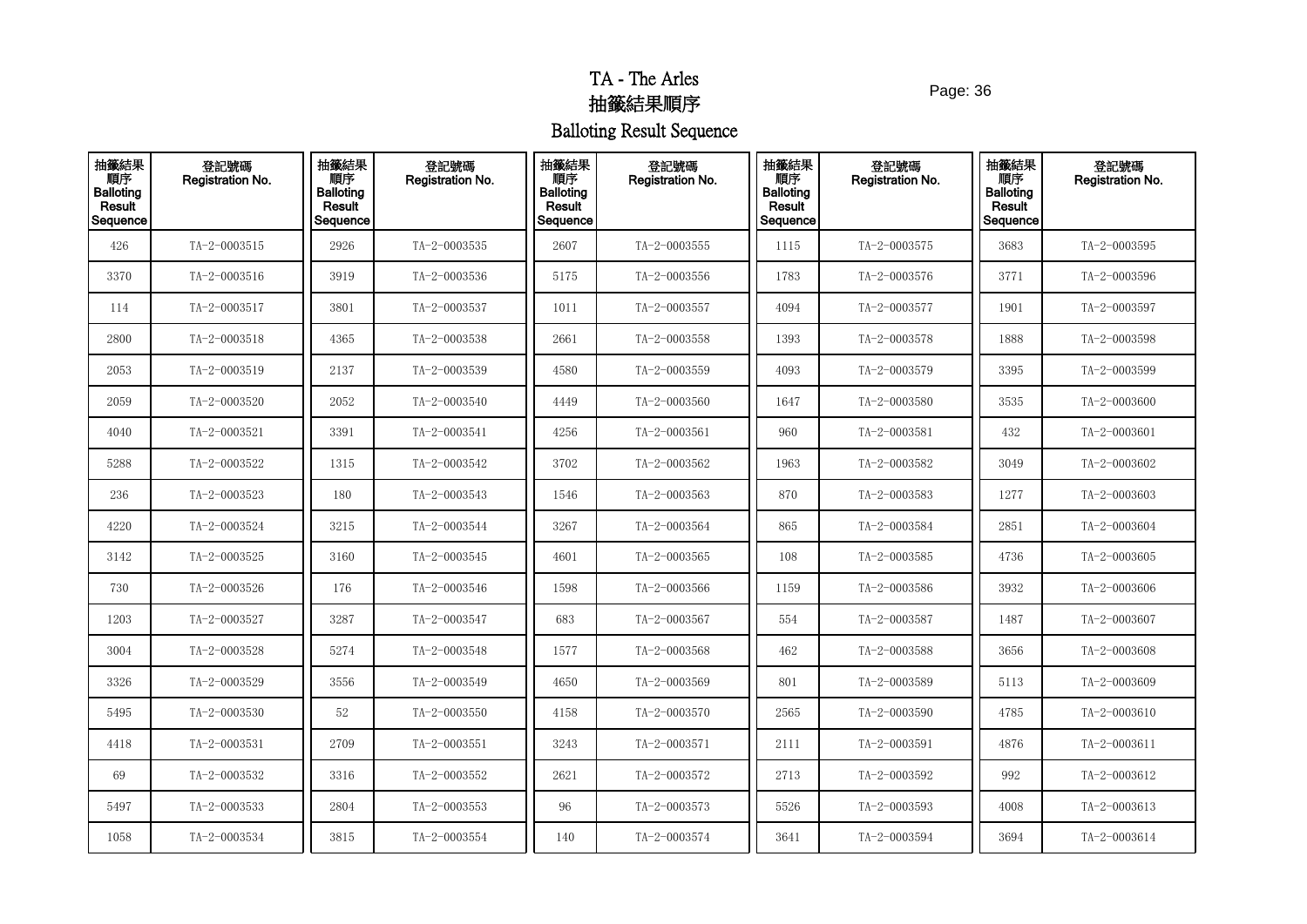# TA - The Arles

# 抽籤結果順序

# Balloting Result Sequence

| 抽籤結果順序 Balloting Result Sequence | 登記號碼 Registration No. | 抽籤結果順序 Balloting Result Sequence | 登記號碼 Registration No. | 抽籤結果順序 Balloting Result Sequence | 登記號碼 Registration No. | 抽籤結果順序 Balloting Result Sequence | 登記號碼 Registration No. | 抽籤結果順序 Balloting Result Sequence | 登記號碼 Registration No. |
|---|---|---|---|---|---|---|---|---|---|
| 426 | TA-2-0003515 | 2926 | TA-2-0003535 | 2607 | TA-2-0003555 | 1115 | TA-2-0003575 | 3683 | TA-2-0003595 |
| 3370 | TA-2-0003516 | 3919 | TA-2-0003536 | 5175 | TA-2-0003556 | 1783 | TA-2-0003576 | 3771 | TA-2-0003596 |
| 114 | TA-2-0003517 | 3801 | TA-2-0003537 | 1011 | TA-2-0003557 | 4094 | TA-2-0003577 | 1901 | TA-2-0003597 |
| 2800 | TA-2-0003518 | 4365 | TA-2-0003538 | 2661 | TA-2-0003558 | 1393 | TA-2-0003578 | 1888 | TA-2-0003598 |
| 2053 | TA-2-0003519 | 2137 | TA-2-0003539 | 4580 | TA-2-0003559 | 4093 | TA-2-0003579 | 3395 | TA-2-0003599 |
| 2059 | TA-2-0003520 | 2052 | TA-2-0003540 | 4449 | TA-2-0003560 | 1647 | TA-2-0003580 | 3535 | TA-2-0003600 |
| 4040 | TA-2-0003521 | 3391 | TA-2-0003541 | 4256 | TA-2-0003561 | 960 | TA-2-0003581 | 432 | TA-2-0003601 |
| 5288 | TA-2-0003522 | 1315 | TA-2-0003542 | 3702 | TA-2-0003562 | 1963 | TA-2-0003582 | 3049 | TA-2-0003602 |
| 236 | TA-2-0003523 | 180 | TA-2-0003543 | 1546 | TA-2-0003563 | 870 | TA-2-0003583 | 1277 | TA-2-0003603 |
| 4220 | TA-2-0003524 | 3215 | TA-2-0003544 | 3267 | TA-2-0003564 | 865 | TA-2-0003584 | 2851 | TA-2-0003604 |
| 3142 | TA-2-0003525 | 3160 | TA-2-0003545 | 4601 | TA-2-0003565 | 108 | TA-2-0003585 | 4736 | TA-2-0003605 |
| 730 | TA-2-0003526 | 176 | TA-2-0003546 | 1598 | TA-2-0003566 | 1159 | TA-2-0003586 | 3932 | TA-2-0003606 |
| 1203 | TA-2-0003527 | 3287 | TA-2-0003547 | 683 | TA-2-0003567 | 554 | TA-2-0003587 | 1487 | TA-2-0003607 |
| 3004 | TA-2-0003528 | 5274 | TA-2-0003548 | 1577 | TA-2-0003568 | 462 | TA-2-0003588 | 3656 | TA-2-0003608 |
| 3326 | TA-2-0003529 | 3556 | TA-2-0003549 | 4650 | TA-2-0003569 | 801 | TA-2-0003589 | 5113 | TA-2-0003609 |
| 5495 | TA-2-0003530 | 52 | TA-2-0003550 | 4158 | TA-2-0003570 | 2565 | TA-2-0003590 | 4785 | TA-2-0003610 |
| 4418 | TA-2-0003531 | 2709 | TA-2-0003551 | 3243 | TA-2-0003571 | 2111 | TA-2-0003591 | 4876 | TA-2-0003611 |
| 69 | TA-2-0003532 | 3316 | TA-2-0003552 | 2621 | TA-2-0003572 | 2713 | TA-2-0003592 | 992 | TA-2-0003612 |
| 5497 | TA-2-0003533 | 2804 | TA-2-0003553 | 96 | TA-2-0003573 | 5526 | TA-2-0003593 | 4008 | TA-2-0003613 |
| 1058 | TA-2-0003534 | 3815 | TA-2-0003554 | 140 | TA-2-0003574 | 3641 | TA-2-0003594 | 3694 | TA-2-0003614 |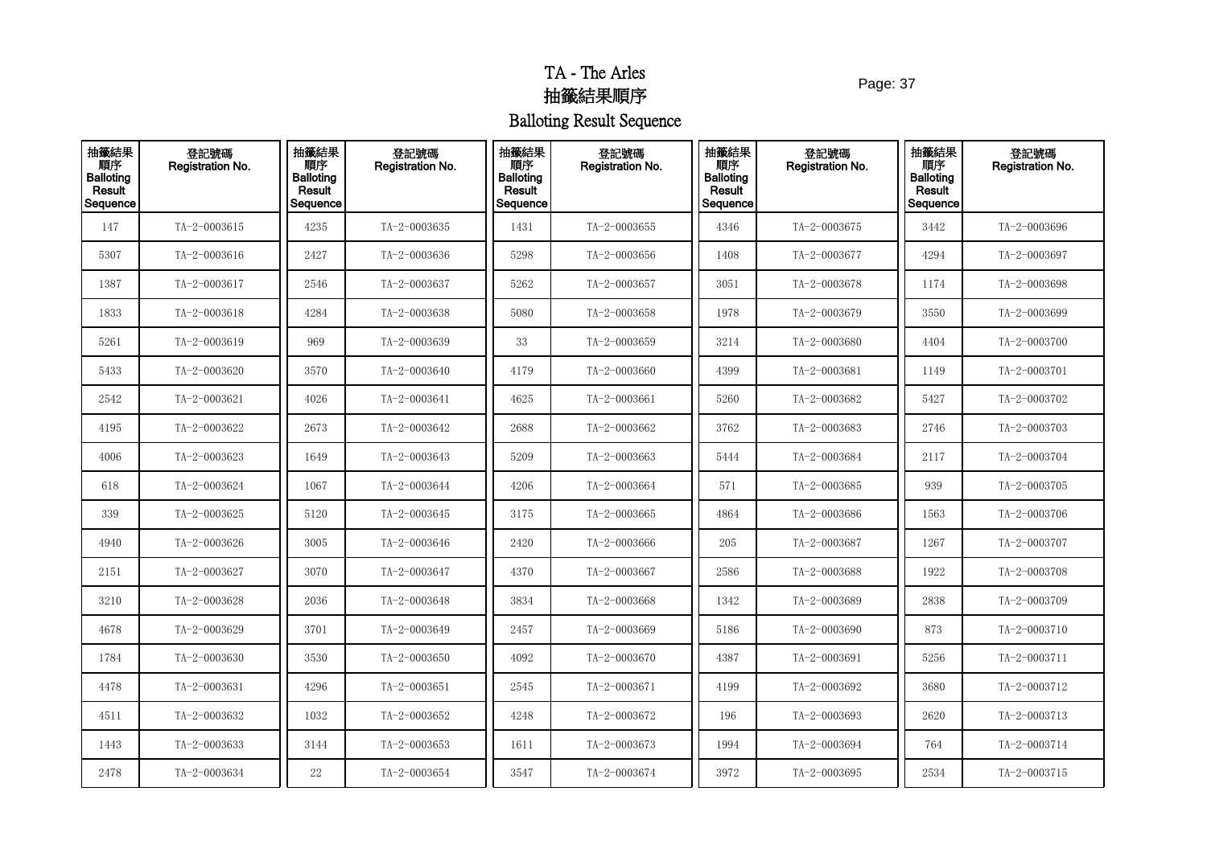# TA - The Arles

## 抽籤結果順序

## Balloting Result Sequence

| 抽籤結果順序 Balloting Result Sequence | 登記號碼 Registration No. | 抽籤結果順序 Balloting Result Sequence | 登記號碼 Registration No. | 抽籤結果順序 Balloting Result Sequence | 登記號碼 Registration No. | 抽籤結果順序 Balloting Result Sequence | 登記號碼 Registration No. | 抽籤結果順序 Balloting Result Sequence | 登記號碼 Registration No. |
|---|---|---|---|---|---|---|---|---|---|
| 147 | TA-2-0003615 | 4235 | TA-2-0003635 | 1431 | TA-2-0003655 | 4346 | TA-2-0003675 | 3442 | TA-2-0003696 |
| 5307 | TA-2-0003616 | 2427 | TA-2-0003636 | 5298 | TA-2-0003656 | 1408 | TA-2-0003677 | 4294 | TA-2-0003697 |
| 1387 | TA-2-0003617 | 2546 | TA-2-0003637 | 5262 | TA-2-0003657 | 3051 | TA-2-0003678 | 1174 | TA-2-0003698 |
| 1833 | TA-2-0003618 | 4284 | TA-2-0003638 | 5080 | TA-2-0003658 | 1978 | TA-2-0003679 | 3550 | TA-2-0003699 |
| 5261 | TA-2-0003619 | 969 | TA-2-0003639 | 33 | TA-2-0003659 | 3214 | TA-2-0003680 | 4404 | TA-2-0003700 |
| 5433 | TA-2-0003620 | 3570 | TA-2-0003640 | 4179 | TA-2-0003660 | 4399 | TA-2-0003681 | 1149 | TA-2-0003701 |
| 2542 | TA-2-0003621 | 4026 | TA-2-0003641 | 4625 | TA-2-0003661 | 5260 | TA-2-0003682 | 5427 | TA-2-0003702 |
| 4195 | TA-2-0003622 | 2673 | TA-2-0003642 | 2688 | TA-2-0003662 | 3762 | TA-2-0003683 | 2746 | TA-2-0003703 |
| 4006 | TA-2-0003623 | 1649 | TA-2-0003643 | 5209 | TA-2-0003663 | 5444 | TA-2-0003684 | 2117 | TA-2-0003704 |
| 618 | TA-2-0003624 | 1067 | TA-2-0003644 | 4206 | TA-2-0003664 | 571 | TA-2-0003685 | 939 | TA-2-0003705 |
| 339 | TA-2-0003625 | 5120 | TA-2-0003645 | 3175 | TA-2-0003665 | 4864 | TA-2-0003686 | 1563 | TA-2-0003706 |
| 4940 | TA-2-0003626 | 3005 | TA-2-0003646 | 2420 | TA-2-0003666 | 205 | TA-2-0003687 | 1267 | TA-2-0003707 |
| 2151 | TA-2-0003627 | 3070 | TA-2-0003647 | 4370 | TA-2-0003667 | 2586 | TA-2-0003688 | 1922 | TA-2-0003708 |
| 3210 | TA-2-0003628 | 2036 | TA-2-0003648 | 3834 | TA-2-0003668 | 1342 | TA-2-0003689 | 2838 | TA-2-0003709 |
| 4678 | TA-2-0003629 | 3701 | TA-2-0003649 | 2457 | TA-2-0003669 | 5186 | TA-2-0003690 | 873 | TA-2-0003710 |
| 1784 | TA-2-0003630 | 3530 | TA-2-0003650 | 4092 | TA-2-0003670 | 4387 | TA-2-0003691 | 5256 | TA-2-0003711 |
| 4478 | TA-2-0003631 | 4296 | TA-2-0003651 | 2545 | TA-2-0003671 | 4199 | TA-2-0003692 | 3680 | TA-2-0003712 |
| 4511 | TA-2-0003632 | 1032 | TA-2-0003652 | 4248 | TA-2-0003672 | 196 | TA-2-0003693 | 2620 | TA-2-0003713 |
| 1443 | TA-2-0003633 | 3144 | TA-2-0003653 | 1611 | TA-2-0003673 | 1994 | TA-2-0003694 | 764 | TA-2-0003714 |
| 2478 | TA-2-0003634 | 22 | TA-2-0003654 | 3547 | TA-2-0003674 | 3972 | TA-2-0003695 | 2534 | TA-2-0003715 |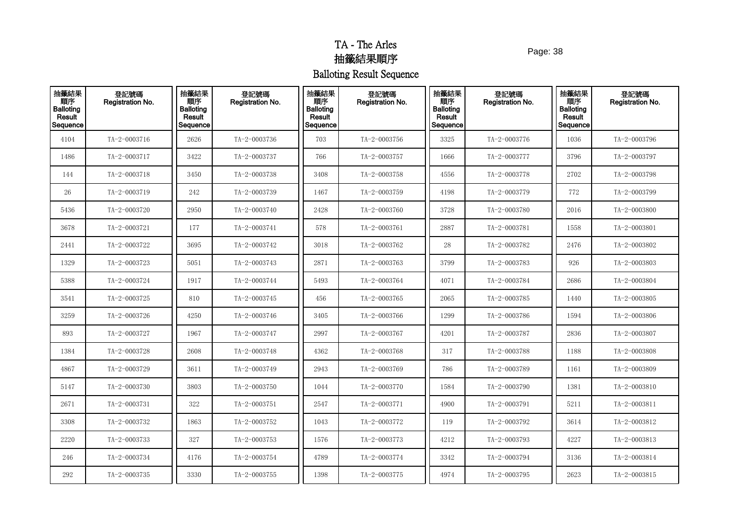# TA - The Arles

# 抽籤結果順序

# Balloting Result Sequence

| 抽籤結果順序 Balloting Result Sequence | 登記號碼 Registration No. | 抽籤結果順序 Balloting Result Sequence | 登記號碼 Registration No. | 抽籤結果順序 Balloting Result Sequence | 登記號碼 Registration No. | 抽籤結果順序 Balloting Result Sequence | 登記號碼 Registration No. | 抽籤結果順序 Balloting Result Sequence | 登記號碼 Registration No. |
|---|---|---|---|---|---|---|---|---|---|
| 4104 | TA-2-0003716 | 2626 | TA-2-0003736 | 703 | TA-2-0003756 | 3325 | TA-2-0003776 | 1036 | TA-2-0003796 |
| 1486 | TA-2-0003717 | 3422 | TA-2-0003737 | 766 | TA-2-0003757 | 1666 | TA-2-0003777 | 3796 | TA-2-0003797 |
| 144 | TA-2-0003718 | 3450 | TA-2-0003738 | 3408 | TA-2-0003758 | 4556 | TA-2-0003778 | 2702 | TA-2-0003798 |
| 26 | TA-2-0003719 | 242 | TA-2-0003739 | 1467 | TA-2-0003759 | 4198 | TA-2-0003779 | 772 | TA-2-0003799 |
| 5436 | TA-2-0003720 | 2950 | TA-2-0003740 | 2428 | TA-2-0003760 | 3728 | TA-2-0003780 | 2016 | TA-2-0003800 |
| 3678 | TA-2-0003721 | 177 | TA-2-0003741 | 578 | TA-2-0003761 | 2887 | TA-2-0003781 | 1558 | TA-2-0003801 |
| 2441 | TA-2-0003722 | 3695 | TA-2-0003742 | 3018 | TA-2-0003762 | 28 | TA-2-0003782 | 2476 | TA-2-0003802 |
| 1329 | TA-2-0003723 | 5051 | TA-2-0003743 | 2871 | TA-2-0003763 | 3799 | TA-2-0003783 | 926 | TA-2-0003803 |
| 5388 | TA-2-0003724 | 1917 | TA-2-0003744 | 5493 | TA-2-0003764 | 4071 | TA-2-0003784 | 2686 | TA-2-0003804 |
| 3541 | TA-2-0003725 | 810 | TA-2-0003745 | 456 | TA-2-0003765 | 2065 | TA-2-0003785 | 1440 | TA-2-0003805 |
| 3259 | TA-2-0003726 | 4250 | TA-2-0003746 | 3405 | TA-2-0003766 | 1299 | TA-2-0003786 | 1594 | TA-2-0003806 |
| 893 | TA-2-0003727 | 1967 | TA-2-0003747 | 2997 | TA-2-0003767 | 4201 | TA-2-0003787 | 2836 | TA-2-0003807 |
| 1384 | TA-2-0003728 | 2608 | TA-2-0003748 | 4362 | TA-2-0003768 | 317 | TA-2-0003788 | 1188 | TA-2-0003808 |
| 4867 | TA-2-0003729 | 3611 | TA-2-0003749 | 2943 | TA-2-0003769 | 786 | TA-2-0003789 | 1161 | TA-2-0003809 |
| 5147 | TA-2-0003730 | 3803 | TA-2-0003750 | 1044 | TA-2-0003770 | 1584 | TA-2-0003790 | 1381 | TA-2-0003810 |
| 2671 | TA-2-0003731 | 322 | TA-2-0003751 | 2547 | TA-2-0003771 | 4900 | TA-2-0003791 | 5211 | TA-2-0003811 |
| 3308 | TA-2-0003732 | 1863 | TA-2-0003752 | 1043 | TA-2-0003772 | 119 | TA-2-0003792 | 3614 | TA-2-0003812 |
| 2220 | TA-2-0003733 | 327 | TA-2-0003753 | 1576 | TA-2-0003773 | 4212 | TA-2-0003793 | 4227 | TA-2-0003813 |
| 246 | TA-2-0003734 | 4176 | TA-2-0003754 | 4789 | TA-2-0003774 | 3342 | TA-2-0003794 | 3136 | TA-2-0003814 |
| 292 | TA-2-0003735 | 3330 | TA-2-0003755 | 1398 | TA-2-0003775 | 4974 | TA-2-0003795 | 2623 | TA-2-0003815 |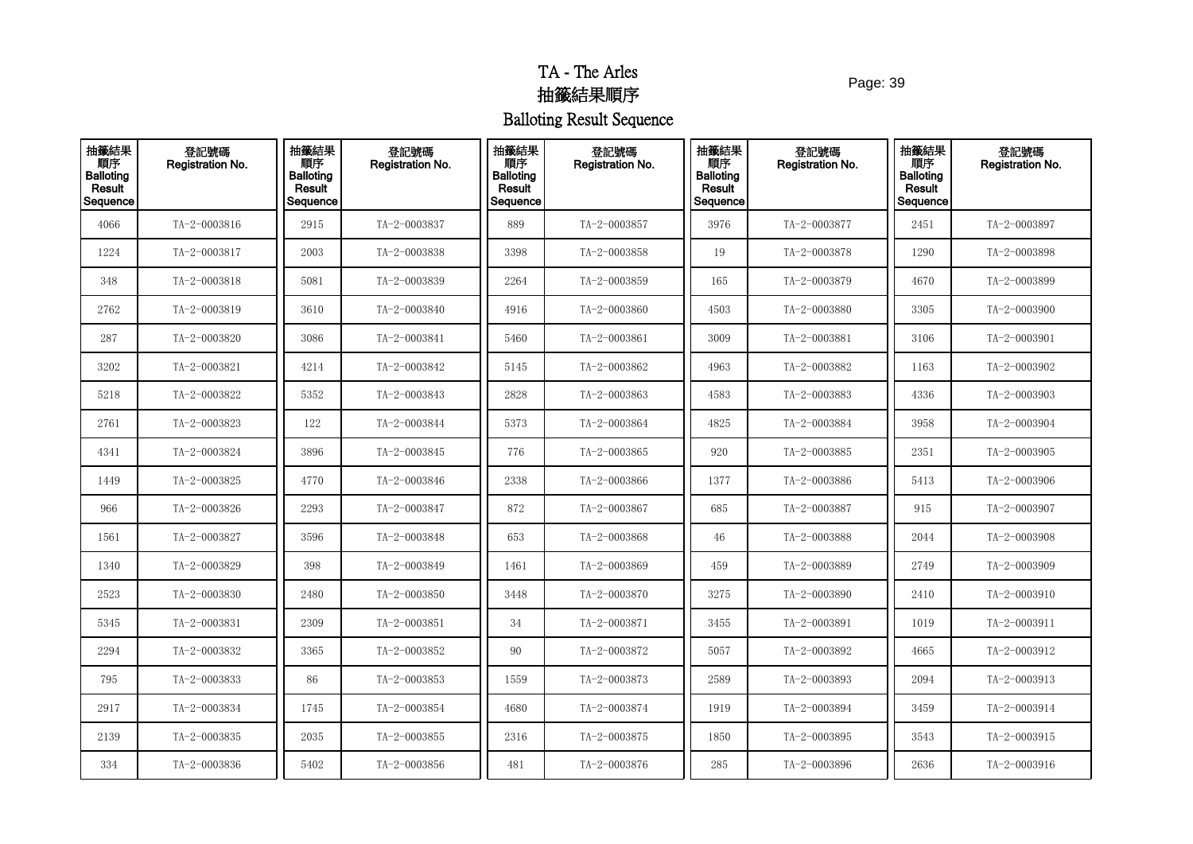# TA - The Arles

# 抽籤結果順序

# Balloting Result Sequence

| 抽籤結果順序 Balloting Result Sequence | 登記號碼 Registration No. | 抽籤結果順序 Balloting Result Sequence | 登記號碼 Registration No. | 抽籤結果順序 Balloting Result Sequence | 登記號碼 Registration No. | 抽籤結果順序 Balloting Result Sequence | 登記號碼 Registration No. | 抽籤結果順序 Balloting Result Sequence | 登記號碼 Registration No. |
|---|---|---|---|---|---|---|---|---|---|
| 4066 | TA-2-0003816 | 2915 | TA-2-0003837 | 889 | TA-2-0003857 | 3976 | TA-2-0003877 | 2451 | TA-2-0003897 |
| 1224 | TA-2-0003817 | 2003 | TA-2-0003838 | 3398 | TA-2-0003858 | 19 | TA-2-0003878 | 1290 | TA-2-0003898 |
| 348 | TA-2-0003818 | 5081 | TA-2-0003839 | 2264 | TA-2-0003859 | 165 | TA-2-0003879 | 4670 | TA-2-0003899 |
| 2762 | TA-2-0003819 | 3610 | TA-2-0003840 | 4916 | TA-2-0003860 | 4503 | TA-2-0003880 | 3305 | TA-2-0003900 |
| 287 | TA-2-0003820 | 3086 | TA-2-0003841 | 5460 | TA-2-0003861 | 3009 | TA-2-0003881 | 3106 | TA-2-0003901 |
| 3202 | TA-2-0003821 | 4214 | TA-2-0003842 | 5145 | TA-2-0003862 | 4963 | TA-2-0003882 | 1163 | TA-2-0003902 |
| 5218 | TA-2-0003822 | 5352 | TA-2-0003843 | 2828 | TA-2-0003863 | 4583 | TA-2-0003883 | 4336 | TA-2-0003903 |
| 2761 | TA-2-0003823 | 122 | TA-2-0003844 | 5373 | TA-2-0003864 | 4825 | TA-2-0003884 | 3958 | TA-2-0003904 |
| 4341 | TA-2-0003824 | 3896 | TA-2-0003845 | 776 | TA-2-0003865 | 920 | TA-2-0003885 | 2351 | TA-2-0003905 |
| 1449 | TA-2-0003825 | 4770 | TA-2-0003846 | 2338 | TA-2-0003866 | 1377 | TA-2-0003886 | 5413 | TA-2-0003906 |
| 966 | TA-2-0003826 | 2293 | TA-2-0003847 | 872 | TA-2-0003867 | 685 | TA-2-0003887 | 915 | TA-2-0003907 |
| 1561 | TA-2-0003827 | 3596 | TA-2-0003848 | 653 | TA-2-0003868 | 46 | TA-2-0003888 | 2044 | TA-2-0003908 |
| 1340 | TA-2-0003829 | 398 | TA-2-0003849 | 1461 | TA-2-0003869 | 459 | TA-2-0003889 | 2749 | TA-2-0003909 |
| 2523 | TA-2-0003830 | 2480 | TA-2-0003850 | 3448 | TA-2-0003870 | 3275 | TA-2-0003890 | 2410 | TA-2-0003910 |
| 5345 | TA-2-0003831 | 2309 | TA-2-0003851 | 34 | TA-2-0003871 | 3455 | TA-2-0003891 | 1019 | TA-2-0003911 |
| 2294 | TA-2-0003832 | 3365 | TA-2-0003852 | 90 | TA-2-0003872 | 5057 | TA-2-0003892 | 4665 | TA-2-0003912 |
| 795 | TA-2-0003833 | 86 | TA-2-0003853 | 1559 | TA-2-0003873 | 2589 | TA-2-0003893 | 2094 | TA-2-0003913 |
| 2917 | TA-2-0003834 | 1745 | TA-2-0003854 | 4680 | TA-2-0003874 | 1919 | TA-2-0003894 | 3459 | TA-2-0003914 |
| 2139 | TA-2-0003835 | 2035 | TA-2-0003855 | 2316 | TA-2-0003875 | 1850 | TA-2-0003895 | 3543 | TA-2-0003915 |
| 334 | TA-2-0003836 | 5402 | TA-2-0003856 | 481 | TA-2-0003876 | 285 | TA-2-0003896 | 2636 | TA-2-0003916 |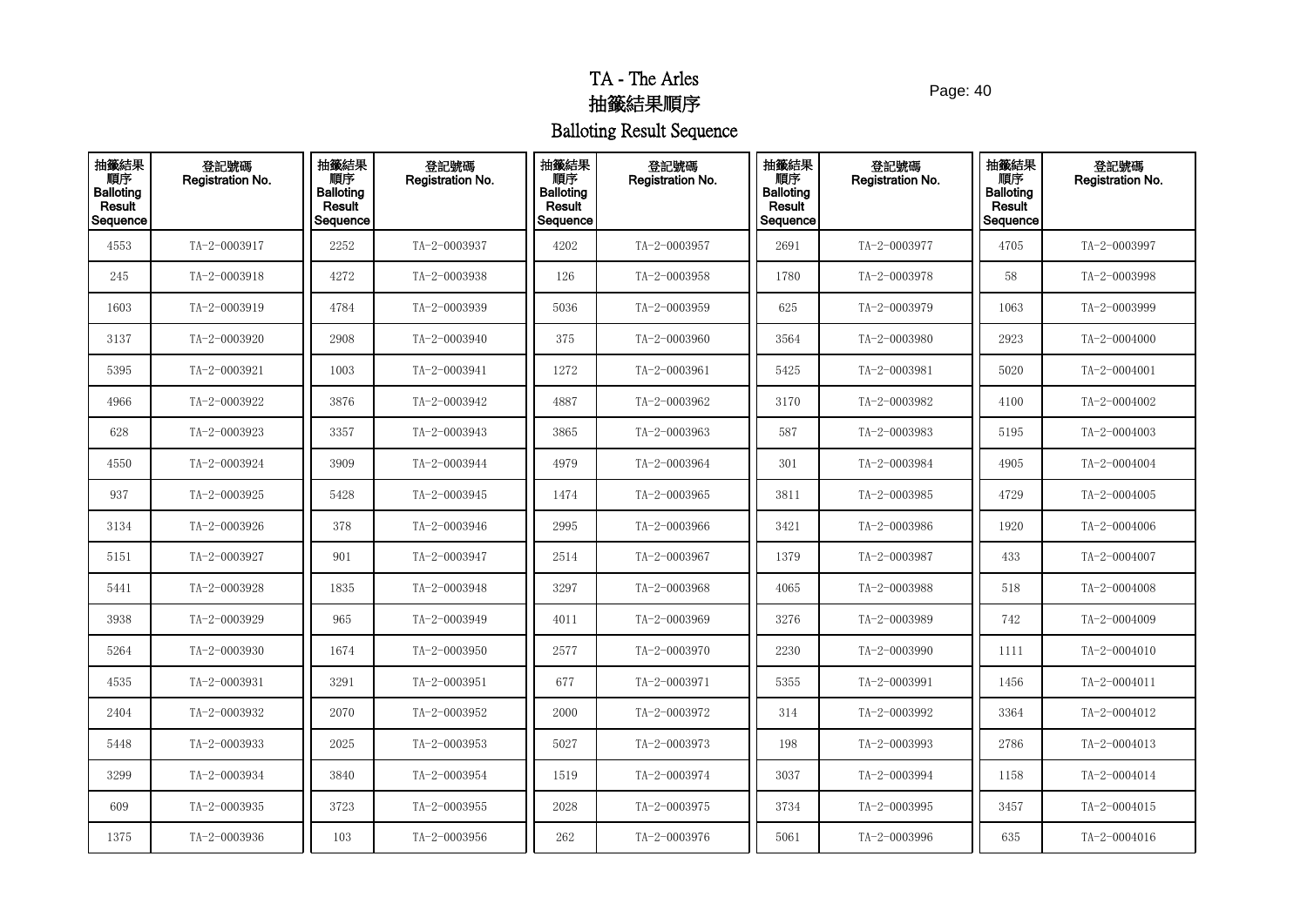# TA - The Arles
# 抽籤結果順序
# Balloting Result Sequence

| 抽籤結果順序 Balloting Result Sequence | 登記號碼 Registration No. | 抽籤結果順序 Balloting Result Sequence | 登記號碼 Registration No. | 抽籤結果順序 Balloting Result Sequence | 登記號碼 Registration No. | 抽籤結果順序 Balloting Result Sequence | 登記號碼 Registration No. | 抽籤結果順序 Balloting Result Sequence | 登記號碼 Registration No. |
|---|---|---|---|---|---|---|---|---|---|
| 4553 | TA-2-0003917 | 2252 | TA-2-0003937 | 4202 | TA-2-0003957 | 2691 | TA-2-0003977 | 4705 | TA-2-0003997 |
| 245 | TA-2-0003918 | 4272 | TA-2-0003938 | 126 | TA-2-0003958 | 1780 | TA-2-0003978 | 58 | TA-2-0003998 |
| 1603 | TA-2-0003919 | 4784 | TA-2-0003939 | 5036 | TA-2-0003959 | 625 | TA-2-0003979 | 1063 | TA-2-0003999 |
| 3137 | TA-2-0003920 | 2908 | TA-2-0003940 | 375 | TA-2-0003960 | 3564 | TA-2-0003980 | 2923 | TA-2-0004000 |
| 5395 | TA-2-0003921 | 1003 | TA-2-0003941 | 1272 | TA-2-0003961 | 5425 | TA-2-0003981 | 5020 | TA-2-0004001 |
| 4966 | TA-2-0003922 | 3876 | TA-2-0003942 | 4887 | TA-2-0003962 | 3170 | TA-2-0003982 | 4100 | TA-2-0004002 |
| 628 | TA-2-0003923 | 3357 | TA-2-0003943 | 3865 | TA-2-0003963 | 587 | TA-2-0003983 | 5195 | TA-2-0004003 |
| 4550 | TA-2-0003924 | 3909 | TA-2-0003944 | 4979 | TA-2-0003964 | 301 | TA-2-0003984 | 4905 | TA-2-0004004 |
| 937 | TA-2-0003925 | 5428 | TA-2-0003945 | 1474 | TA-2-0003965 | 3811 | TA-2-0003985 | 4729 | TA-2-0004005 |
| 3134 | TA-2-0003926 | 378 | TA-2-0003946 | 2995 | TA-2-0003966 | 3421 | TA-2-0003986 | 1920 | TA-2-0004006 |
| 5151 | TA-2-0003927 | 901 | TA-2-0003947 | 2514 | TA-2-0003967 | 1379 | TA-2-0003987 | 433 | TA-2-0004007 |
| 5441 | TA-2-0003928 | 1835 | TA-2-0003948 | 3297 | TA-2-0003968 | 4065 | TA-2-0003988 | 518 | TA-2-0004008 |
| 3938 | TA-2-0003929 | 965 | TA-2-0003949 | 4011 | TA-2-0003969 | 3276 | TA-2-0003989 | 742 | TA-2-0004009 |
| 5264 | TA-2-0003930 | 1674 | TA-2-0003950 | 2577 | TA-2-0003970 | 2230 | TA-2-0003990 | 1111 | TA-2-0004010 |
| 4535 | TA-2-0003931 | 3291 | TA-2-0003951 | 677 | TA-2-0003971 | 5355 | TA-2-0003991 | 1456 | TA-2-0004011 |
| 2404 | TA-2-0003932 | 2070 | TA-2-0003952 | 2000 | TA-2-0003972 | 314 | TA-2-0003992 | 3364 | TA-2-0004012 |
| 5448 | TA-2-0003933 | 2025 | TA-2-0003953 | 5027 | TA-2-0003973 | 198 | TA-2-0003993 | 2786 | TA-2-0004013 |
| 3299 | TA-2-0003934 | 3840 | TA-2-0003954 | 1519 | TA-2-0003974 | 3037 | TA-2-0003994 | 1158 | TA-2-0004014 |
| 609 | TA-2-0003935 | 3723 | TA-2-0003955 | 2028 | TA-2-0003975 | 3734 | TA-2-0003995 | 3457 | TA-2-0004015 |
| 1375 | TA-2-0003936 | 103 | TA-2-0003956 | 262 | TA-2-0003976 | 5061 | TA-2-0003996 | 635 | TA-2-0004016 |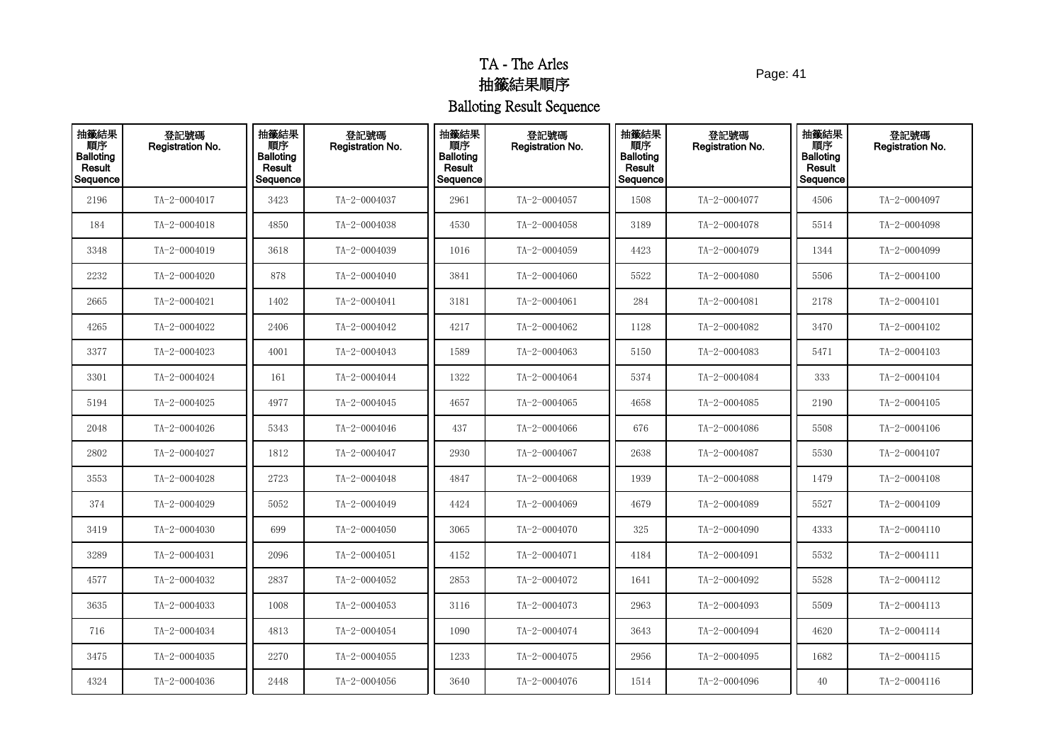# TA - The Arles

# 抽籤結果順序

# Balloting Result Sequence

| 抽籤結果順序 Balloting Result Sequence | 登記號碼 Registration No. | 抽籤結果順序 Balloting Result Sequence | 登記號碼 Registration No. | 抽籤結果順序 Balloting Result Sequence | 登記號碼 Registration No. | 抽籤結果順序 Balloting Result Sequence | 登記號碼 Registration No. | 抽籤結果順序 Balloting Result Sequence | 登記號碼 Registration No. |
|---|---|---|---|---|---|---|---|---|---|
| 2196 | TA-2-0004017 | 3423 | TA-2-0004037 | 2961 | TA-2-0004057 | 1508 | TA-2-0004077 | 4506 | TA-2-0004097 |
| 184 | TA-2-0004018 | 4850 | TA-2-0004038 | 4530 | TA-2-0004058 | 3189 | TA-2-0004078 | 5514 | TA-2-0004098 |
| 3348 | TA-2-0004019 | 3618 | TA-2-0004039 | 1016 | TA-2-0004059 | 4423 | TA-2-0004079 | 1344 | TA-2-0004099 |
| 2232 | TA-2-0004020 | 878 | TA-2-0004040 | 3841 | TA-2-0004060 | 5522 | TA-2-0004080 | 5506 | TA-2-0004100 |
| 2665 | TA-2-0004021 | 1402 | TA-2-0004041 | 3181 | TA-2-0004061 | 284 | TA-2-0004081 | 2178 | TA-2-0004101 |
| 4265 | TA-2-0004022 | 2406 | TA-2-0004042 | 4217 | TA-2-0004062 | 1128 | TA-2-0004082 | 3470 | TA-2-0004102 |
| 3377 | TA-2-0004023 | 4001 | TA-2-0004043 | 1589 | TA-2-0004063 | 5150 | TA-2-0004083 | 5471 | TA-2-0004103 |
| 3301 | TA-2-0004024 | 161 | TA-2-0004044 | 1322 | TA-2-0004064 | 5374 | TA-2-0004084 | 333 | TA-2-0004104 |
| 5194 | TA-2-0004025 | 4977 | TA-2-0004045 | 4657 | TA-2-0004065 | 4658 | TA-2-0004085 | 2190 | TA-2-0004105 |
| 2048 | TA-2-0004026 | 5343 | TA-2-0004046 | 437 | TA-2-0004066 | 676 | TA-2-0004086 | 5508 | TA-2-0004106 |
| 2802 | TA-2-0004027 | 1812 | TA-2-0004047 | 2930 | TA-2-0004067 | 2638 | TA-2-0004087 | 5530 | TA-2-0004107 |
| 3553 | TA-2-0004028 | 2723 | TA-2-0004048 | 4847 | TA-2-0004068 | 1939 | TA-2-0004088 | 1479 | TA-2-0004108 |
| 374 | TA-2-0004029 | 5052 | TA-2-0004049 | 4424 | TA-2-0004069 | 4679 | TA-2-0004089 | 5527 | TA-2-0004109 |
| 3419 | TA-2-0004030 | 699 | TA-2-0004050 | 3065 | TA-2-0004070 | 325 | TA-2-0004090 | 4333 | TA-2-0004110 |
| 3289 | TA-2-0004031 | 2096 | TA-2-0004051 | 4152 | TA-2-0004071 | 4184 | TA-2-0004091 | 5532 | TA-2-0004111 |
| 4577 | TA-2-0004032 | 2837 | TA-2-0004052 | 2853 | TA-2-0004072 | 1641 | TA-2-0004092 | 5528 | TA-2-0004112 |
| 3635 | TA-2-0004033 | 1008 | TA-2-0004053 | 3116 | TA-2-0004073 | 2963 | TA-2-0004093 | 5509 | TA-2-0004113 |
| 716 | TA-2-0004034 | 4813 | TA-2-0004054 | 1090 | TA-2-0004074 | 3643 | TA-2-0004094 | 4620 | TA-2-0004114 |
| 3475 | TA-2-0004035 | 2270 | TA-2-0004055 | 1233 | TA-2-0004075 | 2956 | TA-2-0004095 | 1682 | TA-2-0004115 |
| 4324 | TA-2-0004036 | 2448 | TA-2-0004056 | 3640 | TA-2-0004076 | 1514 | TA-2-0004096 | 40 | TA-2-0004116 |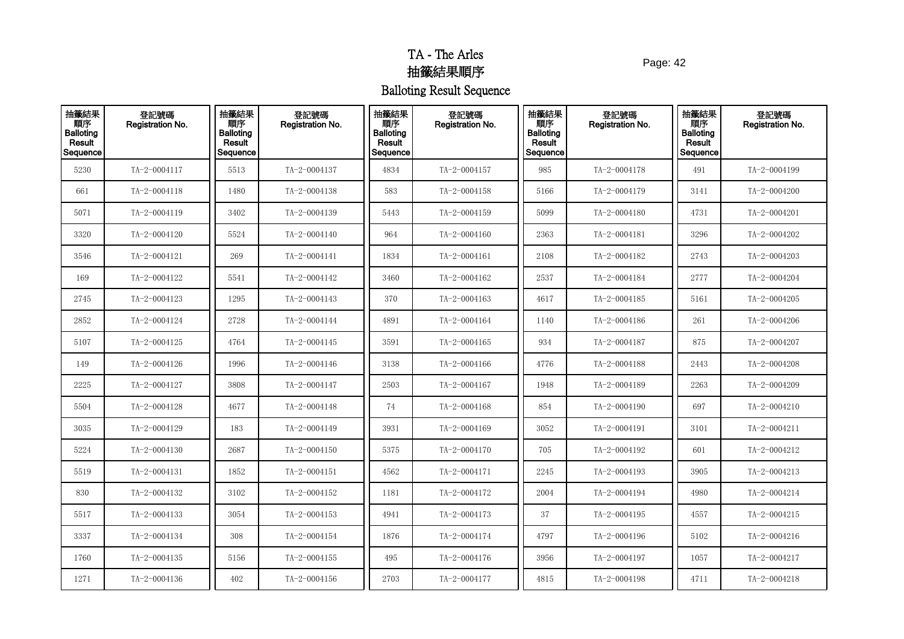# TA - The Arles
# 抽籤結果順序
# Balloting Result Sequence

| 抽籤結果順序 Balloting Result Sequence | 登記號碼 Registration No. | 抽籤結果順序 Balloting Result Sequence | 登記號碼 Registration No. | 抽籤結果順序 Balloting Result Sequence | 登記號碼 Registration No. | 抽籤結果順序 Balloting Result Sequence | 登記號碼 Registration No. | 抽籤結果順序 Balloting Result Sequence | 登記號碼 Registration No. |
|---|---|---|---|---|---|---|---|---|---|
| 5230 | TA-2-0004117 | 5513 | TA-2-0004137 | 4834 | TA-2-0004157 | 985 | TA-2-0004178 | 491 | TA-2-0004199 |
| 661 | TA-2-0004118 | 1480 | TA-2-0004138 | 583 | TA-2-0004158 | 5166 | TA-2-0004179 | 3141 | TA-2-0004200 |
| 5071 | TA-2-0004119 | 3402 | TA-2-0004139 | 5443 | TA-2-0004159 | 5099 | TA-2-0004180 | 4731 | TA-2-0004201 |
| 3320 | TA-2-0004120 | 5524 | TA-2-0004140 | 964 | TA-2-0004160 | 2363 | TA-2-0004181 | 3296 | TA-2-0004202 |
| 3546 | TA-2-0004121 | 269 | TA-2-0004141 | 1834 | TA-2-0004161 | 2108 | TA-2-0004182 | 2743 | TA-2-0004203 |
| 169 | TA-2-0004122 | 5541 | TA-2-0004142 | 3460 | TA-2-0004162 | 2537 | TA-2-0004184 | 2777 | TA-2-0004204 |
| 2745 | TA-2-0004123 | 1295 | TA-2-0004143 | 370 | TA-2-0004163 | 4617 | TA-2-0004185 | 5161 | TA-2-0004205 |
| 2852 | TA-2-0004124 | 2728 | TA-2-0004144 | 4891 | TA-2-0004164 | 1140 | TA-2-0004186 | 261 | TA-2-0004206 |
| 5107 | TA-2-0004125 | 4764 | TA-2-0004145 | 3591 | TA-2-0004165 | 934 | TA-2-0004187 | 875 | TA-2-0004207 |
| 149 | TA-2-0004126 | 1996 | TA-2-0004146 | 3138 | TA-2-0004166 | 4776 | TA-2-0004188 | 2443 | TA-2-0004208 |
| 2225 | TA-2-0004127 | 3808 | TA-2-0004147 | 2503 | TA-2-0004167 | 1948 | TA-2-0004189 | 2263 | TA-2-0004209 |
| 5504 | TA-2-0004128 | 4677 | TA-2-0004148 | 74 | TA-2-0004168 | 854 | TA-2-0004190 | 697 | TA-2-0004210 |
| 3035 | TA-2-0004129 | 183 | TA-2-0004149 | 3931 | TA-2-0004169 | 3052 | TA-2-0004191 | 3101 | TA-2-0004211 |
| 5224 | TA-2-0004130 | 2687 | TA-2-0004150 | 5375 | TA-2-0004170 | 705 | TA-2-0004192 | 601 | TA-2-0004212 |
| 5519 | TA-2-0004131 | 1852 | TA-2-0004151 | 4562 | TA-2-0004171 | 2245 | TA-2-0004193 | 3905 | TA-2-0004213 |
| 830 | TA-2-0004132 | 3102 | TA-2-0004152 | 1181 | TA-2-0004172 | 2004 | TA-2-0004194 | 4980 | TA-2-0004214 |
| 5517 | TA-2-0004133 | 3054 | TA-2-0004153 | 4941 | TA-2-0004173 | 37 | TA-2-0004195 | 4557 | TA-2-0004215 |
| 3337 | TA-2-0004134 | 308 | TA-2-0004154 | 1876 | TA-2-0004174 | 4797 | TA-2-0004196 | 5102 | TA-2-0004216 |
| 1760 | TA-2-0004135 | 5156 | TA-2-0004155 | 495 | TA-2-0004176 | 3956 | TA-2-0004197 | 1057 | TA-2-0004217 |
| 1271 | TA-2-0004136 | 402 | TA-2-0004156 | 2703 | TA-2-0004177 | 4815 | TA-2-0004198 | 4711 | TA-2-0004218 |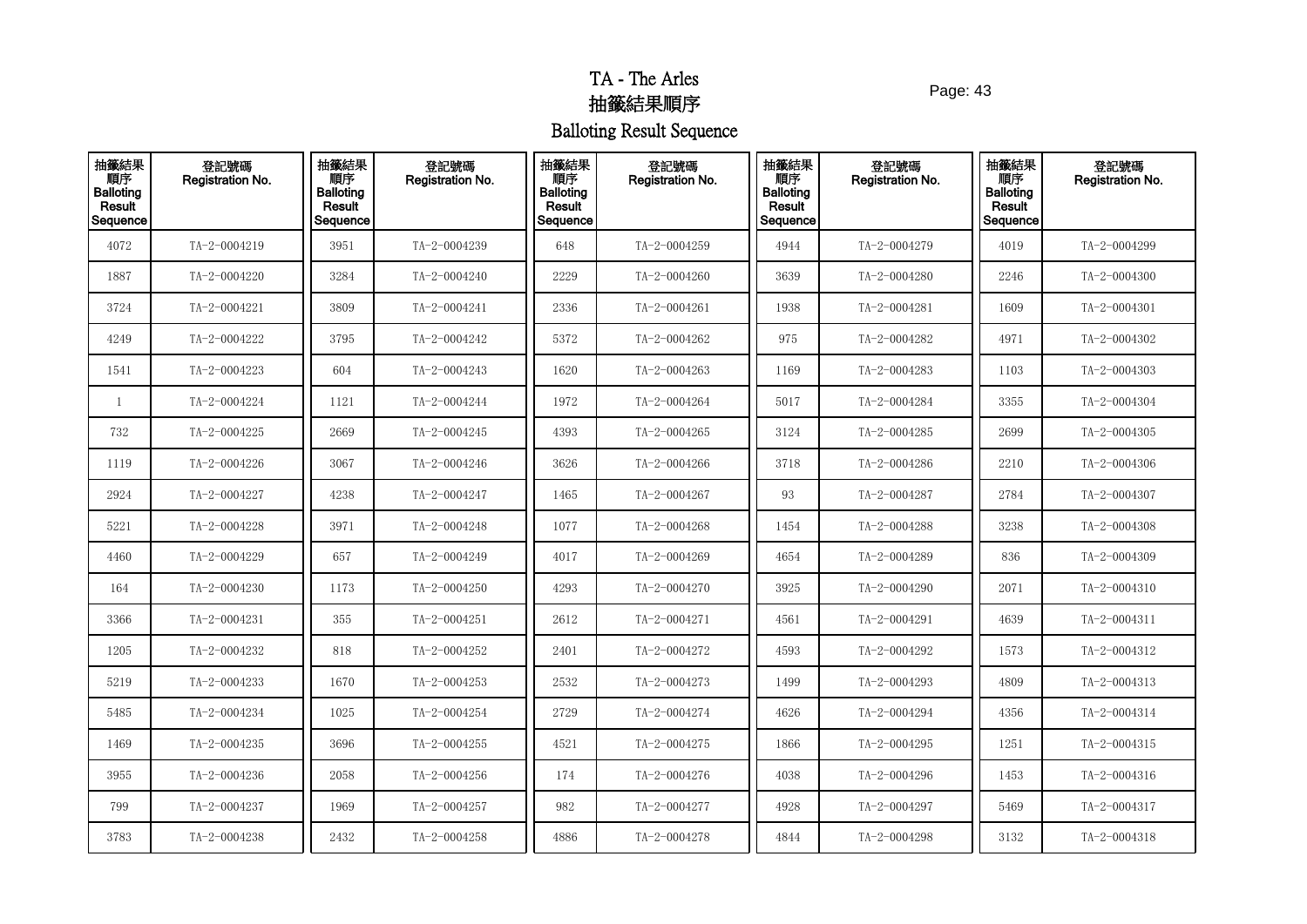# TA - The Arles

# 抽籤結果順序

# Balloting Result Sequence

| 抽籤結果順序 Balloting Result Sequence | 登記號碼 Registration No. | 抽籤結果順序 Balloting Result Sequence | 登記號碼 Registration No. | 抽籤結果順序 Balloting Result Sequence | 登記號碼 Registration No. | 抽籤結果順序 Balloting Result Sequence | 登記號碼 Registration No. | 抽籤結果順序 Balloting Result Sequence | 登記號碼 Registration No. |
|---|---|---|---|---|---|---|---|---|---|
| 4072 | TA-2-0004219 | 3951 | TA-2-0004239 | 648 | TA-2-0004259 | 4944 | TA-2-0004279 | 4019 | TA-2-0004299 |
| 1887 | TA-2-0004220 | 3284 | TA-2-0004240 | 2229 | TA-2-0004260 | 3639 | TA-2-0004280 | 2246 | TA-2-0004300 |
| 3724 | TA-2-0004221 | 3809 | TA-2-0004241 | 2336 | TA-2-0004261 | 1938 | TA-2-0004281 | 1609 | TA-2-0004301 |
| 4249 | TA-2-0004222 | 3795 | TA-2-0004242 | 5372 | TA-2-0004262 | 975 | TA-2-0004282 | 4971 | TA-2-0004302 |
| 1541 | TA-2-0004223 | 604 | TA-2-0004243 | 1620 | TA-2-0004263 | 1169 | TA-2-0004283 | 1103 | TA-2-0004303 |
| 1 | TA-2-0004224 | 1121 | TA-2-0004244 | 1972 | TA-2-0004264 | 5017 | TA-2-0004284 | 3355 | TA-2-0004304 |
| 732 | TA-2-0004225 | 2669 | TA-2-0004245 | 4393 | TA-2-0004265 | 3124 | TA-2-0004285 | 2699 | TA-2-0004305 |
| 1119 | TA-2-0004226 | 3067 | TA-2-0004246 | 3626 | TA-2-0004266 | 3718 | TA-2-0004286 | 2210 | TA-2-0004306 |
| 2924 | TA-2-0004227 | 4238 | TA-2-0004247 | 1465 | TA-2-0004267 | 93 | TA-2-0004287 | 2784 | TA-2-0004307 |
| 5221 | TA-2-0004228 | 3971 | TA-2-0004248 | 1077 | TA-2-0004268 | 1454 | TA-2-0004288 | 3238 | TA-2-0004308 |
| 4460 | TA-2-0004229 | 657 | TA-2-0004249 | 4017 | TA-2-0004269 | 4654 | TA-2-0004289 | 836 | TA-2-0004309 |
| 164 | TA-2-0004230 | 1173 | TA-2-0004250 | 4293 | TA-2-0004270 | 3925 | TA-2-0004290 | 2071 | TA-2-0004310 |
| 3366 | TA-2-0004231 | 355 | TA-2-0004251 | 2612 | TA-2-0004271 | 4561 | TA-2-0004291 | 4639 | TA-2-0004311 |
| 1205 | TA-2-0004232 | 818 | TA-2-0004252 | 2401 | TA-2-0004272 | 4593 | TA-2-0004292 | 1573 | TA-2-0004312 |
| 5219 | TA-2-0004233 | 1670 | TA-2-0004253 | 2532 | TA-2-0004273 | 1499 | TA-2-0004293 | 4809 | TA-2-0004313 |
| 5485 | TA-2-0004234 | 1025 | TA-2-0004254 | 2729 | TA-2-0004274 | 4626 | TA-2-0004294 | 4356 | TA-2-0004314 |
| 1469 | TA-2-0004235 | 3696 | TA-2-0004255 | 4521 | TA-2-0004275 | 1866 | TA-2-0004295 | 1251 | TA-2-0004315 |
| 3955 | TA-2-0004236 | 2058 | TA-2-0004256 | 174 | TA-2-0004276 | 4038 | TA-2-0004296 | 1453 | TA-2-0004316 |
| 799 | TA-2-0004237 | 1969 | TA-2-0004257 | 982 | TA-2-0004277 | 4928 | TA-2-0004297 | 5469 | TA-2-0004317 |
| 3783 | TA-2-0004238 | 2432 | TA-2-0004258 | 4886 | TA-2-0004278 | 4844 | TA-2-0004298 | 3132 | TA-2-0004318 |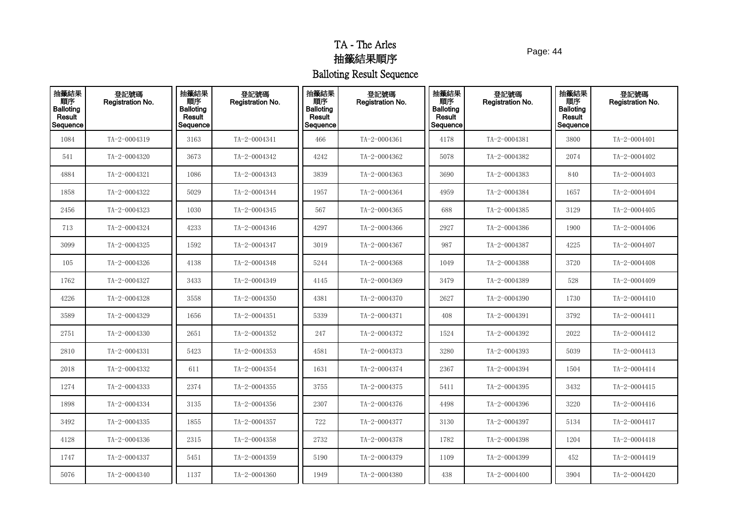# TA - The Arles

# 抽籤結果順序

# Balloting Result Sequence

| 抽籤結果順序 Balloting Result Sequence | 登記號碼 Registration No. | 抽籤結果順序 Balloting Result Sequence | 登記號碼 Registration No. | 抽籤結果順序 Balloting Result Sequence | 登記號碼 Registration No. | 抽籤結果順序 Balloting Result Sequence | 登記號碼 Registration No. | 抽籤結果順序 Balloting Result Sequence | 登記號碼 Registration No. |
|---|---|---|---|---|---|---|---|---|---|
| 1084 | TA-2-0004319 | 3163 | TA-2-0004341 | 466 | TA-2-0004361 | 4178 | TA-2-0004381 | 3800 | TA-2-0004401 |
| 541 | TA-2-0004320 | 3673 | TA-2-0004342 | 4242 | TA-2-0004362 | 5078 | TA-2-0004382 | 2074 | TA-2-0004402 |
| 4884 | TA-2-0004321 | 1086 | TA-2-0004343 | 3839 | TA-2-0004363 | 3690 | TA-2-0004383 | 840 | TA-2-0004403 |
| 1858 | TA-2-0004322 | 5029 | TA-2-0004344 | 1957 | TA-2-0004364 | 4959 | TA-2-0004384 | 1657 | TA-2-0004404 |
| 2456 | TA-2-0004323 | 1030 | TA-2-0004345 | 567 | TA-2-0004365 | 688 | TA-2-0004385 | 3129 | TA-2-0004405 |
| 713 | TA-2-0004324 | 4233 | TA-2-0004346 | 4297 | TA-2-0004366 | 2927 | TA-2-0004386 | 1900 | TA-2-0004406 |
| 3099 | TA-2-0004325 | 1592 | TA-2-0004347 | 3019 | TA-2-0004367 | 987 | TA-2-0004387 | 4225 | TA-2-0004407 |
| 105 | TA-2-0004326 | 4138 | TA-2-0004348 | 5244 | TA-2-0004368 | 1049 | TA-2-0004388 | 3720 | TA-2-0004408 |
| 1762 | TA-2-0004327 | 3433 | TA-2-0004349 | 4145 | TA-2-0004369 | 3479 | TA-2-0004389 | 528 | TA-2-0004409 |
| 4226 | TA-2-0004328 | 3558 | TA-2-0004350 | 4381 | TA-2-0004370 | 2627 | TA-2-0004390 | 1730 | TA-2-0004410 |
| 3589 | TA-2-0004329 | 1656 | TA-2-0004351 | 5339 | TA-2-0004371 | 408 | TA-2-0004391 | 3792 | TA-2-0004411 |
| 2751 | TA-2-0004330 | 2651 | TA-2-0004352 | 247 | TA-2-0004372 | 1524 | TA-2-0004392 | 2022 | TA-2-0004412 |
| 2810 | TA-2-0004331 | 5423 | TA-2-0004353 | 4581 | TA-2-0004373 | 3280 | TA-2-0004393 | 5039 | TA-2-0004413 |
| 2018 | TA-2-0004332 | 611 | TA-2-0004354 | 1631 | TA-2-0004374 | 2367 | TA-2-0004394 | 1504 | TA-2-0004414 |
| 1274 | TA-2-0004333 | 2374 | TA-2-0004355 | 3755 | TA-2-0004375 | 5411 | TA-2-0004395 | 3432 | TA-2-0004415 |
| 1898 | TA-2-0004334 | 3135 | TA-2-0004356 | 2307 | TA-2-0004376 | 4498 | TA-2-0004396 | 3220 | TA-2-0004416 |
| 3492 | TA-2-0004335 | 1855 | TA-2-0004357 | 722 | TA-2-0004377 | 3130 | TA-2-0004397 | 5134 | TA-2-0004417 |
| 4128 | TA-2-0004336 | 2315 | TA-2-0004358 | 2732 | TA-2-0004378 | 1782 | TA-2-0004398 | 1204 | TA-2-0004418 |
| 1747 | TA-2-0004337 | 5451 | TA-2-0004359 | 5190 | TA-2-0004379 | 1109 | TA-2-0004399 | 452 | TA-2-0004419 |
| 5076 | TA-2-0004340 | 1137 | TA-2-0004360 | 1949 | TA-2-0004380 | 438 | TA-2-0004400 | 3904 | TA-2-0004420 |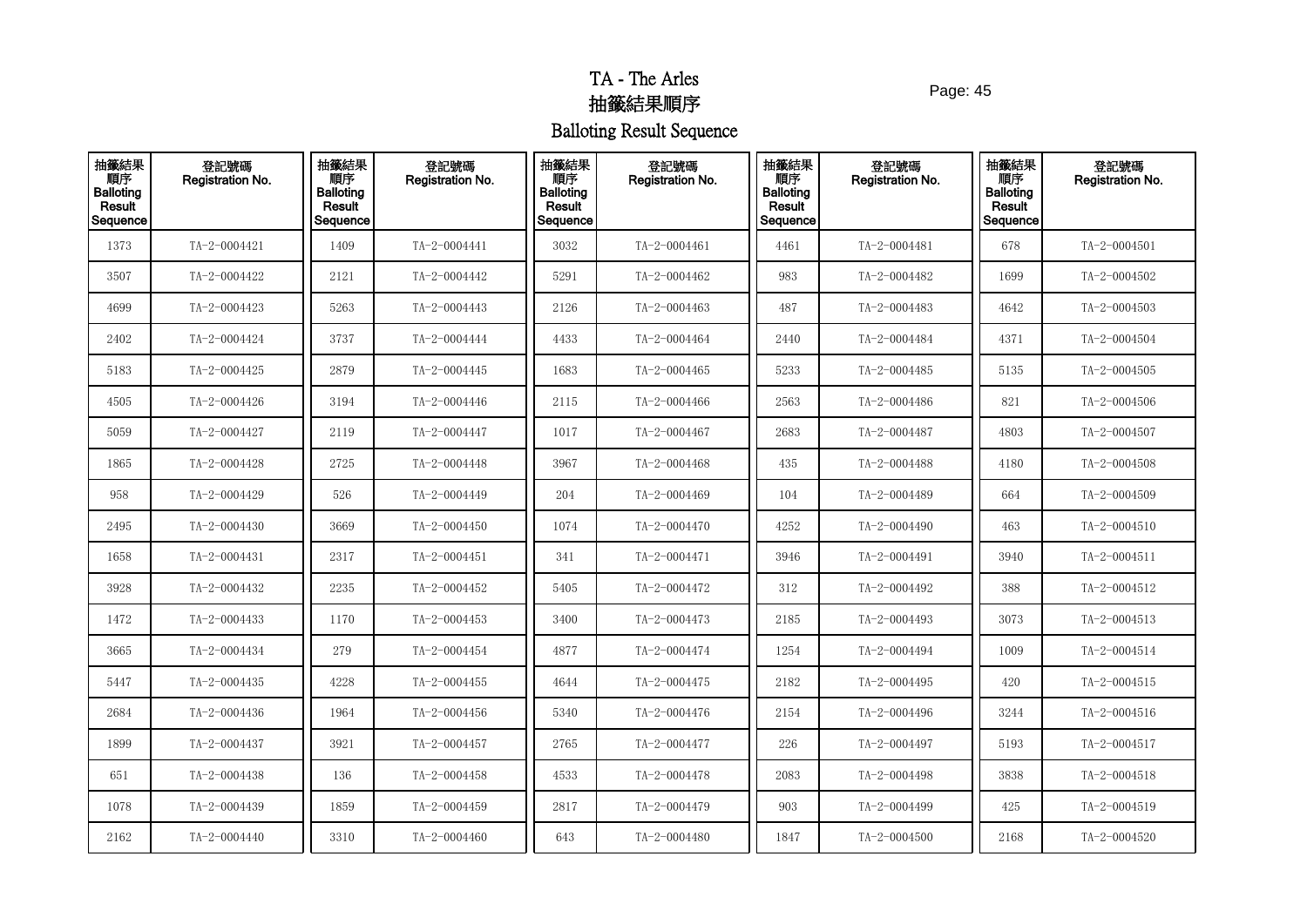# TA - The Arles
# 抽籤結果順序
# Balloting Result Sequence

| 抽籤結果順序 Balloting Result Sequence | 登記號碼 Registration No. | 抽籤結果順序 Balloting Result Sequence | 登記號碼 Registration No. | 抽籤結果順序 Balloting Result Sequence | 登記號碼 Registration No. | 抽籤結果順序 Balloting Result Sequence | 登記號碼 Registration No. | 抽籤結果順序 Balloting Result Sequence | 登記號碼 Registration No. |
|---|---|---|---|---|---|---|---|---|---|
| 1373 | TA-2-0004421 | 1409 | TA-2-0004441 | 3032 | TA-2-0004461 | 4461 | TA-2-0004481 | 678 | TA-2-0004501 |
| 3507 | TA-2-0004422 | 2121 | TA-2-0004442 | 5291 | TA-2-0004462 | 983 | TA-2-0004482 | 1699 | TA-2-0004502 |
| 4699 | TA-2-0004423 | 5263 | TA-2-0004443 | 2126 | TA-2-0004463 | 487 | TA-2-0004483 | 4642 | TA-2-0004503 |
| 2402 | TA-2-0004424 | 3737 | TA-2-0004444 | 4433 | TA-2-0004464 | 2440 | TA-2-0004484 | 4371 | TA-2-0004504 |
| 5183 | TA-2-0004425 | 2879 | TA-2-0004445 | 1683 | TA-2-0004465 | 5233 | TA-2-0004485 | 5135 | TA-2-0004505 |
| 4505 | TA-2-0004426 | 3194 | TA-2-0004446 | 2115 | TA-2-0004466 | 2563 | TA-2-0004486 | 821 | TA-2-0004506 |
| 5059 | TA-2-0004427 | 2119 | TA-2-0004447 | 1017 | TA-2-0004467 | 2683 | TA-2-0004487 | 4803 | TA-2-0004507 |
| 1865 | TA-2-0004428 | 2725 | TA-2-0004448 | 3967 | TA-2-0004468 | 435 | TA-2-0004488 | 4180 | TA-2-0004508 |
| 958 | TA-2-0004429 | 526 | TA-2-0004449 | 204 | TA-2-0004469 | 104 | TA-2-0004489 | 664 | TA-2-0004509 |
| 2495 | TA-2-0004430 | 3669 | TA-2-0004450 | 1074 | TA-2-0004470 | 4252 | TA-2-0004490 | 463 | TA-2-0004510 |
| 1658 | TA-2-0004431 | 2317 | TA-2-0004451 | 341 | TA-2-0004471 | 3946 | TA-2-0004491 | 3940 | TA-2-0004511 |
| 3928 | TA-2-0004432 | 2235 | TA-2-0004452 | 5405 | TA-2-0004472 | 312 | TA-2-0004492 | 388 | TA-2-0004512 |
| 1472 | TA-2-0004433 | 1170 | TA-2-0004453 | 3400 | TA-2-0004473 | 2185 | TA-2-0004493 | 3073 | TA-2-0004513 |
| 3665 | TA-2-0004434 | 279 | TA-2-0004454 | 4877 | TA-2-0004474 | 1254 | TA-2-0004494 | 1009 | TA-2-0004514 |
| 5447 | TA-2-0004435 | 4228 | TA-2-0004455 | 4644 | TA-2-0004475 | 2182 | TA-2-0004495 | 420 | TA-2-0004515 |
| 2684 | TA-2-0004436 | 1964 | TA-2-0004456 | 5340 | TA-2-0004476 | 2154 | TA-2-0004496 | 3244 | TA-2-0004516 |
| 1899 | TA-2-0004437 | 3921 | TA-2-0004457 | 2765 | TA-2-0004477 | 226 | TA-2-0004497 | 5193 | TA-2-0004517 |
| 651 | TA-2-0004438 | 136 | TA-2-0004458 | 4533 | TA-2-0004478 | 2083 | TA-2-0004498 | 3838 | TA-2-0004518 |
| 1078 | TA-2-0004439 | 1859 | TA-2-0004459 | 2817 | TA-2-0004479 | 903 | TA-2-0004499 | 425 | TA-2-0004519 |
| 2162 | TA-2-0004440 | 3310 | TA-2-0004460 | 643 | TA-2-0004480 | 1847 | TA-2-0004500 | 2168 | TA-2-0004520 |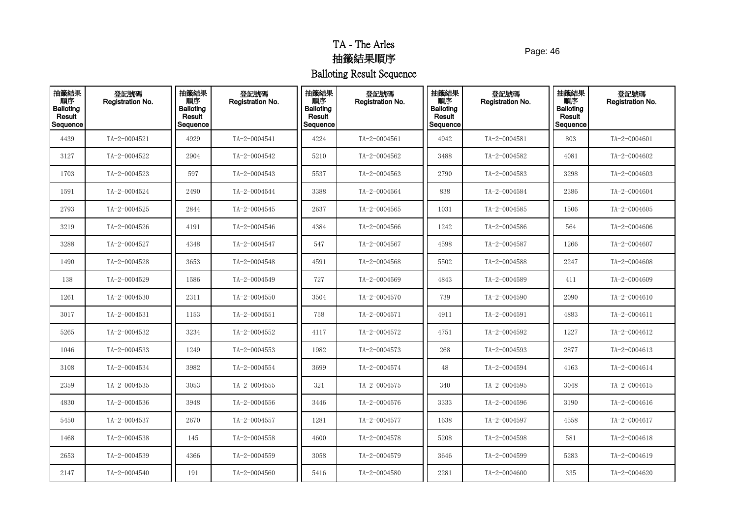# TA - The Arles
# 抽籤結果順序
# Balloting Result Sequence

| 抽籤結果順序 Balloting Result Sequence | 登記號碼 Registration No. | 抽籤結果順序 Balloting Result Sequence | 登記號碼 Registration No. | 抽籤結果順序 Balloting Result Sequence | 登記號碼 Registration No. | 抽籤結果順序 Balloting Result Sequence | 登記號碼 Registration No. | 抽籤結果順序 Balloting Result Sequence | 登記號碼 Registration No. |
|---|---|---|---|---|---|---|---|---|---|
| 4439 | TA-2-0004521 | 4929 | TA-2-0004541 | 4224 | TA-2-0004561 | 4942 | TA-2-0004581 | 803 | TA-2-0004601 |
| 3127 | TA-2-0004522 | 2904 | TA-2-0004542 | 5210 | TA-2-0004562 | 3488 | TA-2-0004582 | 4081 | TA-2-0004602 |
| 1703 | TA-2-0004523 | 597 | TA-2-0004543 | 5537 | TA-2-0004563 | 2790 | TA-2-0004583 | 3298 | TA-2-0004603 |
| 1591 | TA-2-0004524 | 2490 | TA-2-0004544 | 3388 | TA-2-0004564 | 838 | TA-2-0004584 | 2386 | TA-2-0004604 |
| 2793 | TA-2-0004525 | 2844 | TA-2-0004545 | 2637 | TA-2-0004565 | 1031 | TA-2-0004585 | 1506 | TA-2-0004605 |
| 3219 | TA-2-0004526 | 4191 | TA-2-0004546 | 4384 | TA-2-0004566 | 1242 | TA-2-0004586 | 564 | TA-2-0004606 |
| 3288 | TA-2-0004527 | 4348 | TA-2-0004547 | 547 | TA-2-0004567 | 4598 | TA-2-0004587 | 1266 | TA-2-0004607 |
| 1490 | TA-2-0004528 | 3653 | TA-2-0004548 | 4591 | TA-2-0004568 | 5502 | TA-2-0004588 | 2247 | TA-2-0004608 |
| 138 | TA-2-0004529 | 1586 | TA-2-0004549 | 727 | TA-2-0004569 | 4843 | TA-2-0004589 | 411 | TA-2-0004609 |
| 1261 | TA-2-0004530 | 2311 | TA-2-0004550 | 3504 | TA-2-0004570 | 739 | TA-2-0004590 | 2090 | TA-2-0004610 |
| 3017 | TA-2-0004531 | 1153 | TA-2-0004551 | 758 | TA-2-0004571 | 4911 | TA-2-0004591 | 4883 | TA-2-0004611 |
| 5265 | TA-2-0004532 | 3234 | TA-2-0004552 | 4117 | TA-2-0004572 | 4751 | TA-2-0004592 | 1227 | TA-2-0004612 |
| 1046 | TA-2-0004533 | 1249 | TA-2-0004553 | 1982 | TA-2-0004573 | 268 | TA-2-0004593 | 2877 | TA-2-0004613 |
| 3108 | TA-2-0004534 | 3982 | TA-2-0004554 | 3699 | TA-2-0004574 | 48 | TA-2-0004594 | 4163 | TA-2-0004614 |
| 2359 | TA-2-0004535 | 3053 | TA-2-0004555 | 321 | TA-2-0004575 | 340 | TA-2-0004595 | 3048 | TA-2-0004615 |
| 4830 | TA-2-0004536 | 3948 | TA-2-0004556 | 3446 | TA-2-0004576 | 3333 | TA-2-0004596 | 3190 | TA-2-0004616 |
| 5450 | TA-2-0004537 | 2670 | TA-2-0004557 | 1281 | TA-2-0004577 | 1638 | TA-2-0004597 | 4558 | TA-2-0004617 |
| 1468 | TA-2-0004538 | 145 | TA-2-0004558 | 4600 | TA-2-0004578 | 5208 | TA-2-0004598 | 581 | TA-2-0004618 |
| 2653 | TA-2-0004539 | 4366 | TA-2-0004559 | 3058 | TA-2-0004579 | 3646 | TA-2-0004599 | 5283 | TA-2-0004619 |
| 2147 | TA-2-0004540 | 191 | TA-2-0004560 | 5416 | TA-2-0004580 | 2281 | TA-2-0004600 | 335 | TA-2-0004620 |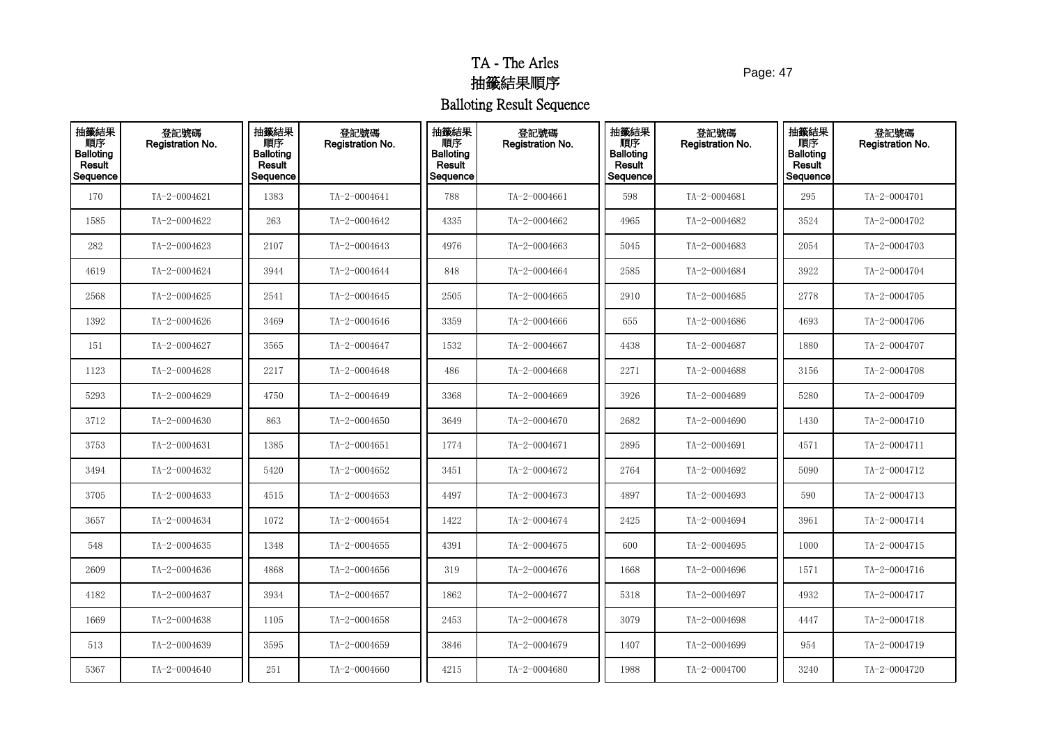# TA - The Arles
# 抽籤結果順序
# Balloting Result Sequence

| 抽籤結果順序 Balloting Result Sequence | 登記號碼 Registration No. | 抽籤結果順序 Balloting Result Sequence | 登記號碼 Registration No. | 抽籤結果順序 Balloting Result Sequence | 登記號碼 Registration No. | 抽籤結果順序 Balloting Result Sequence | 登記號碼 Registration No. | 抽籤結果順序 Balloting Result Sequence | 登記號碼 Registration No. |
|---|---|---|---|---|---|---|---|---|---|
| 170 | TA-2-0004621 | 1383 | TA-2-0004641 | 788 | TA-2-0004661 | 598 | TA-2-0004681 | 295 | TA-2-0004701 |
| 1585 | TA-2-0004622 | 263 | TA-2-0004642 | 4335 | TA-2-0004662 | 4965 | TA-2-0004682 | 3524 | TA-2-0004702 |
| 282 | TA-2-0004623 | 2107 | TA-2-0004643 | 4976 | TA-2-0004663 | 5045 | TA-2-0004683 | 2054 | TA-2-0004703 |
| 4619 | TA-2-0004624 | 3944 | TA-2-0004644 | 848 | TA-2-0004664 | 2585 | TA-2-0004684 | 3922 | TA-2-0004704 |
| 2568 | TA-2-0004625 | 2541 | TA-2-0004645 | 2505 | TA-2-0004665 | 2910 | TA-2-0004685 | 2778 | TA-2-0004705 |
| 1392 | TA-2-0004626 | 3469 | TA-2-0004646 | 3359 | TA-2-0004666 | 655 | TA-2-0004686 | 4693 | TA-2-0004706 |
| 151 | TA-2-0004627 | 3565 | TA-2-0004647 | 1532 | TA-2-0004667 | 4438 | TA-2-0004687 | 1880 | TA-2-0004707 |
| 1123 | TA-2-0004628 | 2217 | TA-2-0004648 | 486 | TA-2-0004668 | 2271 | TA-2-0004688 | 3156 | TA-2-0004708 |
| 5293 | TA-2-0004629 | 4750 | TA-2-0004649 | 3368 | TA-2-0004669 | 3926 | TA-2-0004689 | 5280 | TA-2-0004709 |
| 3712 | TA-2-0004630 | 863 | TA-2-0004650 | 3649 | TA-2-0004670 | 2682 | TA-2-0004690 | 1430 | TA-2-0004710 |
| 3753 | TA-2-0004631 | 1385 | TA-2-0004651 | 1774 | TA-2-0004671 | 2895 | TA-2-0004691 | 4571 | TA-2-0004711 |
| 3494 | TA-2-0004632 | 5420 | TA-2-0004652 | 3451 | TA-2-0004672 | 2764 | TA-2-0004692 | 5090 | TA-2-0004712 |
| 3705 | TA-2-0004633 | 4515 | TA-2-0004653 | 4497 | TA-2-0004673 | 4897 | TA-2-0004693 | 590 | TA-2-0004713 |
| 3657 | TA-2-0004634 | 1072 | TA-2-0004654 | 1422 | TA-2-0004674 | 2425 | TA-2-0004694 | 3961 | TA-2-0004714 |
| 548 | TA-2-0004635 | 1348 | TA-2-0004655 | 4391 | TA-2-0004675 | 600 | TA-2-0004695 | 1000 | TA-2-0004715 |
| 2609 | TA-2-0004636 | 4868 | TA-2-0004656 | 319 | TA-2-0004676 | 1668 | TA-2-0004696 | 1571 | TA-2-0004716 |
| 4182 | TA-2-0004637 | 3934 | TA-2-0004657 | 1862 | TA-2-0004677 | 5318 | TA-2-0004697 | 4932 | TA-2-0004717 |
| 1669 | TA-2-0004638 | 1105 | TA-2-0004658 | 2453 | TA-2-0004678 | 3079 | TA-2-0004698 | 4447 | TA-2-0004718 |
| 513 | TA-2-0004639 | 3595 | TA-2-0004659 | 3846 | TA-2-0004679 | 1407 | TA-2-0004699 | 954 | TA-2-0004719 |
| 5367 | TA-2-0004640 | 251 | TA-2-0004660 | 4215 | TA-2-0004680 | 1988 | TA-2-0004700 | 3240 | TA-2-0004720 |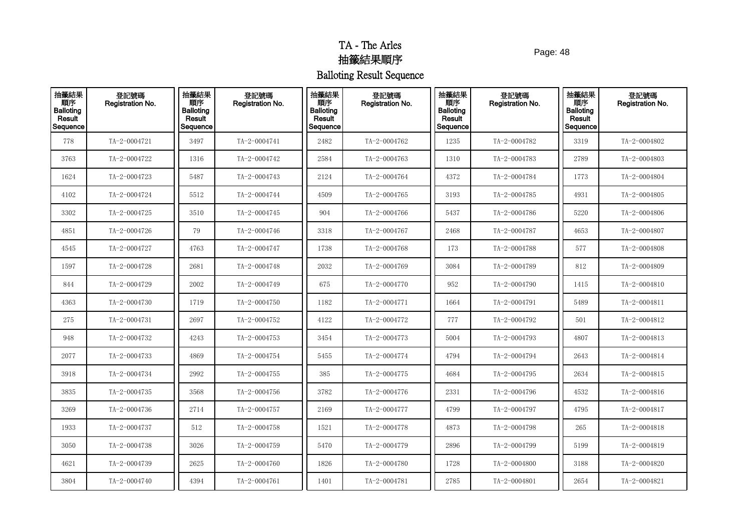# TA - The Arles
# 抽籤結果順序
# Balloting Result Sequence

| 抽籤結果順序 Balloting Result Sequence | 登記號碼 Registration No. | 抽籤結果順序 Balloting Result Sequence | 登記號碼 Registration No. | 抽籤結果順序 Balloting Result Sequence | 登記號碼 Registration No. | 抽籤結果順序 Balloting Result Sequence | 登記號碼 Registration No. | 抽籤結果順序 Balloting Result Sequence | 登記號碼 Registration No. |
|---|---|---|---|---|---|---|---|---|---|
| 778 | TA-2-0004721 | 3497 | TA-2-0004741 | 2482 | TA-2-0004762 | 1235 | TA-2-0004782 | 3319 | TA-2-0004802 |
| 3763 | TA-2-0004722 | 1316 | TA-2-0004742 | 2584 | TA-2-0004763 | 1310 | TA-2-0004783 | 2789 | TA-2-0004803 |
| 1624 | TA-2-0004723 | 5487 | TA-2-0004743 | 2124 | TA-2-0004764 | 4372 | TA-2-0004784 | 1773 | TA-2-0004804 |
| 4102 | TA-2-0004724 | 5512 | TA-2-0004744 | 4509 | TA-2-0004765 | 3193 | TA-2-0004785 | 4931 | TA-2-0004805 |
| 3302 | TA-2-0004725 | 3510 | TA-2-0004745 | 904 | TA-2-0004766 | 5437 | TA-2-0004786 | 5220 | TA-2-0004806 |
| 4851 | TA-2-0004726 | 79 | TA-2-0004746 | 3318 | TA-2-0004767 | 2468 | TA-2-0004787 | 4653 | TA-2-0004807 |
| 4545 | TA-2-0004727 | 4763 | TA-2-0004747 | 1738 | TA-2-0004768 | 173 | TA-2-0004788 | 577 | TA-2-0004808 |
| 1597 | TA-2-0004728 | 2681 | TA-2-0004748 | 2032 | TA-2-0004769 | 3084 | TA-2-0004789 | 812 | TA-2-0004809 |
| 844 | TA-2-0004729 | 2002 | TA-2-0004749 | 675 | TA-2-0004770 | 952 | TA-2-0004790 | 1415 | TA-2-0004810 |
| 4363 | TA-2-0004730 | 1719 | TA-2-0004750 | 1182 | TA-2-0004771 | 1664 | TA-2-0004791 | 5489 | TA-2-0004811 |
| 275 | TA-2-0004731 | 2697 | TA-2-0004752 | 4122 | TA-2-0004772 | 777 | TA-2-0004792 | 501 | TA-2-0004812 |
| 948 | TA-2-0004732 | 4243 | TA-2-0004753 | 3454 | TA-2-0004773 | 5004 | TA-2-0004793 | 4807 | TA-2-0004813 |
| 2077 | TA-2-0004733 | 4869 | TA-2-0004754 | 5455 | TA-2-0004774 | 4794 | TA-2-0004794 | 2643 | TA-2-0004814 |
| 3918 | TA-2-0004734 | 2992 | TA-2-0004755 | 385 | TA-2-0004775 | 4684 | TA-2-0004795 | 2634 | TA-2-0004815 |
| 3835 | TA-2-0004735 | 3568 | TA-2-0004756 | 3782 | TA-2-0004776 | 2331 | TA-2-0004796 | 4532 | TA-2-0004816 |
| 3269 | TA-2-0004736 | 2714 | TA-2-0004757 | 2169 | TA-2-0004777 | 4799 | TA-2-0004797 | 4795 | TA-2-0004817 |
| 1933 | TA-2-0004737 | 512 | TA-2-0004758 | 1521 | TA-2-0004778 | 4873 | TA-2-0004798 | 265 | TA-2-0004818 |
| 3050 | TA-2-0004738 | 3026 | TA-2-0004759 | 5470 | TA-2-0004779 | 2896 | TA-2-0004799 | 5199 | TA-2-0004819 |
| 4621 | TA-2-0004739 | 2625 | TA-2-0004760 | 1826 | TA-2-0004780 | 1728 | TA-2-0004800 | 3188 | TA-2-0004820 |
| 3804 | TA-2-0004740 | 4394 | TA-2-0004761 | 1401 | TA-2-0004781 | 2785 | TA-2-0004801 | 2654 | TA-2-0004821 |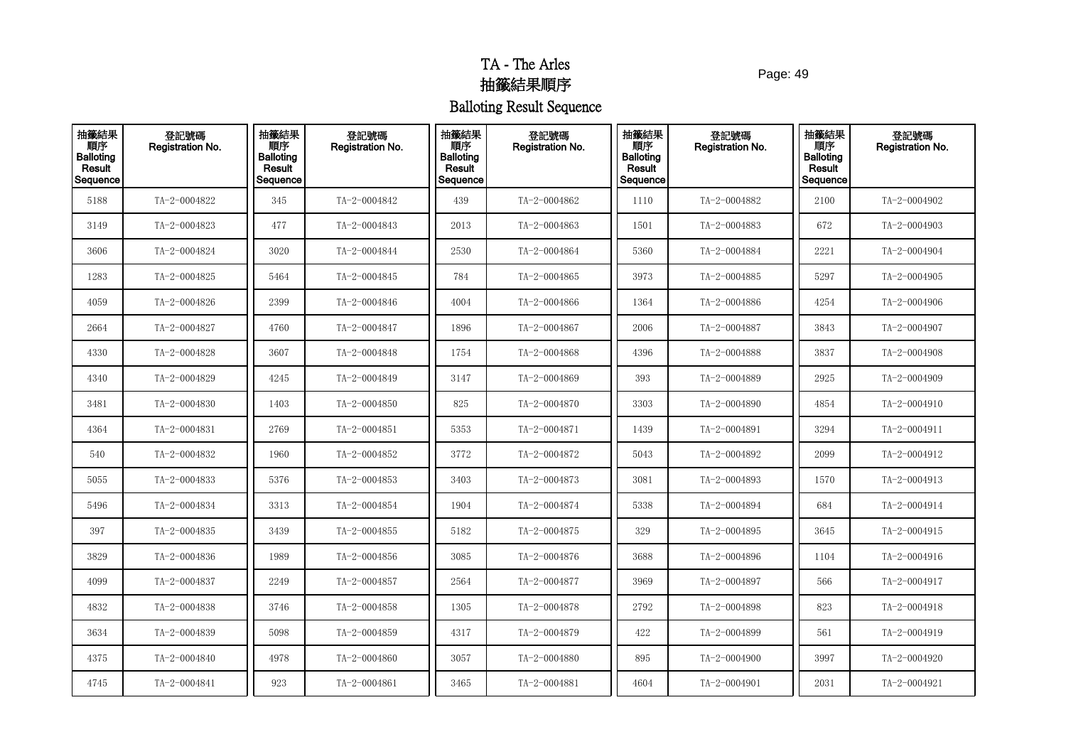# TA - The Arles

# 抽籤結果順序

# Balloting Result Sequence

| 抽籤結果順序 Balloting Result Sequence | 登記號碼 Registration No. | 抽籤結果順序 Balloting Result Sequence | 登記號碼 Registration No. | 抽籤結果順序 Balloting Result Sequence | 登記號碼 Registration No. | 抽籤結果順序 Balloting Result Sequence | 登記號碼 Registration No. | 抽籤結果順序 Balloting Result Sequence | 登記號碼 Registration No. |
|---|---|---|---|---|---|---|---|---|---|
| 5188 | TA-2-0004822 | 345 | TA-2-0004842 | 439 | TA-2-0004862 | 1110 | TA-2-0004882 | 2100 | TA-2-0004902 |
| 3149 | TA-2-0004823 | 477 | TA-2-0004843 | 2013 | TA-2-0004863 | 1501 | TA-2-0004883 | 672 | TA-2-0004903 |
| 3606 | TA-2-0004824 | 3020 | TA-2-0004844 | 2530 | TA-2-0004864 | 5360 | TA-2-0004884 | 2221 | TA-2-0004904 |
| 1283 | TA-2-0004825 | 5464 | TA-2-0004845 | 784 | TA-2-0004865 | 3973 | TA-2-0004885 | 5297 | TA-2-0004905 |
| 4059 | TA-2-0004826 | 2399 | TA-2-0004846 | 4004 | TA-2-0004866 | 1364 | TA-2-0004886 | 4254 | TA-2-0004906 |
| 2664 | TA-2-0004827 | 4760 | TA-2-0004847 | 1896 | TA-2-0004867 | 2006 | TA-2-0004887 | 3843 | TA-2-0004907 |
| 4330 | TA-2-0004828 | 3607 | TA-2-0004848 | 1754 | TA-2-0004868 | 4396 | TA-2-0004888 | 3837 | TA-2-0004908 |
| 4340 | TA-2-0004829 | 4245 | TA-2-0004849 | 3147 | TA-2-0004869 | 393 | TA-2-0004889 | 2925 | TA-2-0004909 |
| 3481 | TA-2-0004830 | 1403 | TA-2-0004850 | 825 | TA-2-0004870 | 3303 | TA-2-0004890 | 4854 | TA-2-0004910 |
| 4364 | TA-2-0004831 | 2769 | TA-2-0004851 | 5353 | TA-2-0004871 | 1439 | TA-2-0004891 | 3294 | TA-2-0004911 |
| 540 | TA-2-0004832 | 1960 | TA-2-0004852 | 3772 | TA-2-0004872 | 5043 | TA-2-0004892 | 2099 | TA-2-0004912 |
| 5055 | TA-2-0004833 | 5376 | TA-2-0004853 | 3403 | TA-2-0004873 | 3081 | TA-2-0004893 | 1570 | TA-2-0004913 |
| 5496 | TA-2-0004834 | 3313 | TA-2-0004854 | 1904 | TA-2-0004874 | 5338 | TA-2-0004894 | 684 | TA-2-0004914 |
| 397 | TA-2-0004835 | 3439 | TA-2-0004855 | 5182 | TA-2-0004875 | 329 | TA-2-0004895 | 3645 | TA-2-0004915 |
| 3829 | TA-2-0004836 | 1989 | TA-2-0004856 | 3085 | TA-2-0004876 | 3688 | TA-2-0004896 | 1104 | TA-2-0004916 |
| 4099 | TA-2-0004837 | 2249 | TA-2-0004857 | 2564 | TA-2-0004877 | 3969 | TA-2-0004897 | 566 | TA-2-0004917 |
| 4832 | TA-2-0004838 | 3746 | TA-2-0004858 | 1305 | TA-2-0004878 | 2792 | TA-2-0004898 | 823 | TA-2-0004918 |
| 3634 | TA-2-0004839 | 5098 | TA-2-0004859 | 4317 | TA-2-0004879 | 422 | TA-2-0004899 | 561 | TA-2-0004919 |
| 4375 | TA-2-0004840 | 4978 | TA-2-0004860 | 3057 | TA-2-0004880 | 895 | TA-2-0004900 | 3997 | TA-2-0004920 |
| 4745 | TA-2-0004841 | 923 | TA-2-0004861 | 3465 | TA-2-0004881 | 4604 | TA-2-0004901 | 2031 | TA-2-0004921 |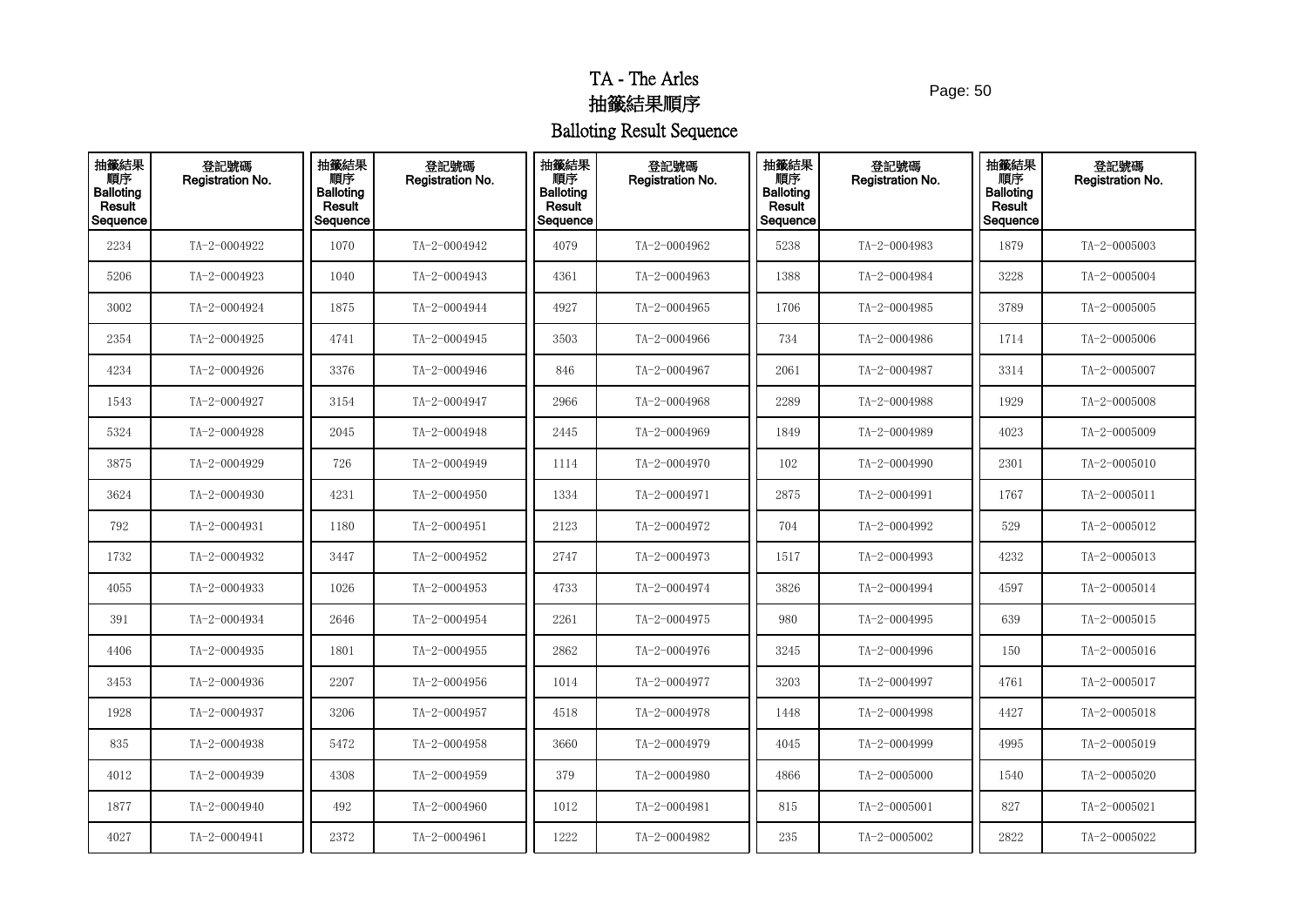# TA - The Arles
# 抽籤結果順序
# Balloting Result Sequence

| 抽籤結果順序 Balloting Result Sequence | 登記號碼 Registration No. | 抽籤結果順序 Balloting Result Sequence | 登記號碼 Registration No. | 抽籤結果順序 Balloting Result Sequence | 登記號碼 Registration No. | 抽籤結果順序 Balloting Result Sequence | 登記號碼 Registration No. | 抽籤結果順序 Balloting Result Sequence | 登記號碼 Registration No. |
|---|---|---|---|---|---|---|---|---|---|
| 2234 | TA-2-0004922 | 1070 | TA-2-0004942 | 4079 | TA-2-0004962 | 5238 | TA-2-0004983 | 1879 | TA-2-0005003 |
| 5206 | TA-2-0004923 | 1040 | TA-2-0004943 | 4361 | TA-2-0004963 | 1388 | TA-2-0004984 | 3228 | TA-2-0005004 |
| 3002 | TA-2-0004924 | 1875 | TA-2-0004944 | 4927 | TA-2-0004965 | 1706 | TA-2-0004985 | 3789 | TA-2-0005005 |
| 2354 | TA-2-0004925 | 4741 | TA-2-0004945 | 3503 | TA-2-0004966 | 734 | TA-2-0004986 | 1714 | TA-2-0005006 |
| 4234 | TA-2-0004926 | 3376 | TA-2-0004946 | 846 | TA-2-0004967 | 2061 | TA-2-0004987 | 3314 | TA-2-0005007 |
| 1543 | TA-2-0004927 | 3154 | TA-2-0004947 | 2966 | TA-2-0004968 | 2289 | TA-2-0004988 | 1929 | TA-2-0005008 |
| 5324 | TA-2-0004928 | 2045 | TA-2-0004948 | 2445 | TA-2-0004969 | 1849 | TA-2-0004989 | 4023 | TA-2-0005009 |
| 3875 | TA-2-0004929 | 726 | TA-2-0004949 | 1114 | TA-2-0004970 | 102 | TA-2-0004990 | 2301 | TA-2-0005010 |
| 3624 | TA-2-0004930 | 4231 | TA-2-0004950 | 1334 | TA-2-0004971 | 2875 | TA-2-0004991 | 1767 | TA-2-0005011 |
| 792 | TA-2-0004931 | 1180 | TA-2-0004951 | 2123 | TA-2-0004972 | 704 | TA-2-0004992 | 529 | TA-2-0005012 |
| 1732 | TA-2-0004932 | 3447 | TA-2-0004952 | 2747 | TA-2-0004973 | 1517 | TA-2-0004993 | 4232 | TA-2-0005013 |
| 4055 | TA-2-0004933 | 1026 | TA-2-0004953 | 4733 | TA-2-0004974 | 3826 | TA-2-0004994 | 4597 | TA-2-0005014 |
| 391 | TA-2-0004934 | 2646 | TA-2-0004954 | 2261 | TA-2-0004975 | 980 | TA-2-0004995 | 639 | TA-2-0005015 |
| 4406 | TA-2-0004935 | 1801 | TA-2-0004955 | 2862 | TA-2-0004976 | 3245 | TA-2-0004996 | 150 | TA-2-0005016 |
| 3453 | TA-2-0004936 | 2207 | TA-2-0004956 | 1014 | TA-2-0004977 | 3203 | TA-2-0004997 | 4761 | TA-2-0005017 |
| 1928 | TA-2-0004937 | 3206 | TA-2-0004957 | 4518 | TA-2-0004978 | 1448 | TA-2-0004998 | 4427 | TA-2-0005018 |
| 835 | TA-2-0004938 | 5472 | TA-2-0004958 | 3660 | TA-2-0004979 | 4045 | TA-2-0004999 | 4995 | TA-2-0005019 |
| 4012 | TA-2-0004939 | 4308 | TA-2-0004959 | 379 | TA-2-0004980 | 4866 | TA-2-0005000 | 1540 | TA-2-0005020 |
| 1877 | TA-2-0004940 | 492 | TA-2-0004960 | 1012 | TA-2-0004981 | 815 | TA-2-0005001 | 827 | TA-2-0005021 |
| 4027 | TA-2-0004941 | 2372 | TA-2-0004961 | 1222 | TA-2-0004982 | 235 | TA-2-0005002 | 2822 | TA-2-0005022 |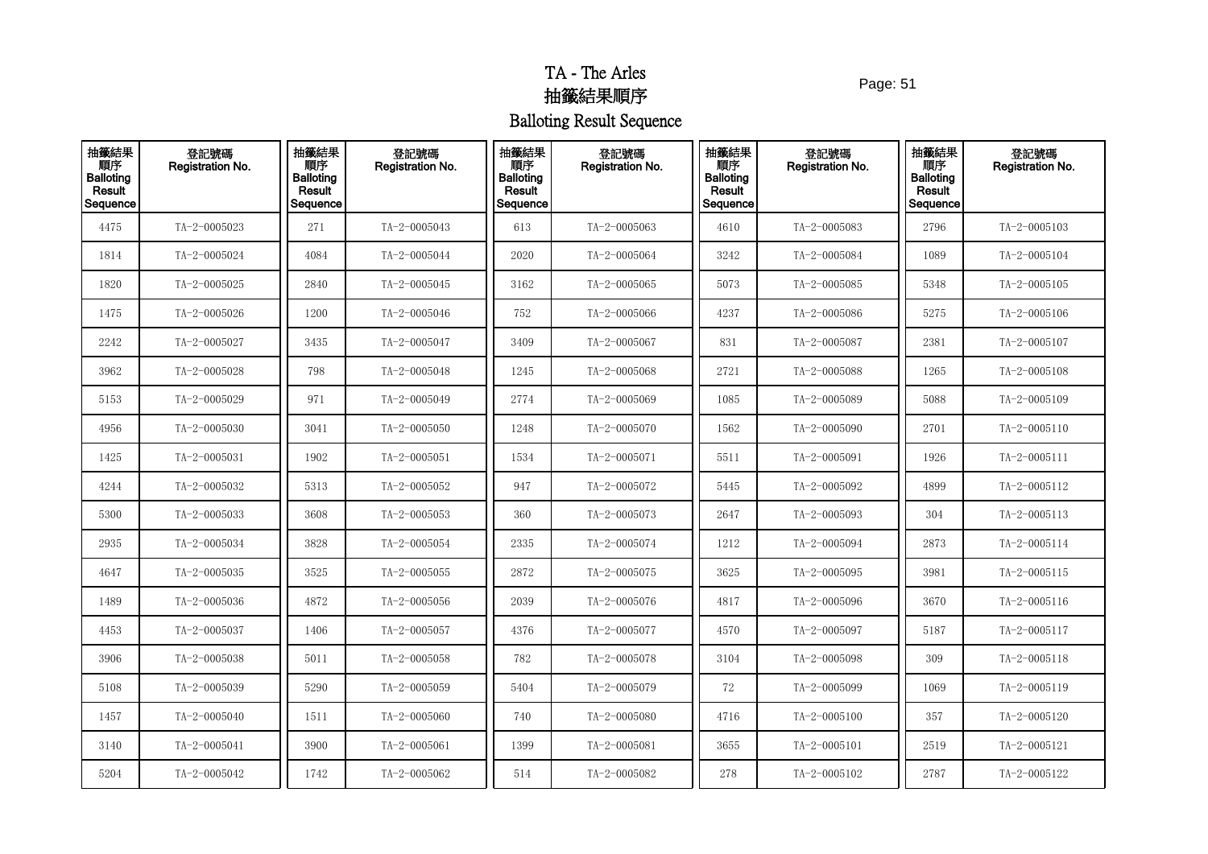# TA - The Arles

# 抽籤結果順序

# Balloting Result Sequence

| 抽籤結果順序 Balloting Result Sequence | 登記號碼 Registration No. | 抽籤結果順序 Balloting Result Sequence | 登記號碼 Registration No. | 抽籤結果順序 Balloting Result Sequence | 登記號碼 Registration No. | 抽籤結果順序 Balloting Result Sequence | 登記號碼 Registration No. | 抽籤結果順序 Balloting Result Sequence | 登記號碼 Registration No. |
|---|---|---|---|---|---|---|---|---|---|
| 4475 | TA-2-0005023 | 271 | TA-2-0005043 | 613 | TA-2-0005063 | 4610 | TA-2-0005083 | 2796 | TA-2-0005103 |
| 1814 | TA-2-0005024 | 4084 | TA-2-0005044 | 2020 | TA-2-0005064 | 3242 | TA-2-0005084 | 1089 | TA-2-0005104 |
| 1820 | TA-2-0005025 | 2840 | TA-2-0005045 | 3162 | TA-2-0005065 | 5073 | TA-2-0005085 | 5348 | TA-2-0005105 |
| 1475 | TA-2-0005026 | 1200 | TA-2-0005046 | 752 | TA-2-0005066 | 4237 | TA-2-0005086 | 5275 | TA-2-0005106 |
| 2242 | TA-2-0005027 | 3435 | TA-2-0005047 | 3409 | TA-2-0005067 | 831 | TA-2-0005087 | 2381 | TA-2-0005107 |
| 3962 | TA-2-0005028 | 798 | TA-2-0005048 | 1245 | TA-2-0005068 | 2721 | TA-2-0005088 | 1265 | TA-2-0005108 |
| 5153 | TA-2-0005029 | 971 | TA-2-0005049 | 2774 | TA-2-0005069 | 1085 | TA-2-0005089 | 5088 | TA-2-0005109 |
| 4956 | TA-2-0005030 | 3041 | TA-2-0005050 | 1248 | TA-2-0005070 | 1562 | TA-2-0005090 | 2701 | TA-2-0005110 |
| 1425 | TA-2-0005031 | 1902 | TA-2-0005051 | 1534 | TA-2-0005071 | 5511 | TA-2-0005091 | 1926 | TA-2-0005111 |
| 4244 | TA-2-0005032 | 5313 | TA-2-0005052 | 947 | TA-2-0005072 | 5445 | TA-2-0005092 | 4899 | TA-2-0005112 |
| 5300 | TA-2-0005033 | 3608 | TA-2-0005053 | 360 | TA-2-0005073 | 2647 | TA-2-0005093 | 304 | TA-2-0005113 |
| 2935 | TA-2-0005034 | 3828 | TA-2-0005054 | 2335 | TA-2-0005074 | 1212 | TA-2-0005094 | 2873 | TA-2-0005114 |
| 4647 | TA-2-0005035 | 3525 | TA-2-0005055 | 2872 | TA-2-0005075 | 3625 | TA-2-0005095 | 3981 | TA-2-0005115 |
| 1489 | TA-2-0005036 | 4872 | TA-2-0005056 | 2039 | TA-2-0005076 | 4817 | TA-2-0005096 | 3670 | TA-2-0005116 |
| 4453 | TA-2-0005037 | 1406 | TA-2-0005057 | 4376 | TA-2-0005077 | 4570 | TA-2-0005097 | 5187 | TA-2-0005117 |
| 3906 | TA-2-0005038 | 5011 | TA-2-0005058 | 782 | TA-2-0005078 | 3104 | TA-2-0005098 | 309 | TA-2-0005118 |
| 5108 | TA-2-0005039 | 5290 | TA-2-0005059 | 5404 | TA-2-0005079 | 72 | TA-2-0005099 | 1069 | TA-2-0005119 |
| 1457 | TA-2-0005040 | 1511 | TA-2-0005060 | 740 | TA-2-0005080 | 4716 | TA-2-0005100 | 357 | TA-2-0005120 |
| 3140 | TA-2-0005041 | 3900 | TA-2-0005061 | 1399 | TA-2-0005081 | 3655 | TA-2-0005101 | 2519 | TA-2-0005121 |
| 5204 | TA-2-0005042 | 1742 | TA-2-0005062 | 514 | TA-2-0005082 | 278 | TA-2-0005102 | 2787 | TA-2-0005122 |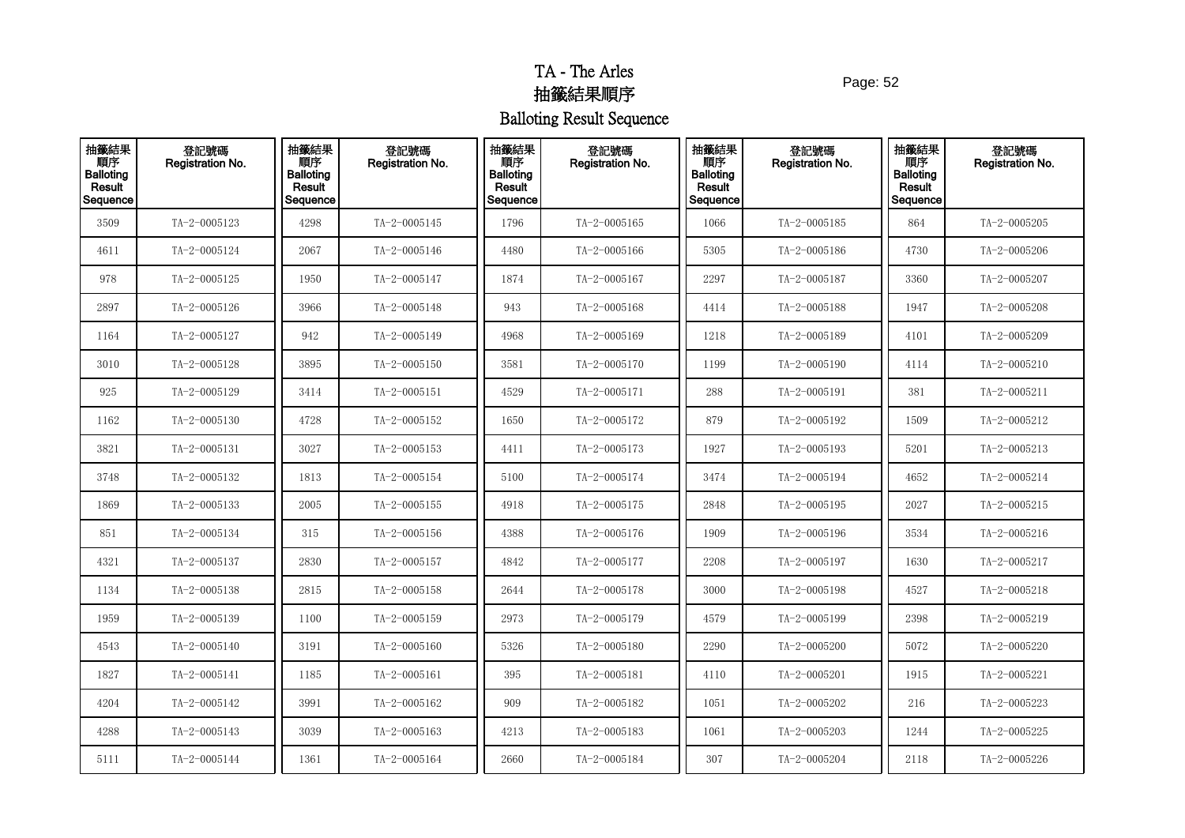# TA - The Arles
# 抽籤結果順序
# Balloting Result Sequence

| 抽籤結果順序 Balloting Result Sequence | 登記號碼 Registration No. | 抽籤結果順序 Balloting Result Sequence | 登記號碼 Registration No. | 抽籤結果順序 Balloting Result Sequence | 登記號碼 Registration No. | 抽籤結果順序 Balloting Result Sequence | 登記號碼 Registration No. | 抽籤結果順序 Balloting Result Sequence | 登記號碼 Registration No. |
|---|---|---|---|---|---|---|---|---|---|
| 3509 | TA-2-0005123 | 4298 | TA-2-0005145 | 1796 | TA-2-0005165 | 1066 | TA-2-0005185 | 864 | TA-2-0005205 |
| 4611 | TA-2-0005124 | 2067 | TA-2-0005146 | 4480 | TA-2-0005166 | 5305 | TA-2-0005186 | 4730 | TA-2-0005206 |
| 978 | TA-2-0005125 | 1950 | TA-2-0005147 | 1874 | TA-2-0005167 | 2297 | TA-2-0005187 | 3360 | TA-2-0005207 |
| 2897 | TA-2-0005126 | 3966 | TA-2-0005148 | 943 | TA-2-0005168 | 4414 | TA-2-0005188 | 1947 | TA-2-0005208 |
| 1164 | TA-2-0005127 | 942 | TA-2-0005149 | 4968 | TA-2-0005169 | 1218 | TA-2-0005189 | 4101 | TA-2-0005209 |
| 3010 | TA-2-0005128 | 3895 | TA-2-0005150 | 3581 | TA-2-0005170 | 1199 | TA-2-0005190 | 4114 | TA-2-0005210 |
| 925 | TA-2-0005129 | 3414 | TA-2-0005151 | 4529 | TA-2-0005171 | 288 | TA-2-0005191 | 381 | TA-2-0005211 |
| 1162 | TA-2-0005130 | 4728 | TA-2-0005152 | 1650 | TA-2-0005172 | 879 | TA-2-0005192 | 1509 | TA-2-0005212 |
| 3821 | TA-2-0005131 | 3027 | TA-2-0005153 | 4411 | TA-2-0005173 | 1927 | TA-2-0005193 | 5201 | TA-2-0005213 |
| 3748 | TA-2-0005132 | 1813 | TA-2-0005154 | 5100 | TA-2-0005174 | 3474 | TA-2-0005194 | 4652 | TA-2-0005214 |
| 1869 | TA-2-0005133 | 2005 | TA-2-0005155 | 4918 | TA-2-0005175 | 2848 | TA-2-0005195 | 2027 | TA-2-0005215 |
| 851 | TA-2-0005134 | 315 | TA-2-0005156 | 4388 | TA-2-0005176 | 1909 | TA-2-0005196 | 3534 | TA-2-0005216 |
| 4321 | TA-2-0005137 | 2830 | TA-2-0005157 | 4842 | TA-2-0005177 | 2208 | TA-2-0005197 | 1630 | TA-2-0005217 |
| 1134 | TA-2-0005138 | 2815 | TA-2-0005158 | 2644 | TA-2-0005178 | 3000 | TA-2-0005198 | 4527 | TA-2-0005218 |
| 1959 | TA-2-0005139 | 1100 | TA-2-0005159 | 2973 | TA-2-0005179 | 4579 | TA-2-0005199 | 2398 | TA-2-0005219 |
| 4543 | TA-2-0005140 | 3191 | TA-2-0005160 | 5326 | TA-2-0005180 | 2290 | TA-2-0005200 | 5072 | TA-2-0005220 |
| 1827 | TA-2-0005141 | 1185 | TA-2-0005161 | 395 | TA-2-0005181 | 4110 | TA-2-0005201 | 1915 | TA-2-0005221 |
| 4204 | TA-2-0005142 | 3991 | TA-2-0005162 | 909 | TA-2-0005182 | 1051 | TA-2-0005202 | 216 | TA-2-0005223 |
| 4288 | TA-2-0005143 | 3039 | TA-2-0005163 | 4213 | TA-2-0005183 | 1061 | TA-2-0005203 | 1244 | TA-2-0005225 |
| 5111 | TA-2-0005144 | 1361 | TA-2-0005164 | 2660 | TA-2-0005184 | 307 | TA-2-0005204 | 2118 | TA-2-0005226 |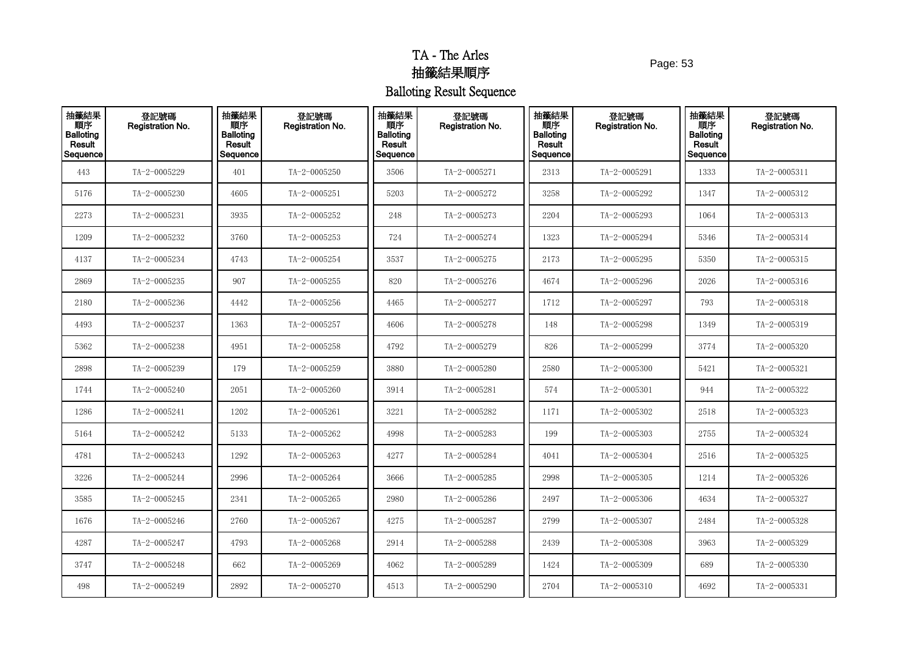# TA - The Arles
# 抽籤結果順序
# Balloting Result Sequence

| 抽籤結果順序 Balloting Result Sequence | 登記號碼 Registration No. | 抽籤結果順序 Balloting Result Sequence | 登記號碼 Registration No. | 抽籤結果順序 Balloting Result Sequence | 登記號碼 Registration No. | 抽籤結果順序 Balloting Result Sequence | 登記號碼 Registration No. | 抽籤結果順序 Balloting Result Sequence | 登記號碼 Registration No. |
|---|---|---|---|---|---|---|---|---|---|
| 443 | TA-2-0005229 | 401 | TA-2-0005250 | 3506 | TA-2-0005271 | 2313 | TA-2-0005291 | 1333 | TA-2-0005311 |
| 5176 | TA-2-0005230 | 4605 | TA-2-0005251 | 5203 | TA-2-0005272 | 3258 | TA-2-0005292 | 1347 | TA-2-0005312 |
| 2273 | TA-2-0005231 | 3935 | TA-2-0005252 | 248 | TA-2-0005273 | 2204 | TA-2-0005293 | 1064 | TA-2-0005313 |
| 1209 | TA-2-0005232 | 3760 | TA-2-0005253 | 724 | TA-2-0005274 | 1323 | TA-2-0005294 | 5346 | TA-2-0005314 |
| 4137 | TA-2-0005234 | 4743 | TA-2-0005254 | 3537 | TA-2-0005275 | 2173 | TA-2-0005295 | 5350 | TA-2-0005315 |
| 2869 | TA-2-0005235 | 907 | TA-2-0005255 | 820 | TA-2-0005276 | 4674 | TA-2-0005296 | 2026 | TA-2-0005316 |
| 2180 | TA-2-0005236 | 4442 | TA-2-0005256 | 4465 | TA-2-0005277 | 1712 | TA-2-0005297 | 793 | TA-2-0005318 |
| 4493 | TA-2-0005237 | 1363 | TA-2-0005257 | 4606 | TA-2-0005278 | 148 | TA-2-0005298 | 1349 | TA-2-0005319 |
| 5362 | TA-2-0005238 | 4951 | TA-2-0005258 | 4792 | TA-2-0005279 | 826 | TA-2-0005299 | 3774 | TA-2-0005320 |
| 2898 | TA-2-0005239 | 179 | TA-2-0005259 | 3880 | TA-2-0005280 | 2580 | TA-2-0005300 | 5421 | TA-2-0005321 |
| 1744 | TA-2-0005240 | 2051 | TA-2-0005260 | 3914 | TA-2-0005281 | 574 | TA-2-0005301 | 944 | TA-2-0005322 |
| 1286 | TA-2-0005241 | 1202 | TA-2-0005261 | 3221 | TA-2-0005282 | 1171 | TA-2-0005302 | 2518 | TA-2-0005323 |
| 5164 | TA-2-0005242 | 5133 | TA-2-0005262 | 4998 | TA-2-0005283 | 199 | TA-2-0005303 | 2755 | TA-2-0005324 |
| 4781 | TA-2-0005243 | 1292 | TA-2-0005263 | 4277 | TA-2-0005284 | 4041 | TA-2-0005304 | 2516 | TA-2-0005325 |
| 3226 | TA-2-0005244 | 2996 | TA-2-0005264 | 3666 | TA-2-0005285 | 2998 | TA-2-0005305 | 1214 | TA-2-0005326 |
| 3585 | TA-2-0005245 | 2341 | TA-2-0005265 | 2980 | TA-2-0005286 | 2497 | TA-2-0005306 | 4634 | TA-2-0005327 |
| 1676 | TA-2-0005246 | 2760 | TA-2-0005267 | 4275 | TA-2-0005287 | 2799 | TA-2-0005307 | 2484 | TA-2-0005328 |
| 4287 | TA-2-0005247 | 4793 | TA-2-0005268 | 2914 | TA-2-0005288 | 2439 | TA-2-0005308 | 3963 | TA-2-0005329 |
| 3747 | TA-2-0005248 | 662 | TA-2-0005269 | 4062 | TA-2-0005289 | 1424 | TA-2-0005309 | 689 | TA-2-0005330 |
| 498 | TA-2-0005249 | 2892 | TA-2-0005270 | 4513 | TA-2-0005290 | 2704 | TA-2-0005310 | 4692 | TA-2-0005331 |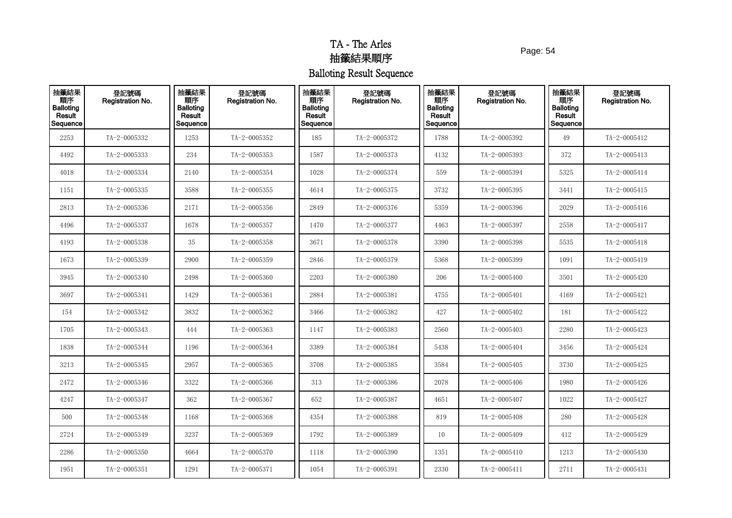# TA - The Arles
# 抽籤結果順序
# Balloting Result Sequence

| 抽籤結果順序 Balloting Result Sequence | 登記號碼 Registration No. | 抽籤結果順序 Balloting Result Sequence | 登記號碼 Registration No. | 抽籤結果順序 Balloting Result Sequence | 登記號碼 Registration No. | 抽籤結果順序 Balloting Result Sequence | 登記號碼 Registration No. | 抽籤結果順序 Balloting Result Sequence | 登記號碼 Registration No. |
|---|---|---|---|---|---|---|---|---|---|
| 2253 | TA-2-0005332 | 1253 | TA-2-0005352 | 185 | TA-2-0005372 | 1788 | TA-2-0005392 | 49 | TA-2-0005412 |
| 4492 | TA-2-0005333 | 234 | TA-2-0005353 | 1587 | TA-2-0005373 | 4132 | TA-2-0005393 | 372 | TA-2-0005413 |
| 4018 | TA-2-0005334 | 2140 | TA-2-0005354 | 1028 | TA-2-0005374 | 559 | TA-2-0005394 | 5325 | TA-2-0005414 |
| 1151 | TA-2-0005335 | 3588 | TA-2-0005355 | 4614 | TA-2-0005375 | 3732 | TA-2-0005395 | 3441 | TA-2-0005415 |
| 2813 | TA-2-0005336 | 2171 | TA-2-0005356 | 2849 | TA-2-0005376 | 5359 | TA-2-0005396 | 2029 | TA-2-0005416 |
| 4496 | TA-2-0005337 | 1678 | TA-2-0005357 | 1470 | TA-2-0005377 | 4463 | TA-2-0005397 | 2558 | TA-2-0005417 |
| 4193 | TA-2-0005338 | 35 | TA-2-0005358 | 3671 | TA-2-0005378 | 3390 | TA-2-0005398 | 5535 | TA-2-0005418 |
| 1673 | TA-2-0005339 | 2900 | TA-2-0005359 | 2846 | TA-2-0005379 | 5368 | TA-2-0005399 | 1091 | TA-2-0005419 |
| 3945 | TA-2-0005340 | 2498 | TA-2-0005360 | 2203 | TA-2-0005380 | 206 | TA-2-0005400 | 3501 | TA-2-0005420 |
| 3697 | TA-2-0005341 | 1429 | TA-2-0005361 | 2884 | TA-2-0005381 | 4755 | TA-2-0005401 | 4169 | TA-2-0005421 |
| 154 | TA-2-0005342 | 3832 | TA-2-0005362 | 3466 | TA-2-0005382 | 427 | TA-2-0005402 | 181 | TA-2-0005422 |
| 1705 | TA-2-0005343 | 444 | TA-2-0005363 | 1147 | TA-2-0005383 | 2560 | TA-2-0005403 | 2280 | TA-2-0005423 |
| 1838 | TA-2-0005344 | 1196 | TA-2-0005364 | 3389 | TA-2-0005384 | 5438 | TA-2-0005404 | 3456 | TA-2-0005424 |
| 3213 | TA-2-0005345 | 2957 | TA-2-0005365 | 3708 | TA-2-0005385 | 3584 | TA-2-0005405 | 3730 | TA-2-0005425 |
| 2472 | TA-2-0005346 | 3322 | TA-2-0005366 | 313 | TA-2-0005386 | 2078 | TA-2-0005406 | 1980 | TA-2-0005426 |
| 4247 | TA-2-0005347 | 362 | TA-2-0005367 | 652 | TA-2-0005387 | 4651 | TA-2-0005407 | 1022 | TA-2-0005427 |
| 500 | TA-2-0005348 | 1168 | TA-2-0005368 | 4354 | TA-2-0005388 | 819 | TA-2-0005408 | 280 | TA-2-0005428 |
| 2724 | TA-2-0005349 | 3237 | TA-2-0005369 | 1792 | TA-2-0005389 | 10 | TA-2-0005409 | 412 | TA-2-0005429 |
| 2286 | TA-2-0005350 | 4664 | TA-2-0005370 | 1118 | TA-2-0005390 | 1351 | TA-2-0005410 | 1213 | TA-2-0005430 |
| 1951 | TA-2-0005351 | 1291 | TA-2-0005371 | 1054 | TA-2-0005391 | 2330 | TA-2-0005411 | 2711 | TA-2-0005431 |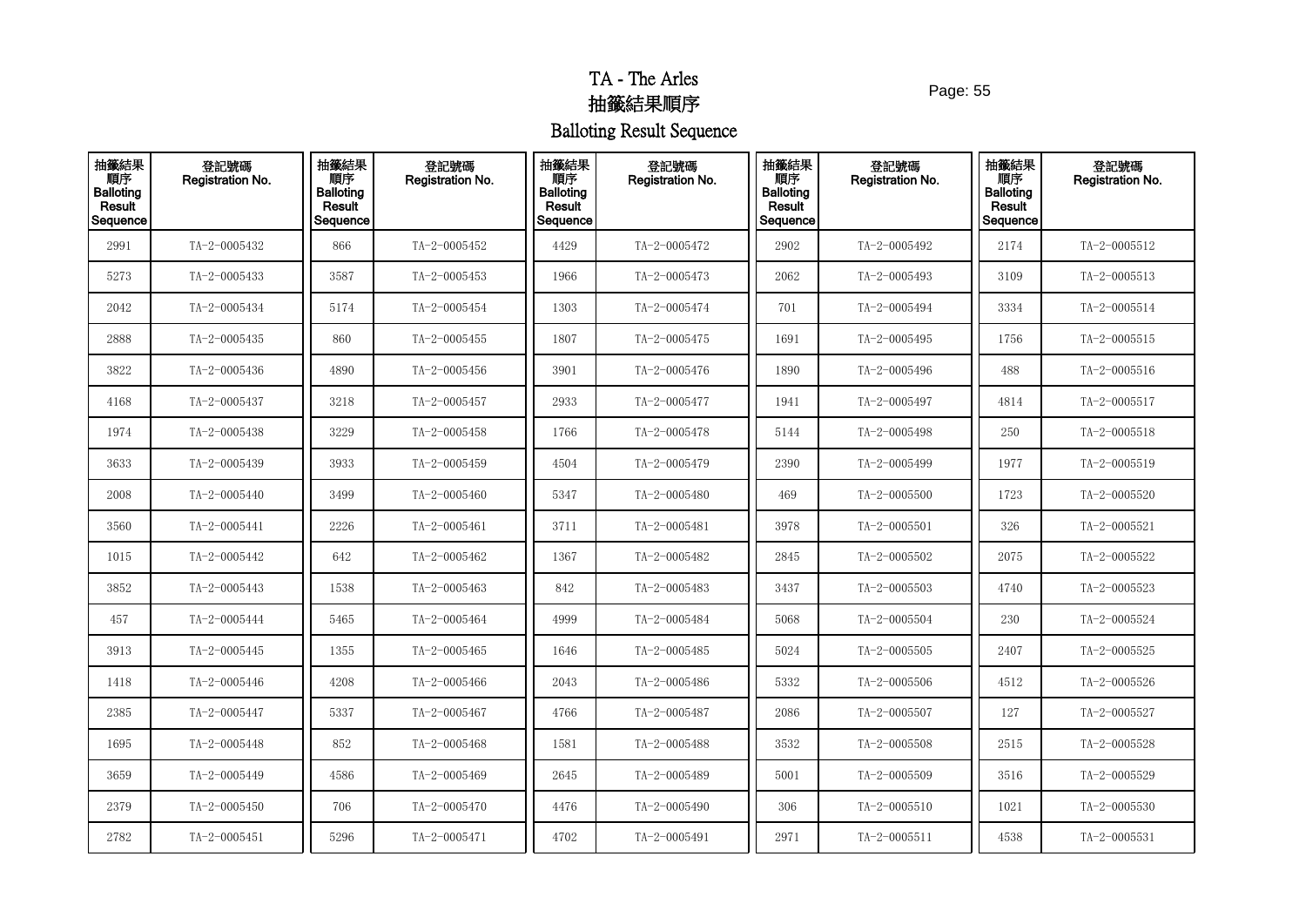# TA - The Arles

# 抽籤結果順序

# Balloting Result Sequence

| 抽籤結果順序 Balloting Result Sequence | 登記號碼 Registration No. | 抽籤結果順序 Balloting Result Sequence | 登記號碼 Registration No. | 抽籤結果順序 Balloting Result Sequence | 登記號碼 Registration No. | 抽籤結果順序 Balloting Result Sequence | 登記號碼 Registration No. | 抽籤結果順序 Balloting Result Sequence | 登記號碼 Registration No. |
|---|---|---|---|---|---|---|---|---|---|
| 2991 | TA-2-0005432 | 866 | TA-2-0005452 | 4429 | TA-2-0005472 | 2902 | TA-2-0005492 | 2174 | TA-2-0005512 |
| 5273 | TA-2-0005433 | 3587 | TA-2-0005453 | 1966 | TA-2-0005473 | 2062 | TA-2-0005493 | 3109 | TA-2-0005513 |
| 2042 | TA-2-0005434 | 5174 | TA-2-0005454 | 1303 | TA-2-0005474 | 701 | TA-2-0005494 | 3334 | TA-2-0005514 |
| 2888 | TA-2-0005435 | 860 | TA-2-0005455 | 1807 | TA-2-0005475 | 1691 | TA-2-0005495 | 1756 | TA-2-0005515 |
| 3822 | TA-2-0005436 | 4890 | TA-2-0005456 | 3901 | TA-2-0005476 | 1890 | TA-2-0005496 | 488 | TA-2-0005516 |
| 4168 | TA-2-0005437 | 3218 | TA-2-0005457 | 2933 | TA-2-0005477 | 1941 | TA-2-0005497 | 4814 | TA-2-0005517 |
| 1974 | TA-2-0005438 | 3229 | TA-2-0005458 | 1766 | TA-2-0005478 | 5144 | TA-2-0005498 | 250 | TA-2-0005518 |
| 3633 | TA-2-0005439 | 3933 | TA-2-0005459 | 4504 | TA-2-0005479 | 2390 | TA-2-0005499 | 1977 | TA-2-0005519 |
| 2008 | TA-2-0005440 | 3499 | TA-2-0005460 | 5347 | TA-2-0005480 | 469 | TA-2-0005500 | 1723 | TA-2-0005520 |
| 3560 | TA-2-0005441 | 2226 | TA-2-0005461 | 3711 | TA-2-0005481 | 3978 | TA-2-0005501 | 326 | TA-2-0005521 |
| 1015 | TA-2-0005442 | 642 | TA-2-0005462 | 1367 | TA-2-0005482 | 2845 | TA-2-0005502 | 2075 | TA-2-0005522 |
| 3852 | TA-2-0005443 | 1538 | TA-2-0005463 | 842 | TA-2-0005483 | 3437 | TA-2-0005503 | 4740 | TA-2-0005523 |
| 457 | TA-2-0005444 | 5465 | TA-2-0005464 | 4999 | TA-2-0005484 | 5068 | TA-2-0005504 | 230 | TA-2-0005524 |
| 3913 | TA-2-0005445 | 1355 | TA-2-0005465 | 1646 | TA-2-0005485 | 5024 | TA-2-0005505 | 2407 | TA-2-0005525 |
| 1418 | TA-2-0005446 | 4208 | TA-2-0005466 | 2043 | TA-2-0005486 | 5332 | TA-2-0005506 | 4512 | TA-2-0005526 |
| 2385 | TA-2-0005447 | 5337 | TA-2-0005467 | 4766 | TA-2-0005487 | 2086 | TA-2-0005507 | 127 | TA-2-0005527 |
| 1695 | TA-2-0005448 | 852 | TA-2-0005468 | 1581 | TA-2-0005488 | 3532 | TA-2-0005508 | 2515 | TA-2-0005528 |
| 3659 | TA-2-0005449 | 4586 | TA-2-0005469 | 2645 | TA-2-0005489 | 5001 | TA-2-0005509 | 3516 | TA-2-0005529 |
| 2379 | TA-2-0005450 | 706 | TA-2-0005470 | 4476 | TA-2-0005490 | 306 | TA-2-0005510 | 1021 | TA-2-0005530 |
| 2782 | TA-2-0005451 | 5296 | TA-2-0005471 | 4702 | TA-2-0005491 | 2971 | TA-2-0005511 | 4538 | TA-2-0005531 |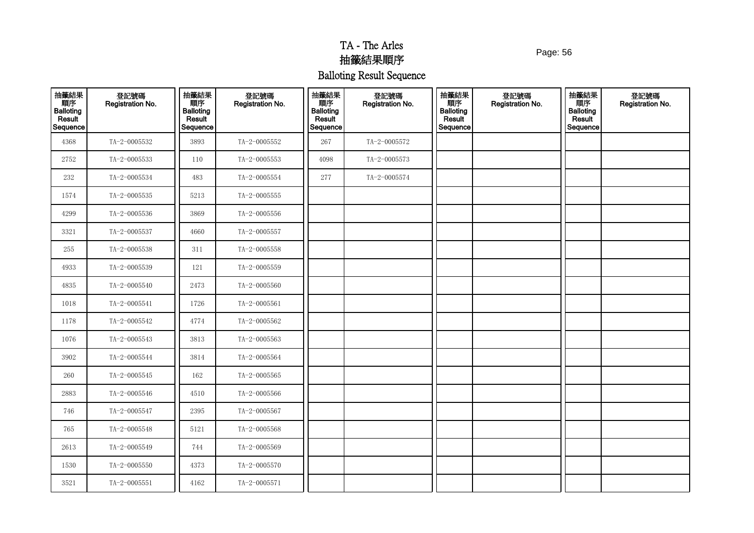# TA - The Arles
# 抽籤結果順序
# Balloting Result Sequence

| 抽籤結果順序 Balloting Result Sequence | 登記號碼 Registration No. | 抽籤結果順序 Balloting Result Sequence | 登記號碼 Registration No. | 抽籤結果順序 Balloting Result Sequence | 登記號碼 Registration No. | 抽籤結果順序 Balloting Result Sequence | 登記號碼 Registration No. | 抽籤結果順序 Balloting Result Sequence | 登記號碼 Registration No. |
|---|---|---|---|---|---|---|---|---|---|
| 4368 | TA-2-0005532 | 3893 | TA-2-0005552 | 267 | TA-2-0005572 | | | | |
| 2752 | TA-2-0005533 | 110 | TA-2-0005553 | 4098 | TA-2-0005573 | | | | |
| 232 | TA-2-0005534 | 483 | TA-2-0005554 | 277 | TA-2-0005574 | | | | |
| 1574 | TA-2-0005535 | 5213 | TA-2-0005555 | | | | | | |
| 4299 | TA-2-0005536 | 3869 | TA-2-0005556 | | | | | | |
| 3321 | TA-2-0005537 | 4660 | TA-2-0005557 | | | | | | |
| 255 | TA-2-0005538 | 311 | TA-2-0005558 | | | | | | |
| 4933 | TA-2-0005539 | 121 | TA-2-0005559 | | | | | | |
| 4835 | TA-2-0005540 | 2473 | TA-2-0005560 | | | | | | |
| 1018 | TA-2-0005541 | 1726 | TA-2-0005561 | | | | | | |
| 1178 | TA-2-0005542 | 4774 | TA-2-0005562 | | | | | | |
| 1076 | TA-2-0005543 | 3813 | TA-2-0005563 | | | | | | |
| 3902 | TA-2-0005544 | 3814 | TA-2-0005564 | | | | | | |
| 260 | TA-2-0005545 | 162 | TA-2-0005565 | | | | | | |
| 2883 | TA-2-0005546 | 4510 | TA-2-0005566 | | | | | | |
| 746 | TA-2-0005547 | 2395 | TA-2-0005567 | | | | | | |
| 765 | TA-2-0005548 | 5121 | TA-2-0005568 | | | | | | |
| 2613 | TA-2-0005549 | 744 | TA-2-0005569 | | | | | | |
| 1530 | TA-2-0005550 | 4373 | TA-2-0005570 | | | | | | |
| 3521 | TA-2-0005551 | 4162 | TA-2-0005571 | | | | | | |